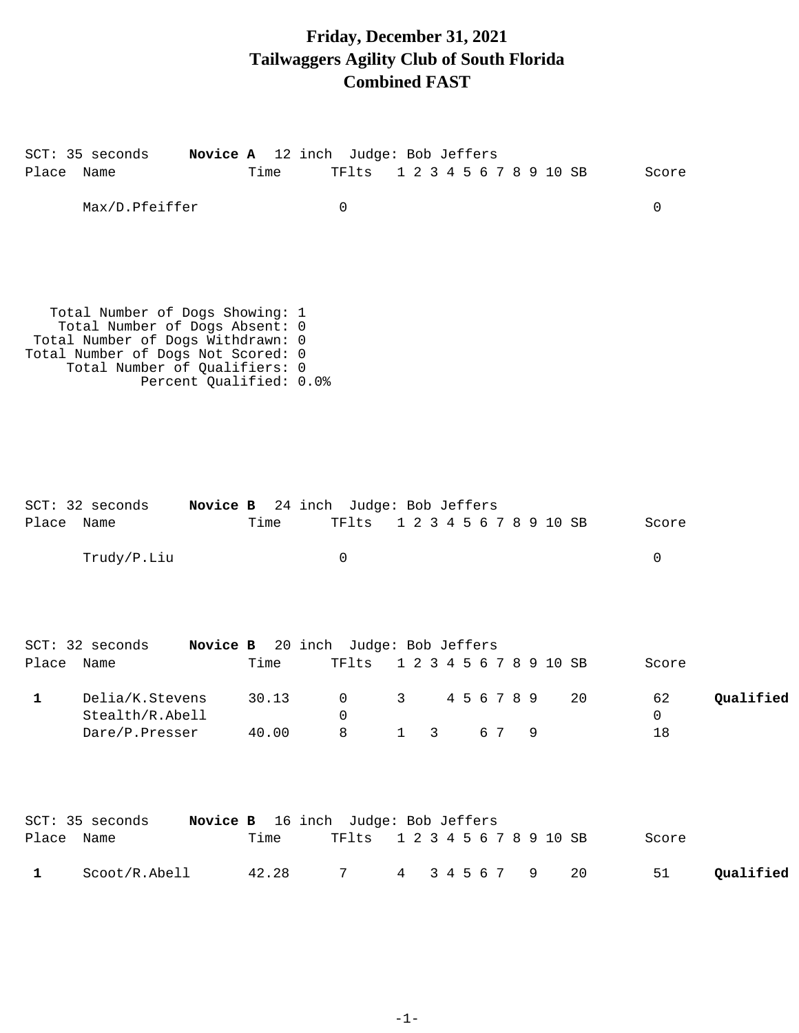# Friday, December 31, 2021
# Tailwaggers Agility Club of South Florida
# Combined FAST

SCT: 35 seconds **Novice A** 12 inch Judge: Bob Jeffers

| Place | Name | Time | TFlts | 1 | 2 | 3 | 4 | 5 | 6 | 7 | 8 | 9 | 10 | SB | Score | |
|---|---|---|---|---|---|---|---|---|---|---|---|---|---|---|---|---|
| | Max/D.Pfeiffer | | 0 | | | | | | | | | | | | 0 | |

Total Number of Dogs Showing: 1
Total Number of Dogs Absent: 0
Total Number of Dogs Withdrawn: 0
Total Number of Dogs Not Scored: 0
Total Number of Qualifiers: 0
Percent Qualified: 0.0%

SCT: 32 seconds **Novice B** 24 inch Judge: Bob Jeffers

| Place | Name | Time | TFlts | 1 | 2 | 3 | 4 | 5 | 6 | 7 | 8 | 9 | 10 | SB | Score | |
|---|---|---|---|---|---|---|---|---|---|---|---|---|---|---|---|---|
| | Trudy/P.Liu | | 0 | | | | | | | | | | | | 0 | |

SCT: 32 seconds **Novice B** 20 inch Judge: Bob Jeffers

| Place | Name | Time | TFlts | 1 | 2 | 3 | 4 | 5 | 6 | 7 | 8 | 9 | 10 | SB | Score | |
|---|---|---|---|---|---|---|---|---|---|---|---|---|---|---|---|---|
| **1** | Delia/K.Stevens | 30.13 | 0 | 3 | | | 4 | 5 | 6 | 7 | 8 | 9 | | 20 | 62 | **Qualified** |
| | Stealth/R.Abell | | 0 | | | | | | | | | | | | 0 | |
| | Dare/P.Presser | 40.00 | 8 | 1 | | 3 | | | 6 | 7 | | 9 | | | 18 | |

SCT: 35 seconds **Novice B** 16 inch Judge: Bob Jeffers

| Place | Name | Time | TFlts | 1 | 2 | 3 | 4 | 5 | 6 | 7 | 8 | 9 | 10 | SB | Score | |
|---|---|---|---|---|---|---|---|---|---|---|---|---|---|---|---|---|
| **1** | Scoot/R.Abell | 42.28 | 7 | 4 | | 3 | 4 | 5 | 6 | 7 | | 9 | | 20 | 51 | **Qualified** |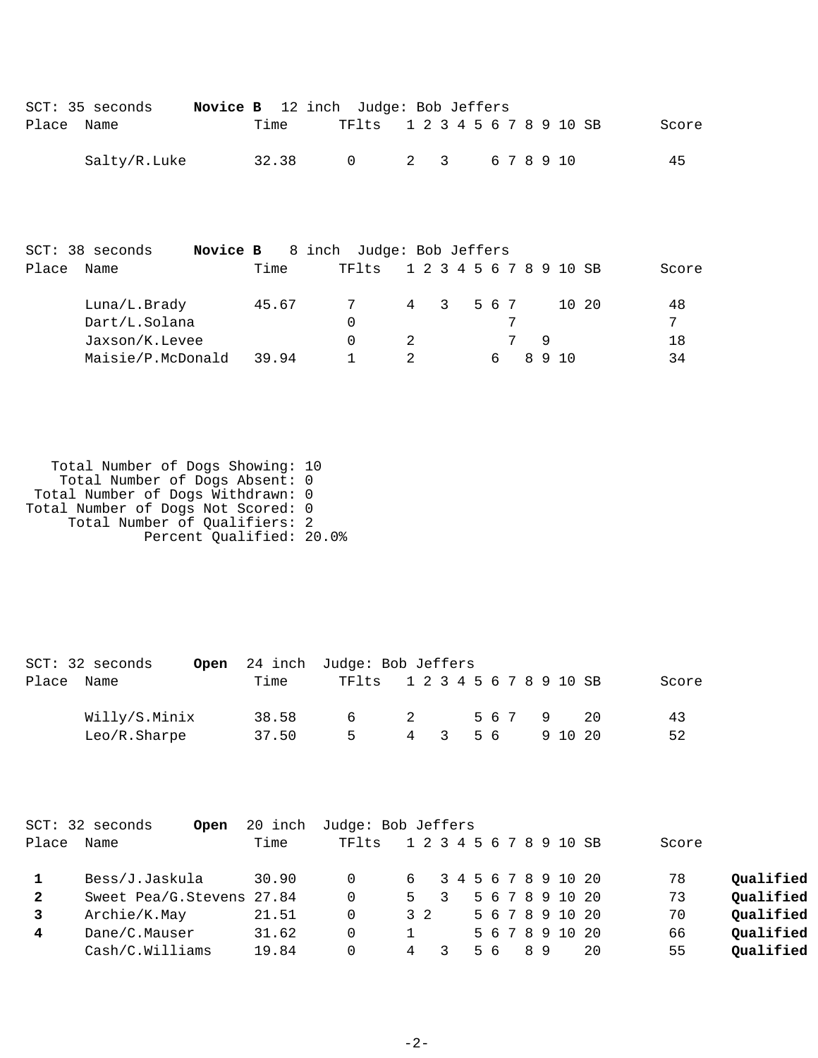SCT: 35 seconds **Novice B** 12 inch Judge: Bob Jeffers

| Place | Name | Time | TFlts | 1 | 2 | 3 | 4 | 5 | 6 | 7 | 8 | 9 | 10 | SB | Score |
|---|---|---|---|---|---|---|---|---|---|---|---|---|---|---|---|
| | Salty/R.Luke | 32.38 | 0 | 2 | | 3 | | | 6 | 7 | 8 | 9 | 10 | | 45 |

SCT: 38 seconds **Novice B** 8 inch Judge: Bob Jeffers

| Place | Name | Time | TFlts | 1 | 2 | 3 | 4 | 5 | 6 | 7 | 8 | 9 | 10 | SB | Score |
|---|---|---|---|---|---|---|---|---|---|---|---|---|---|---|---|
| | Luna/L.Brady | 45.67 | 7 | 4 | | 3 | | 5 | 6 | 7 | | | 10 | 20 | 48 |
| | Dart/L.Solana | | 0 | | | | | | | 7 | | | | | 7 |
| | Jaxson/K.Levee | | 0 | 2 | | | | | | 7 | | 9 | | | 18 |
| | Maisie/P.McDonald | 39.94 | 1 | 2 | | | | | 6 | | 8 | 9 | 10 | | 34 |

Total Number of Dogs Showing: 10
Total Number of Dogs Absent: 0
Total Number of Dogs Withdrawn: 0
Total Number of Dogs Not Scored: 0
Total Number of Qualifiers: 2
Percent Qualified: 20.0%

SCT: 32 seconds **Open** 24 inch Judge: Bob Jeffers

| Place | Name | Time | TFlts | 1 | 2 | 3 | 4 | 5 | 6 | 7 | 8 | 9 | 10 | SB | Score |
|---|---|---|---|---|---|---|---|---|---|---|---|---|---|---|---|
| | Willy/S.Minix | 38.58 | 6 | 2 | | | | 5 | 6 | 7 | | 9 | | 20 | 43 |
| | Leo/R.Sharpe | 37.50 | 5 | 4 | | 3 | | 5 | 6 | | | 9 | 10 | 20 | 52 |

SCT: 32 seconds **Open** 20 inch Judge: Bob Jeffers

| Place | Name | Time | TFlts | 1 | 2 | 3 | 4 | 5 | 6 | 7 | 8 | 9 | 10 | SB | Score | |
|---|---|---|---|---|---|---|---|---|---|---|---|---|---|---|---|---|
| **1** | Bess/J.Jaskula | 30.90 | 0 | 6 | | 3 | 4 | 5 | 6 | 7 | 8 | 9 | 10 | 20 | 78 | **Qualified** |
| **2** | Sweet Pea/G.Stevens | 27.84 | 0 | 5 | | 3 | | 5 | 6 | 7 | 8 | 9 | 10 | 20 | 73 | **Qualified** |
| **3** | Archie/K.May | 21.51 | 0 | 3 | 2 | | | 5 | 6 | 7 | 8 | 9 | 10 | 20 | 70 | **Qualified** |
| **4** | Dane/C.Mauser | 31.62 | 0 | 1 | | | | 5 | 6 | 7 | 8 | 9 | 10 | 20 | 66 | **Qualified** |
| | Cash/C.Williams | 19.84 | 0 | 4 | | 3 | | 5 | 6 | | 8 | 9 | | 20 | 55 | **Qualified** |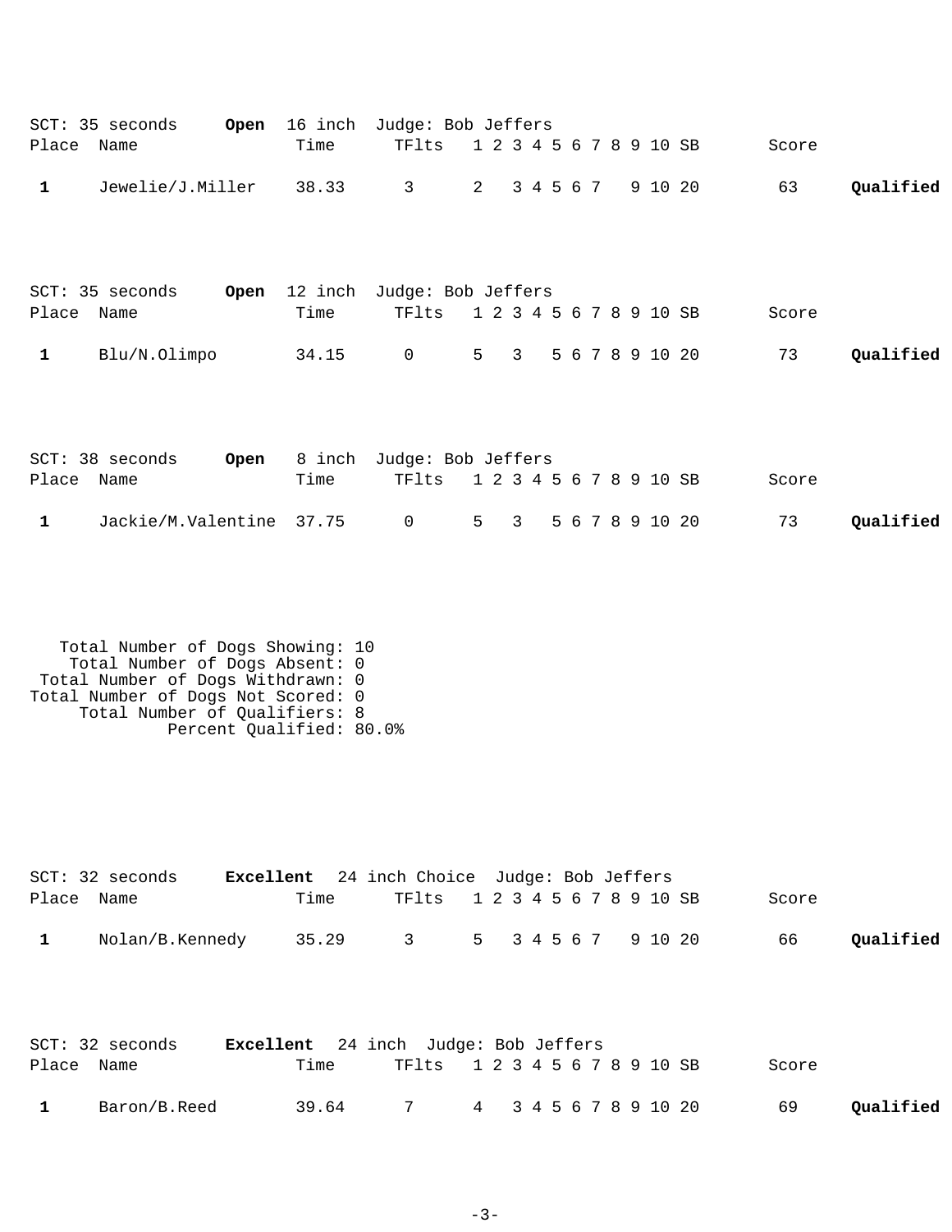SCT: 35 seconds **Open** 16 inch Judge: Bob Jeffers

| Place | Name | Time | TFlts | 1 2 3 4 5 6 7 8 9 10 SB | Score | |
|---|---|---|---|---|---|---|
| **1** | Jewelie/J.Miller | 38.33 | 3 | 2 3 4 5 6 7 9 10 20 | 63 | **Qualified** |

SCT: 35 seconds **Open** 12 inch Judge: Bob Jeffers

| Place | Name | Time | TFlts | 1 2 3 4 5 6 7 8 9 10 SB | Score | |
|---|---|---|---|---|---|---|
| **1** | Blu/N.Olimpo | 34.15 | 0 | 5 3 5 6 7 8 9 10 20 | 73 | **Qualified** |

SCT: 38 seconds **Open** 8 inch Judge: Bob Jeffers

| Place | Name | Time | TFlts | 1 2 3 4 5 6 7 8 9 10 SB | Score | |
|---|---|---|---|---|---|---|
| **1** | Jackie/M.Valentine | 37.75 | 0 | 5 3 5 6 7 8 9 10 20 | 73 | **Qualified** |

Total Number of Dogs Showing: 10
Total Number of Dogs Absent: 0
Total Number of Dogs Withdrawn: 0
Total Number of Dogs Not Scored: 0
Total Number of Qualifiers: 8
Percent Qualified: 80.0%

SCT: 32 seconds **Excellent** 24 inch Choice Judge: Bob Jeffers

| Place | Name | Time | TFlts | 1 2 3 4 5 6 7 8 9 10 SB | Score | |
|---|---|---|---|---|---|---|
| **1** | Nolan/B.Kennedy | 35.29 | 3 | 5 3 4 5 6 7 9 10 20 | 66 | **Qualified** |

SCT: 32 seconds **Excellent** 24 inch Judge: Bob Jeffers

| Place | Name | Time | TFlts | 1 2 3 4 5 6 7 8 9 10 SB | Score | |
|---|---|---|---|---|---|---|
| **1** | Baron/B.Reed | 39.64 | 7 | 4 3 4 5 6 7 8 9 10 20 | 69 | **Qualified** |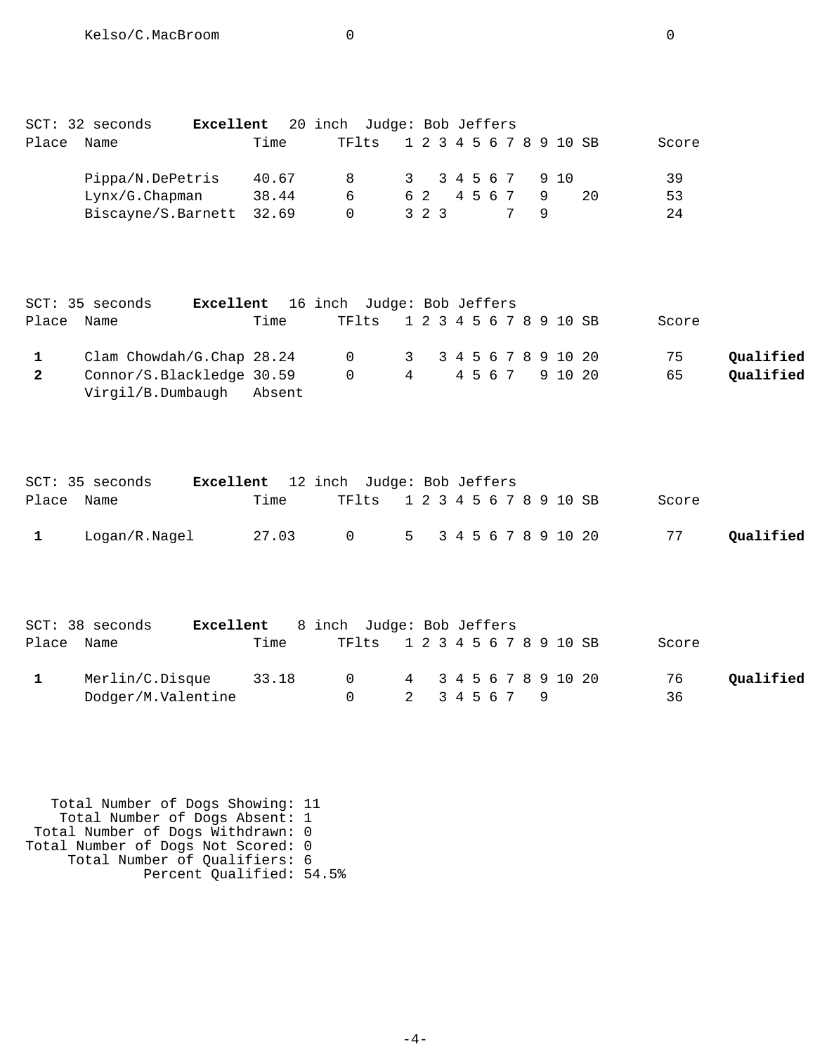| Place | Name | Time | TFlts | 1 | 2 | 3 | 4 | 5 | 6 | 7 | 8 | 9 | 10 | SB | Score | |
|---|---|---|---|---|---|---|---|---|---|---|---|---|---|---|---|---|
| | Kelso/C.MacBroom | | 0 | | | | | | | | | | | | 0 | |

SCT: 32 seconds **Excellent** 20 inch Judge: Bob Jeffers

| Place | Name | Time | TFlts | 1 | 2 | 3 | 4 | 5 | 6 | 7 | 8 | 9 | 10 | SB | Score | |
|---|---|---|---|---|---|---|---|---|---|---|---|---|---|---|---|---|
| | Pippa/N.DePetris | 40.67 | 8 | 3 | | 3 | 4 | 5 | 6 | 7 | | 9 | 10 | | 39 | |
| | Lynx/G.Chapman | 38.44 | 6 | 6 | 2 | | 4 | 5 | 6 | 7 | | 9 | | 20 | 53 | |
| | Biscayne/S.Barnett | 32.69 | 0 | 3 | 2 | 3 | | | | 7 | | 9 | | | 24 | |

SCT: 35 seconds **Excellent** 16 inch Judge: Bob Jeffers

| Place | Name | Time | TFlts | 1 | 2 | 3 | 4 | 5 | 6 | 7 | 8 | 9 | 10 | SB | Score | |
|---|---|---|---|---|---|---|---|---|---|---|---|---|---|---|---|---|
| **1** | Clam Chowdah/G.Chap | 28.24 | 0 | 3 | | 3 | 4 | 5 | 6 | 7 | 8 | 9 | 10 | 20 | 75 | **Qualified** |
| **2** | Connor/S.Blackledge | 30.59 | 0 | 4 | | | 4 | 5 | 6 | 7 | | 9 | 10 | 20 | 65 | **Qualified** |
| | Virgil/B.Dumbaugh | Absent | | | | | | | | | | | | | | |

SCT: 35 seconds **Excellent** 12 inch Judge: Bob Jeffers

| Place | Name | Time | TFlts | 1 | 2 | 3 | 4 | 5 | 6 | 7 | 8 | 9 | 10 | SB | Score | |
|---|---|---|---|---|---|---|---|---|---|---|---|---|---|---|---|---|
| **1** | Logan/R.Nagel | 27.03 | 0 | 5 | | 3 | 4 | 5 | 6 | 7 | 8 | 9 | 10 | 20 | 77 | **Qualified** |

SCT: 38 seconds **Excellent** 8 inch Judge: Bob Jeffers

| Place | Name | Time | TFlts | 1 | 2 | 3 | 4 | 5 | 6 | 7 | 8 | 9 | 10 | SB | Score | |
|---|---|---|---|---|---|---|---|---|---|---|---|---|---|---|---|---|
| **1** | Merlin/C.Disque | 33.18 | 0 | 4 | | 3 | 4 | 5 | 6 | 7 | 8 | 9 | 10 | 20 | 76 | **Qualified** |
| | Dodger/M.Valentine | | 0 | 2 | | 3 | 4 | 5 | 6 | 7 | | 9 | | | 36 | |

Total Number of Dogs Showing: 11
Total Number of Dogs Absent: 1
Total Number of Dogs Withdrawn: 0
Total Number of Dogs Not Scored: 0
Total Number of Qualifiers: 6
Percent Qualified: 54.5%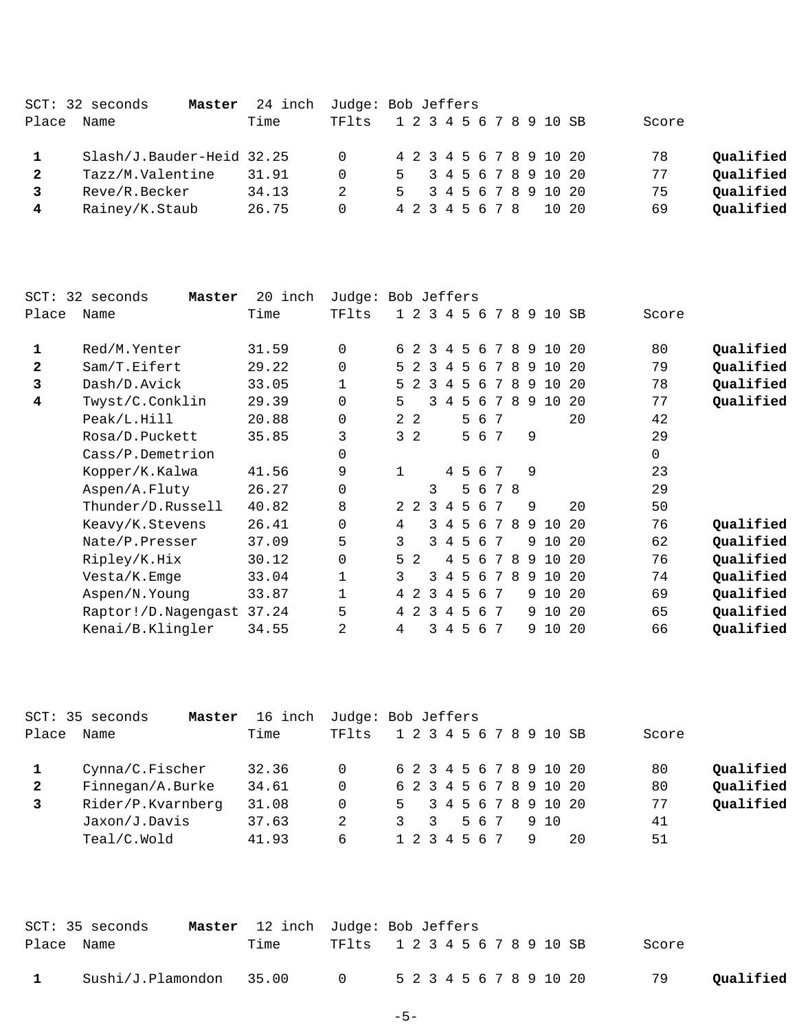SCT: 32 seconds **Master** 24 inch Judge: Bob Jeffers

| Place | Name | Time | TFlts | 1 | 2 | 3 | 4 | 5 | 6 | 7 | 8 | 9 | 10 | SB | Score | |
|---|---|---|---|---|---|---|---|---|---|---|---|---|---|---|---|---|
| 1 | Slash/J.Bauder-Heid | 32.25 | 0 | 4 | 2 | 3 | 4 | 5 | 6 | 7 | 8 | 9 | 10 | 20 | 78 | **Qualified** |
| 2 | Tazz/M.Valentine | 31.91 | 0 | 5 | | 3 | 4 | 5 | 6 | 7 | 8 | 9 | 10 | 20 | 77 | **Qualified** |
| 3 | Reve/R.Becker | 34.13 | 2 | 5 | | 3 | 4 | 5 | 6 | 7 | 8 | 9 | 10 | 20 | 75 | **Qualified** |
| 4 | Rainey/K.Staub | 26.75 | 0 | 4 | 2 | 3 | 4 | 5 | 6 | 7 | 8 | | 10 | 20 | 69 | **Qualified** |

SCT: 32 seconds **Master** 20 inch Judge: Bob Jeffers

| Place | Name | Time | TFlts | 1 | 2 | 3 | 4 | 5 | 6 | 7 | 8 | 9 | 10 | SB | Score | |
|---|---|---|---|---|---|---|---|---|---|---|---|---|---|---|---|---|
| 1 | Red/M.Yenter | 31.59 | 0 | 6 | 2 | 3 | 4 | 5 | 6 | 7 | 8 | 9 | 10 | 20 | 80 | **Qualified** |
| 2 | Sam/T.Eifert | 29.22 | 0 | 5 | 2 | 3 | 4 | 5 | 6 | 7 | 8 | 9 | 10 | 20 | 79 | **Qualified** |
| 3 | Dash/D.Avick | 33.05 | 1 | 5 | 2 | 3 | 4 | 5 | 6 | 7 | 8 | 9 | 10 | 20 | 78 | **Qualified** |
| 4 | Twyst/C.Conklin | 29.39 | 0 | 5 | | 3 | 4 | 5 | 6 | 7 | 8 | 9 | 10 | 20 | 77 | **Qualified** |
| | Peak/L.Hill | 20.88 | 0 | 2 | 2 | | | 5 | 6 | 7 | | | | 20 | 42 | |
| | Rosa/D.Puckett | 35.85 | 3 | 3 | 2 | | | 5 | 6 | 7 | | 9 | | | 29 | |
| | Cass/P.Demetrion | | 0 | | | | | | | | | | | | 0 | |
| | Kopper/K.Kalwa | 41.56 | 9 | 1 | | | 4 | 5 | 6 | 7 | | 9 | | | 23 | |
| | Aspen/A.Fluty | 26.27 | 0 | | | 3 | | 5 | 6 | 7 | 8 | | | | 29 | |
| | Thunder/D.Russell | 40.82 | 8 | 2 | 2 | 3 | 4 | 5 | 6 | 7 | | 9 | | 20 | 50 | |
| | Keavy/K.Stevens | 26.41 | 0 | 4 | | 3 | 4 | 5 | 6 | 7 | 8 | 9 | 10 | 20 | 76 | **Qualified** |
| | Nate/P.Presser | 37.09 | 5 | 3 | | 3 | 4 | 5 | 6 | 7 | | 9 | 10 | 20 | 62 | **Qualified** |
| | Ripley/K.Hix | 30.12 | 0 | 5 | 2 | | 4 | 5 | 6 | 7 | 8 | 9 | 10 | 20 | 76 | **Qualified** |
| | Vesta/K.Emge | 33.04 | 1 | 3 | | 3 | 4 | 5 | 6 | 7 | 8 | 9 | 10 | 20 | 74 | **Qualified** |
| | Aspen/N.Young | 33.87 | 1 | 4 | 2 | 3 | 4 | 5 | 6 | 7 | | 9 | 10 | 20 | 69 | **Qualified** |
| | Raptor!/D.Nagengast | 37.24 | 5 | 4 | 2 | 3 | 4 | 5 | 6 | 7 | | 9 | 10 | 20 | 65 | **Qualified** |
| | Kenai/B.Klingler | 34.55 | 2 | 4 | | 3 | 4 | 5 | 6 | 7 | | 9 | 10 | 20 | 66 | **Qualified** |

SCT: 35 seconds **Master** 16 inch Judge: Bob Jeffers

| Place | Name | Time | TFlts | 1 | 2 | 3 | 4 | 5 | 6 | 7 | 8 | 9 | 10 | SB | Score | |
|---|---|---|---|---|---|---|---|---|---|---|---|---|---|---|---|---|
| 1 | Cynna/C.Fischer | 32.36 | 0 | 6 | 2 | 3 | 4 | 5 | 6 | 7 | 8 | 9 | 10 | 20 | 80 | **Qualified** |
| 2 | Finnegan/A.Burke | 34.61 | 0 | 6 | 2 | 3 | 4 | 5 | 6 | 7 | 8 | 9 | 10 | 20 | 80 | **Qualified** |
| 3 | Rider/P.Kvarnberg | 31.08 | 0 | 5 | | 3 | 4 | 5 | 6 | 7 | 8 | 9 | 10 | 20 | 77 | **Qualified** |
| | Jaxon/J.Davis | 37.63 | 2 | 3 | | 3 | | 5 | 6 | 7 | | 9 | 10 | | 41 | |
| | Teal/C.Wold | 41.93 | 6 | 1 | 2 | 3 | 4 | 5 | 6 | 7 | | 9 | | 20 | 51 | |

SCT: 35 seconds **Master** 12 inch Judge: Bob Jeffers

| Place | Name | Time | TFlts | 1 | 2 | 3 | 4 | 5 | 6 | 7 | 8 | 9 | 10 | SB | Score | |
|---|---|---|---|---|---|---|---|---|---|---|---|---|---|---|---|---|
| 1 | Sushi/J.Plamondon | 35.00 | 0 | 5 | 2 | 3 | 4 | 5 | 6 | 7 | 8 | 9 | 10 | 20 | 79 | **Qualified** |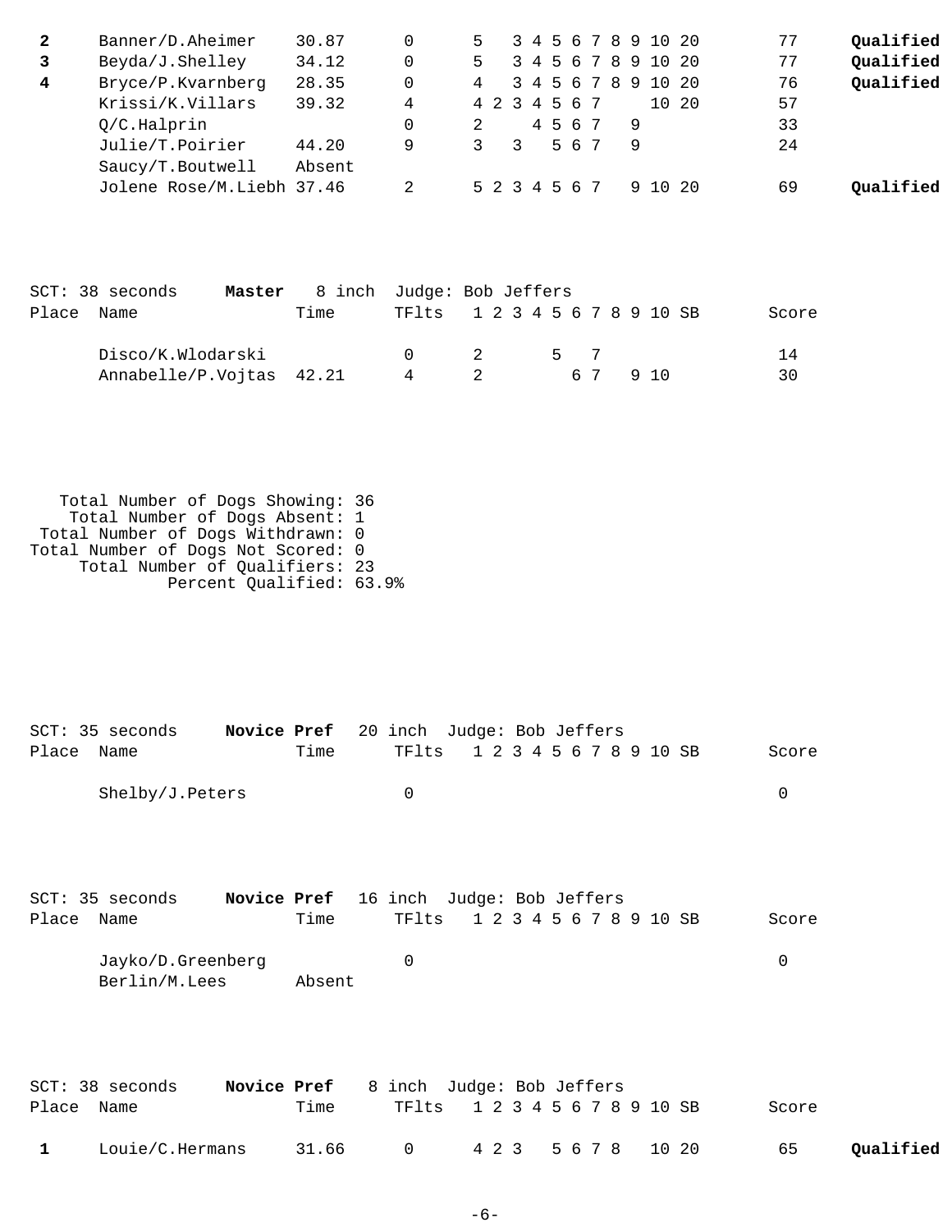| Place | Name | Time | TFlts | 1 | 2 | 3 | 4 | 5 | 6 | 7 | 8 | 9 | 10 | SB | Score | |
|---|---|---|---|---|---|---|---|---|---|---|---|---|---|---|---|---|
| **2** | Banner/D.Aheimer | 30.87 | 0 | 5 | | 3 | 4 | 5 | 6 | 7 | 8 | 9 | 10 | 20 | 77 | **Qualified** |
| **3** | Beyda/J.Shelley | 34.12 | 0 | 5 | | 3 | 4 | 5 | 6 | 7 | 8 | 9 | 10 | 20 | 77 | **Qualified** |
| **4** | Bryce/P.Kvarnberg | 28.35 | 0 | 4 | | 3 | 4 | 5 | 6 | 7 | 8 | 9 | 10 | 20 | 76 | **Qualified** |
| | Krissi/K.Villars | 39.32 | 4 | 4 | 2 | 3 | 4 | 5 | 6 | 7 | | | 10 | 20 | 57 | |
| | Q/C.Halprin | | 0 | 2 | | | 4 | 5 | 6 | 7 | | 9 | | | 33 | |
| | Julie/T.Poirier | 44.20 | 9 | 3 | | 3 | | 5 | 6 | 7 | | 9 | | | 24 | |
| | Saucy/T.Boutwell | Absent | | | | | | | | | | | | | | |
| | Jolene Rose/M.Liebh | 37.46 | 2 | 5 | 2 | 3 | 4 | 5 | 6 | 7 | | 9 | 10 | 20 | 69 | **Qualified** |

SCT: 38 seconds **Master** 8 inch Judge: Bob Jeffers

| Place | Name | Time | TFlts | 1 | 2 | 3 | 4 | 5 | 6 | 7 | 8 | 9 | 10 | SB | Score |
|---|---|---|---|---|---|---|---|---|---|---|---|---|---|---|---|
| | Disco/K.Wlodarski | | 0 | 2 | | | | 5 | | 7 | | | | | 14 |
| | Annabelle/P.Vojtas | 42.21 | 4 | 2 | | | | | 6 | 7 | | 9 | 10 | | 30 |

Total Number of Dogs Showing: 36
Total Number of Dogs Absent: 1
Total Number of Dogs Withdrawn: 0
Total Number of Dogs Not Scored: 0
Total Number of Qualifiers: 23
Percent Qualified: 63.9%

SCT: 35 seconds **Novice Pref** 20 inch Judge: Bob Jeffers

| Place | Name | Time | TFlts | 1 | 2 | 3 | 4 | 5 | 6 | 7 | 8 | 9 | 10 | SB | Score |
|---|---|---|---|---|---|---|---|---|---|---|---|---|---|---|---|
| | Shelby/J.Peters | | 0 | | | | | | | | | | | | 0 |

SCT: 35 seconds **Novice Pref** 16 inch Judge: Bob Jeffers

| Place | Name | Time | TFlts | 1 | 2 | 3 | 4 | 5 | 6 | 7 | 8 | 9 | 10 | SB | Score |
|---|---|---|---|---|---|---|---|---|---|---|---|---|---|---|---|
| | Jayko/D.Greenberg | | 0 | | | | | | | | | | | | 0 |
| | Berlin/M.Lees | Absent | | | | | | | | | | | | | |

SCT: 38 seconds **Novice Pref** 8 inch Judge: Bob Jeffers

| Place | Name | Time | TFlts | 1 | 2 | 3 | 4 | 5 | 6 | 7 | 8 | 9 | 10 | SB | Score | |
|---|---|---|---|---|---|---|---|---|---|---|---|---|---|---|---|---|
| **1** | Louie/C.Hermans | 31.66 | 0 | 4 | 2 | 3 | | 5 | 6 | 7 | 8 | | 10 | 20 | 65 | **Qualified** |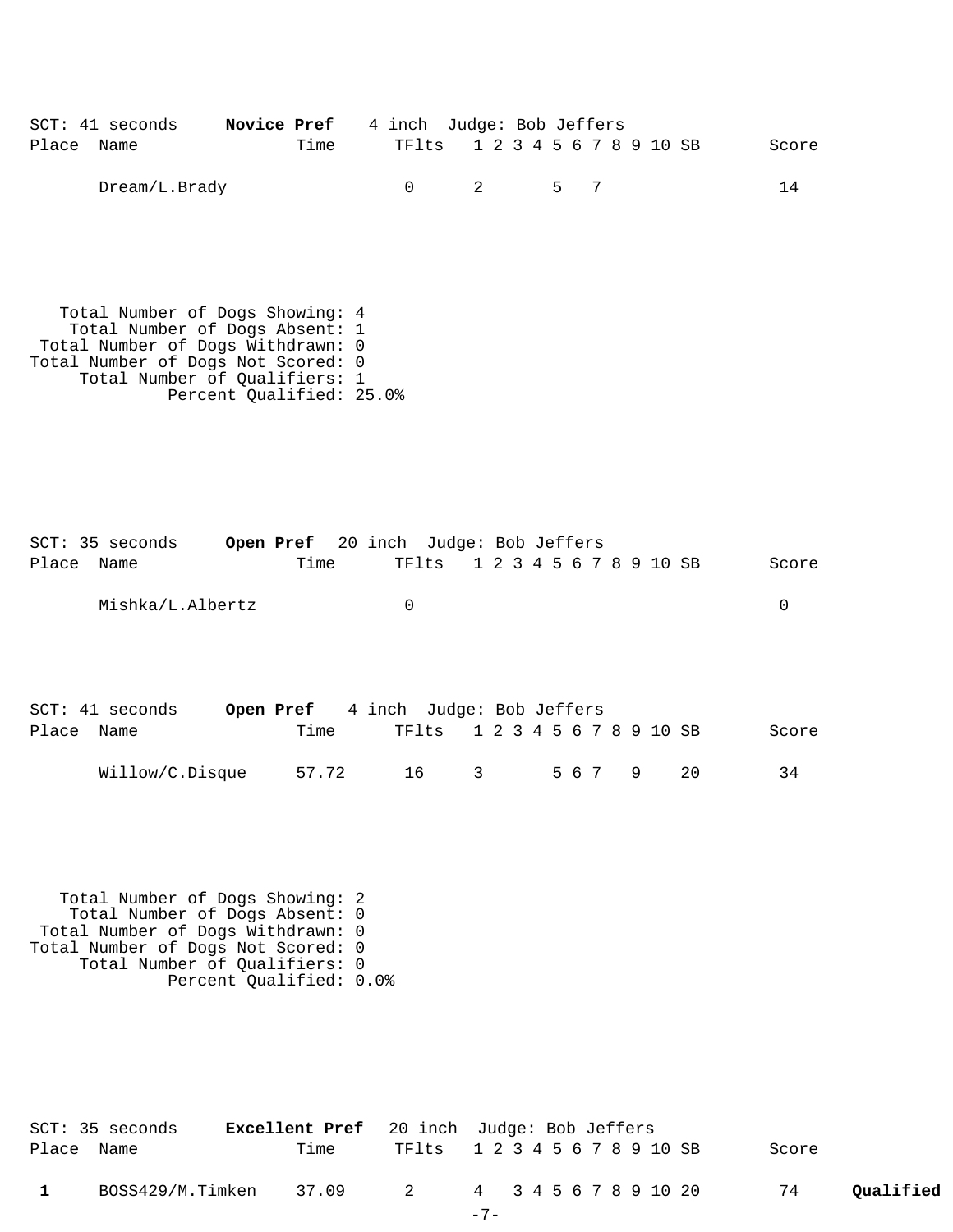SCT: 41 seconds **Novice Pref** 4 inch Judge: Bob Jeffers

| Place | Name | Time | TFlts | 1 | 2 | 3 | 4 | 5 | 6 | 7 | 8 | 9 | 10 | SB | Score | |
|---|---|---|---|---|---|---|---|---|---|---|---|---|---|---|---|---|
| | Dream/L.Brady | | 0 | 2 | | | | 5 | | 7 | | | | | 14 | |

Total Number of Dogs Showing: 4
Total Number of Dogs Absent: 1
Total Number of Dogs Withdrawn: 0
Total Number of Dogs Not Scored: 0
Total Number of Qualifiers: 1
Percent Qualified: 25.0%

SCT: 35 seconds **Open Pref** 20 inch Judge: Bob Jeffers

| Place | Name | Time | TFlts | 1 | 2 | 3 | 4 | 5 | 6 | 7 | 8 | 9 | 10 | SB | Score | |
|---|---|---|---|---|---|---|---|---|---|---|---|---|---|---|---|---|
| | Mishka/L.Albertz | | 0 | | | | | | | | | | | | 0 | |

SCT: 41 seconds **Open Pref** 4 inch Judge: Bob Jeffers

| Place | Name | Time | TFlts | 1 | 2 | 3 | 4 | 5 | 6 | 7 | 8 | 9 | 10 | SB | Score | |
|---|---|---|---|---|---|---|---|---|---|---|---|---|---|---|---|---|
| | Willow/C.Disque | 57.72 | 16 | 3 | | | | 5 | 6 | 7 | | 9 | | 20 | 34 | |

Total Number of Dogs Showing: 2
Total Number of Dogs Absent: 0
Total Number of Dogs Withdrawn: 0
Total Number of Dogs Not Scored: 0
Total Number of Qualifiers: 0
Percent Qualified: 0.0%

SCT: 35 seconds **Excellent Pref** 20 inch Judge: Bob Jeffers

| Place | Name | Time | TFlts | 1 | 2 | 3 | 4 | 5 | 6 | 7 | 8 | 9 | 10 | SB | Score | |
|---|---|---|---|---|---|---|---|---|---|---|---|---|---|---|---|---|
| **1** | BOSS429/M.Timken | 37.09 | 2 | 4 | | 3 | 4 | 5 | 6 | 7 | 8 | 9 | 10 | 20 | 74 | **Qualified** |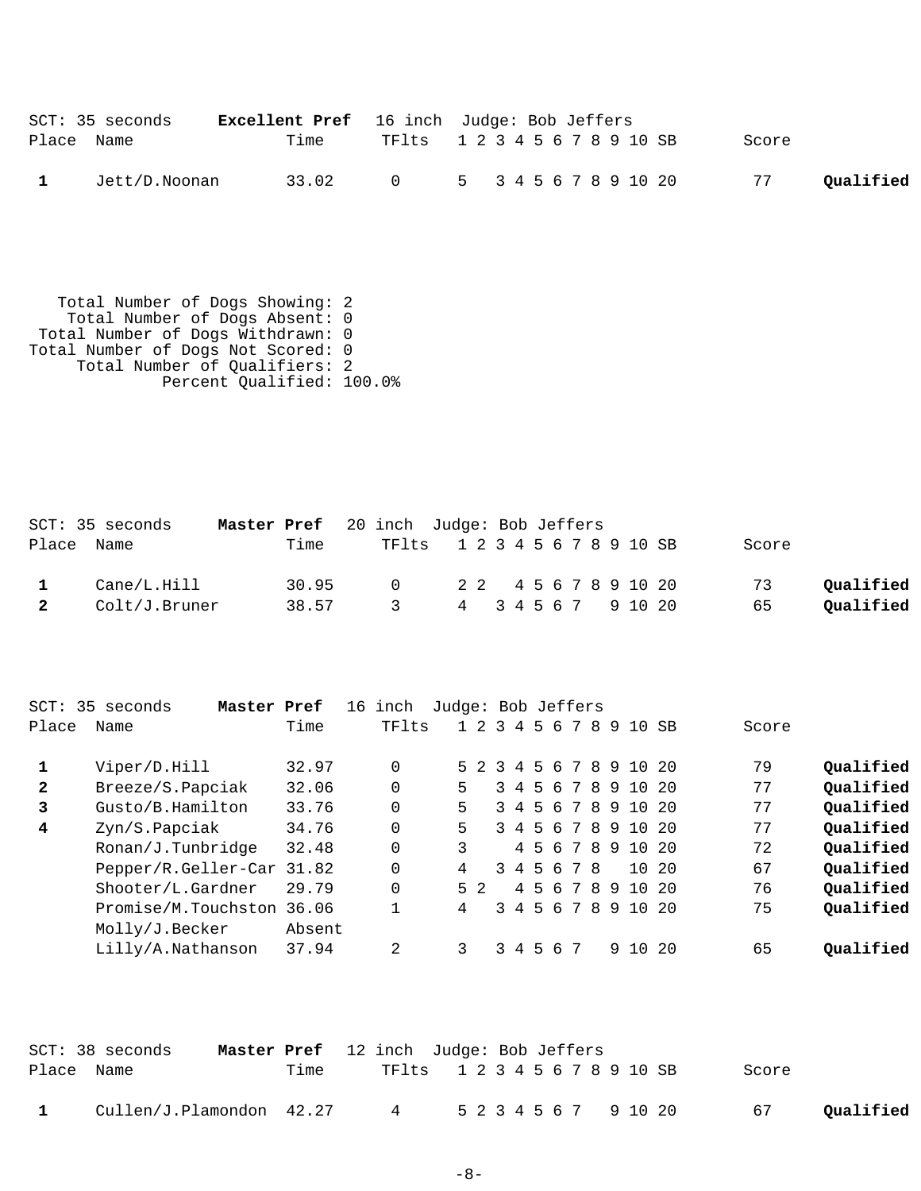SCT: 35 seconds **Excellent Pref** 16 inch Judge: Bob Jeffers

| Place | Name | Time | TFlts | 1 | 2 | 3 | 4 | 5 | 6 | 7 | 8 | 9 | 10 | SB | Score | |
|---|---|---|---|---|---|---|---|---|---|---|---|---|---|---|---|---|
| 1 | Jett/D.Noonan | 33.02 | 0 | 5 | | 3 | 4 | 5 | 6 | 7 | 8 | 9 | 10 | 20 | 77 | **Qualified** |

Total Number of Dogs Showing: 2
Total Number of Dogs Absent: 0
Total Number of Dogs Withdrawn: 0
Total Number of Dogs Not Scored: 0
Total Number of Qualifiers: 2
Percent Qualified: 100.0%

SCT: 35 seconds **Master Pref** 20 inch Judge: Bob Jeffers

| Place | Name | Time | TFlts | 1 | 2 | 3 | 4 | 5 | 6 | 7 | 8 | 9 | 10 | SB | Score | |
|---|---|---|---|---|---|---|---|---|---|---|---|---|---|---|---|---|
| 1 | Cane/L.Hill | 30.95 | 0 | 2 | 2 | | 4 | 5 | 6 | 7 | 8 | 9 | 10 | 20 | 73 | **Qualified** |
| 2 | Colt/J.Bruner | 38.57 | 3 | 4 | | 3 | 4 | 5 | 6 | 7 | | 9 | 10 | 20 | 65 | **Qualified** |

SCT: 35 seconds **Master Pref** 16 inch Judge: Bob Jeffers

| Place | Name | Time | TFlts | 1 | 2 | 3 | 4 | 5 | 6 | 7 | 8 | 9 | 10 | SB | Score | |
|---|---|---|---|---|---|---|---|---|---|---|---|---|---|---|---|---|
| 1 | Viper/D.Hill | 32.97 | 0 | 5 | 2 | 3 | 4 | 5 | 6 | 7 | 8 | 9 | 10 | 20 | 79 | **Qualified** |
| 2 | Breeze/S.Papciak | 32.06 | 0 | 5 | | 3 | 4 | 5 | 6 | 7 | 8 | 9 | 10 | 20 | 77 | **Qualified** |
| 3 | Gusto/B.Hamilton | 33.76 | 0 | 5 | | 3 | 4 | 5 | 6 | 7 | 8 | 9 | 10 | 20 | 77 | **Qualified** |
| 4 | Zyn/S.Papciak | 34.76 | 0 | 5 | | 3 | 4 | 5 | 6 | 7 | 8 | 9 | 10 | 20 | 77 | **Qualified** |
| | Ronan/J.Tunbridge | 32.48 | 0 | 3 | | | 4 | 5 | 6 | 7 | 8 | 9 | 10 | 20 | 72 | **Qualified** |
| | Pepper/R.Geller-Car | 31.82 | 0 | 4 | | 3 | 4 | 5 | 6 | 7 | 8 | | 10 | 20 | 67 | **Qualified** |
| | Shooter/L.Gardner | 29.79 | 0 | 5 | 2 | | 4 | 5 | 6 | 7 | 8 | 9 | 10 | 20 | 76 | **Qualified** |
| | Promise/M.Touchston | 36.06 | 1 | 4 | | 3 | 4 | 5 | 6 | 7 | 8 | 9 | 10 | 20 | 75 | **Qualified** |
| | Molly/J.Becker | Absent | | | | | | | | | | | | | | |
| | Lilly/A.Nathanson | 37.94 | 2 | 3 | | 3 | 4 | 5 | 6 | 7 | | 9 | 10 | 20 | 65 | **Qualified** |

SCT: 38 seconds **Master Pref** 12 inch Judge: Bob Jeffers

| Place | Name | Time | TFlts | 1 | 2 | 3 | 4 | 5 | 6 | 7 | 8 | 9 | 10 | SB | Score | |
|---|---|---|---|---|---|---|---|---|---|---|---|---|---|---|---|---|
| 1 | Cullen/J.Plamondon | 42.27 | 4 | 5 | 2 | 3 | 4 | 5 | 6 | 7 | | 9 | 10 | 20 | 67 | **Qualified** |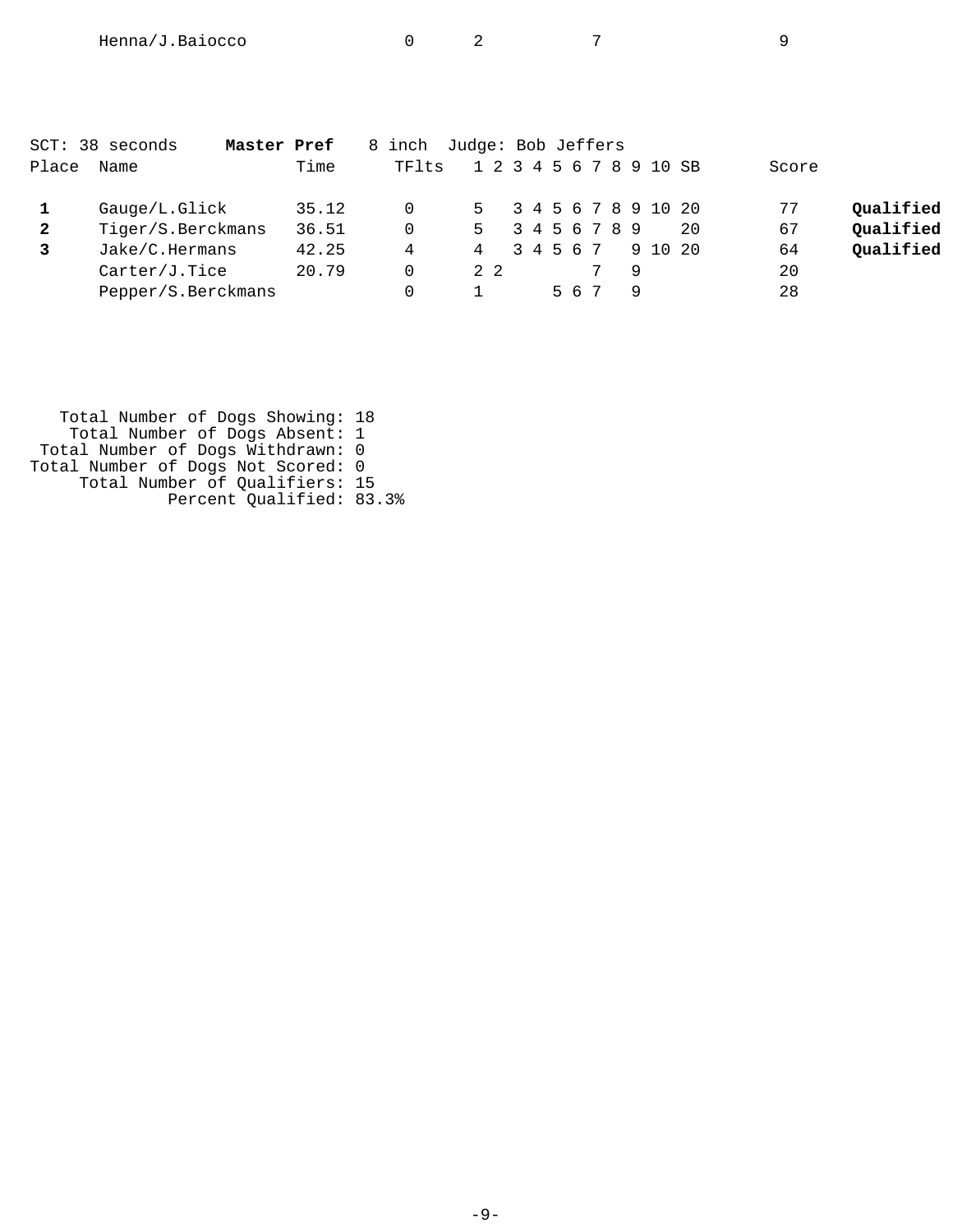| Place | Name | Time | TFlts | 1 | 2 | 3 | 4 | 5 | 6 | 7 | 8 | 9 | 10 | SB | Score | |
|---|---|---|---|---|---|---|---|---|---|---|---|---|---|---|---|---|
| | Henna/J.Baiocco | | 0 | 2 | | | | | | 7 | | | | | 9 | |

SCT: 38 seconds **Master Pref** 8 inch Judge: Bob Jeffers

| Place | Name | Time | TFlts | 1 | 2 | 3 | 4 | 5 | 6 | 7 | 8 | 9 | 10 | SB | Score | |
|---|---|---|---|---|---|---|---|---|---|---|---|---|---|---|---|---|
| **1** | Gauge/L.Glick | 35.12 | 0 | 5 | | 3 | 4 | 5 | 6 | 7 | 8 | 9 | 10 | 20 | 77 | **Qualified** |
| **2** | Tiger/S.Berckmans | 36.51 | 0 | 5 | | 3 | 4 | 5 | 6 | 7 | 8 | 9 | | 20 | 67 | **Qualified** |
| **3** | Jake/C.Hermans | 42.25 | 4 | 4 | | 3 | 4 | 5 | 6 | 7 | | 9 | 10 | 20 | 64 | **Qualified** |
| | Carter/J.Tice | 20.79 | 0 | 2 | 2 | | | | | 7 | | 9 | | | 20 | |
| | Pepper/S.Berckmans | | 0 | 1 | | | | 5 | 6 | 7 | | 9 | | | 28 | |

Total Number of Dogs Showing: 18
Total Number of Dogs Absent: 1
Total Number of Dogs Withdrawn: 0
Total Number of Dogs Not Scored: 0
Total Number of Qualifiers: 15
Percent Qualified: 83.3%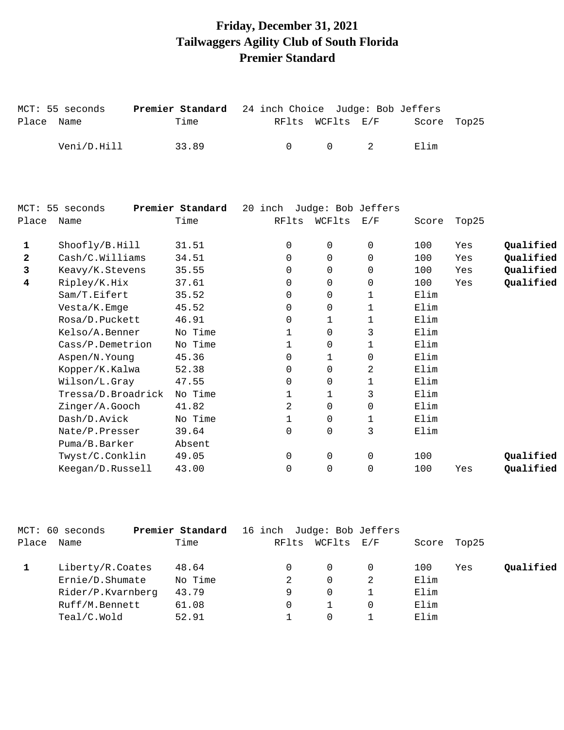# Friday, December 31, 2021
# Tailwaggers Agility Club of South Florida
# Premier Standard

MCT: 55 seconds **Premier Standard** 24 inch Choice Judge: Bob Jeffers

| Place | Name | Time | RFlts | WCFlts | E/F | Score | Top25 | |
|---|---|---|---|---|---|---|---|---|
| | Veni/D.Hill | 33.89 | 0 | 0 | 2 | Elim | | |

MCT: 55 seconds **Premier Standard** 20 inch Judge: Bob Jeffers

| Place | Name | Time | RFlts | WCFlts | E/F | Score | Top25 | |
|---|---|---|---|---|---|---|---|---|
| **1** | Shoofly/B.Hill | 31.51 | 0 | 0 | 0 | 100 | Yes | **Qualified** |
| **2** | Cash/C.Williams | 34.51 | 0 | 0 | 0 | 100 | Yes | **Qualified** |
| **3** | Keavy/K.Stevens | 35.55 | 0 | 0 | 0 | 100 | Yes | **Qualified** |
| **4** | Ripley/K.Hix | 37.61 | 0 | 0 | 0 | 100 | Yes | **Qualified** |
| | Sam/T.Eifert | 35.52 | 0 | 0 | 1 | Elim | | |
| | Vesta/K.Emge | 45.52 | 0 | 0 | 1 | Elim | | |
| | Rosa/D.Puckett | 46.91 | 0 | 1 | 1 | Elim | | |
| | Kelso/A.Benner | No Time | 1 | 0 | 3 | Elim | | |
| | Cass/P.Demetrion | No Time | 1 | 0 | 1 | Elim | | |
| | Aspen/N.Young | 45.36 | 0 | 1 | 0 | Elim | | |
| | Kopper/K.Kalwa | 52.38 | 0 | 0 | 2 | Elim | | |
| | Wilson/L.Gray | 47.55 | 0 | 0 | 1 | Elim | | |
| | Tressa/D.Broadrick | No Time | 1 | 1 | 3 | Elim | | |
| | Zinger/A.Gooch | 41.82 | 2 | 0 | 0 | Elim | | |
| | Dash/D.Avick | No Time | 1 | 0 | 1 | Elim | | |
| | Nate/P.Presser | 39.64 | 0 | 0 | 3 | Elim | | |
| | Puma/B.Barker | Absent | | | | | | |
| | Twyst/C.Conklin | 49.05 | 0 | 0 | 0 | 100 | | **Qualified** |
| | Keegan/D.Russell | 43.00 | 0 | 0 | 0 | 100 | Yes | **Qualified** |

MCT: 60 seconds **Premier Standard** 16 inch Judge: Bob Jeffers

| Place | Name | Time | RFlts | WCFlts | E/F | Score | Top25 | |
|---|---|---|---|---|---|---|---|---|
| **1** | Liberty/R.Coates | 48.64 | 0 | 0 | 0 | 100 | Yes | **Qualified** |
| | Ernie/D.Shumate | No Time | 2 | 0 | 2 | Elim | | |
| | Rider/P.Kvarnberg | 43.79 | 9 | 0 | 1 | Elim | | |
| | Ruff/M.Bennett | 61.08 | 0 | 1 | 0 | Elim | | |
| | Teal/C.Wold | 52.91 | 1 | 0 | 1 | Elim | | |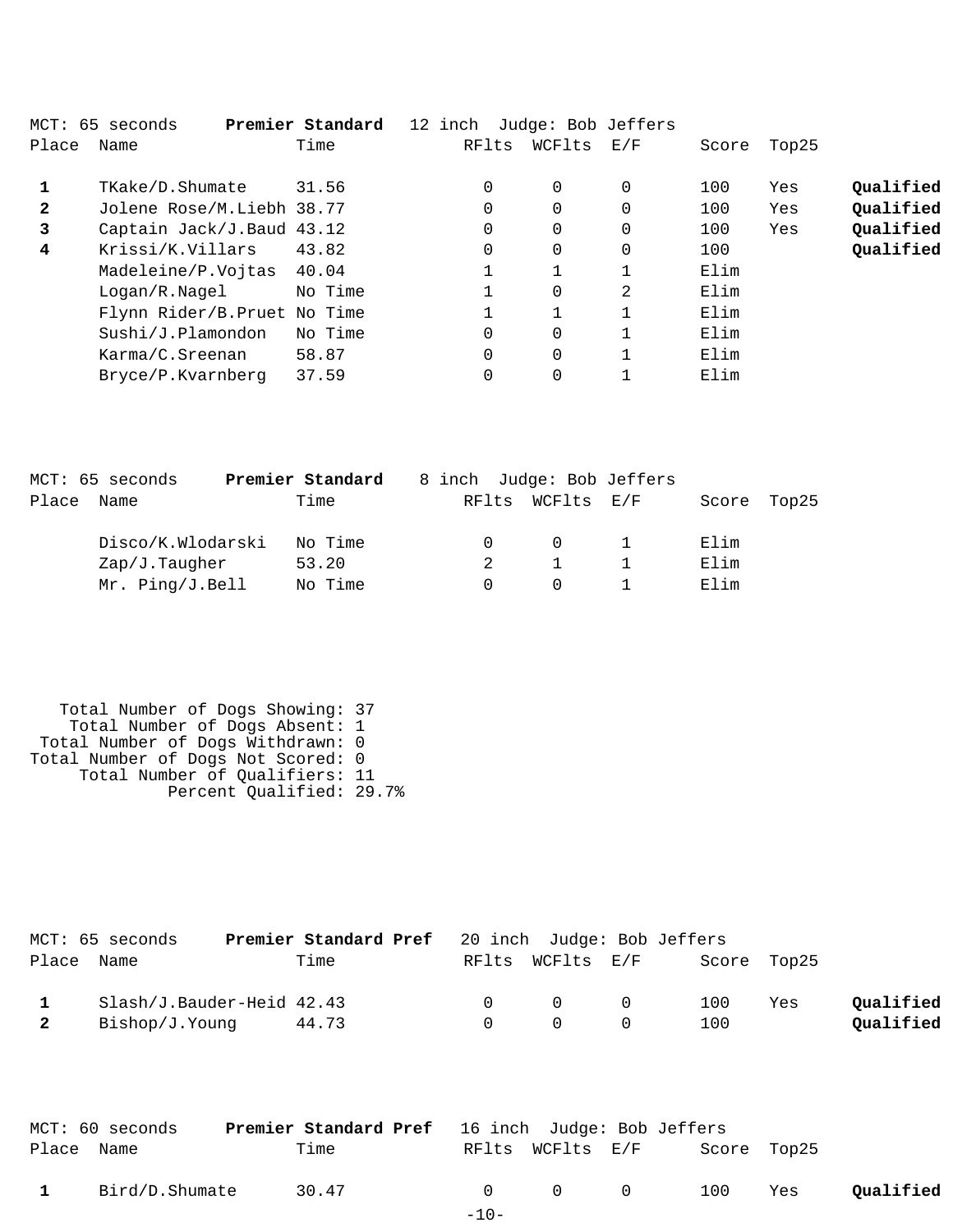MCT: 65 seconds **Premier Standard** 12 inch Judge: Bob Jeffers

| Place | Name | Time | RFlts | WCFlts | E/F | Score | Top25 | |
|---|---|---|---|---|---|---|---|---|
| **1** | TKake/D.Shumate | 31.56 | 0 | 0 | 0 | 100 | Yes | **Qualified** |
| **2** | Jolene Rose/M.Liebh | 38.77 | 0 | 0 | 0 | 100 | Yes | **Qualified** |
| **3** | Captain Jack/J.Baud | 43.12 | 0 | 0 | 0 | 100 | Yes | **Qualified** |
| **4** | Krissi/K.Villars | 43.82 | 0 | 0 | 0 | 100 | | **Qualified** |
| | Madeleine/P.Vojtas | 40.04 | 1 | 1 | 1 | Elim | | |
| | Logan/R.Nagel | No Time | 1 | 0 | 2 | Elim | | |
| | Flynn Rider/B.Pruet | No Time | 1 | 1 | 1 | Elim | | |
| | Sushi/J.Plamondon | No Time | 0 | 0 | 1 | Elim | | |
| | Karma/C.Sreenan | 58.87 | 0 | 0 | 1 | Elim | | |
| | Bryce/P.Kvarnberg | 37.59 | 0 | 0 | 1 | Elim | | |

MCT: 65 seconds **Premier Standard** 8 inch Judge: Bob Jeffers

| Place | Name | Time | RFlts | WCFlts | E/F | Score | Top25 |
|---|---|---|---|---|---|---|---|
| | Disco/K.Wlodarski | No Time | 0 | 0 | 1 | Elim | |
| | Zap/J.Taugher | 53.20 | 2 | 1 | 1 | Elim | |
| | Mr. Ping/J.Bell | No Time | 0 | 0 | 1 | Elim | |

Total Number of Dogs Showing: 37
Total Number of Dogs Absent: 1
Total Number of Dogs Withdrawn: 0
Total Number of Dogs Not Scored: 0
Total Number of Qualifiers: 11
Percent Qualified: 29.7%

MCT: 65 seconds **Premier Standard Pref** 20 inch Judge: Bob Jeffers

| Place | Name | Time | RFlts | WCFlts | E/F | Score | Top25 | |
|---|---|---|---|---|---|---|---|---|
| **1** | Slash/J.Bauder-Heid | 42.43 | 0 | 0 | 0 | 100 | Yes | **Qualified** |
| **2** | Bishop/J.Young | 44.73 | 0 | 0 | 0 | 100 | | **Qualified** |

MCT: 60 seconds **Premier Standard Pref** 16 inch Judge: Bob Jeffers

| Place | Name | Time | RFlts | WCFlts | E/F | Score | Top25 | |
|---|---|---|---|---|---|---|---|---|
| **1** | Bird/D.Shumate | 30.47 | 0 | 0 | 0 | 100 | Yes | **Qualified** |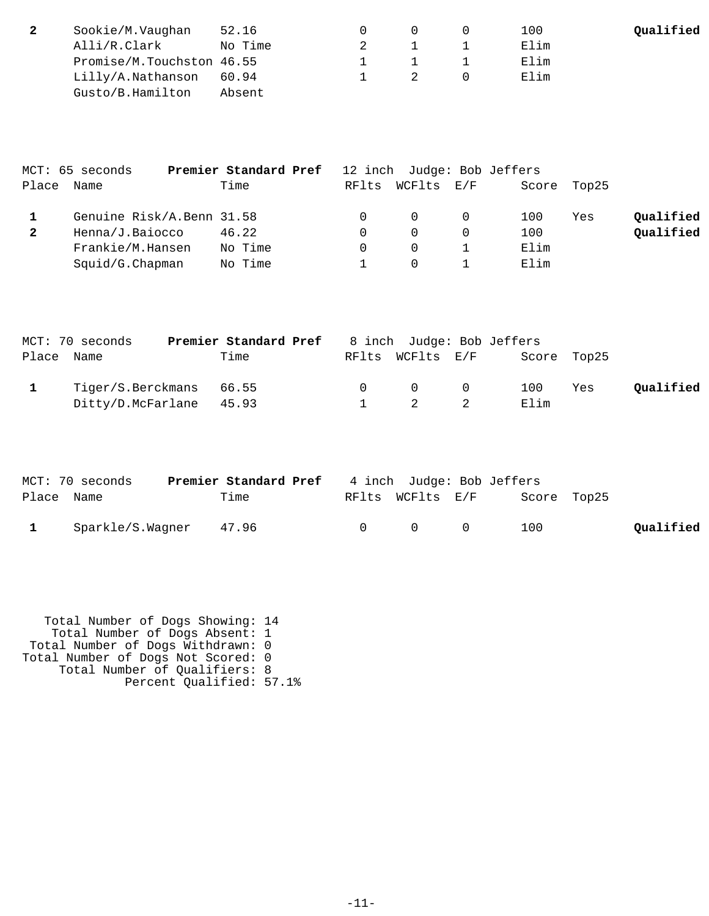| Place | Name | Time | RFlts | WCFlts | E/F | Score | Top25 | |
|---|---|---|---|---|---|---|---|---|
| **2** | Sookie/M.Vaughan | 52.16 | 0 | 0 | 0 | 100 | | **Qualified** |
| | Alli/R.Clark | No Time | 2 | 1 | 1 | Elim | | |
| | Promise/M.Touchston | 46.55 | 1 | 1 | 1 | Elim | | |
| | Lilly/A.Nathanson | 60.94 | 1 | 2 | 0 | Elim | | |
| | Gusto/B.Hamilton | Absent | | | | | | |

MCT: 65 seconds **Premier Standard Pref** 12 inch Judge: Bob Jeffers

| Place | Name | Time | RFlts | WCFlts | E/F | Score | Top25 | |
|---|---|---|---|---|---|---|---|---|
| **1** | Genuine Risk/A.Benn | 31.58 | 0 | 0 | 0 | 100 | Yes | **Qualified** |
| **2** | Henna/J.Baiocco | 46.22 | 0 | 0 | 0 | 100 | | **Qualified** |
| | Frankie/M.Hansen | No Time | 0 | 0 | 1 | Elim | | |
| | Squid/G.Chapman | No Time | 1 | 0 | 1 | Elim | | |

MCT: 70 seconds **Premier Standard Pref** 8 inch Judge: Bob Jeffers

| Place | Name | Time | RFlts | WCFlts | E/F | Score | Top25 | |
|---|---|---|---|---|---|---|---|---|
| **1** | Tiger/S.Berckmans | 66.55 | 0 | 0 | 0 | 100 | Yes | **Qualified** |
| | Ditty/D.McFarlane | 45.93 | 1 | 2 | 2 | Elim | | |

MCT: 70 seconds **Premier Standard Pref** 4 inch Judge: Bob Jeffers

| Place | Name | Time | RFlts | WCFlts | E/F | Score | Top25 | |
|---|---|---|---|---|---|---|---|---|
| **1** | Sparkle/S.Wagner | 47.96 | 0 | 0 | 0 | 100 | | **Qualified** |

Total Number of Dogs Showing: 14
Total Number of Dogs Absent: 1
Total Number of Dogs Withdrawn: 0
Total Number of Dogs Not Scored: 0
Total Number of Qualifiers: 8
Percent Qualified: 57.1%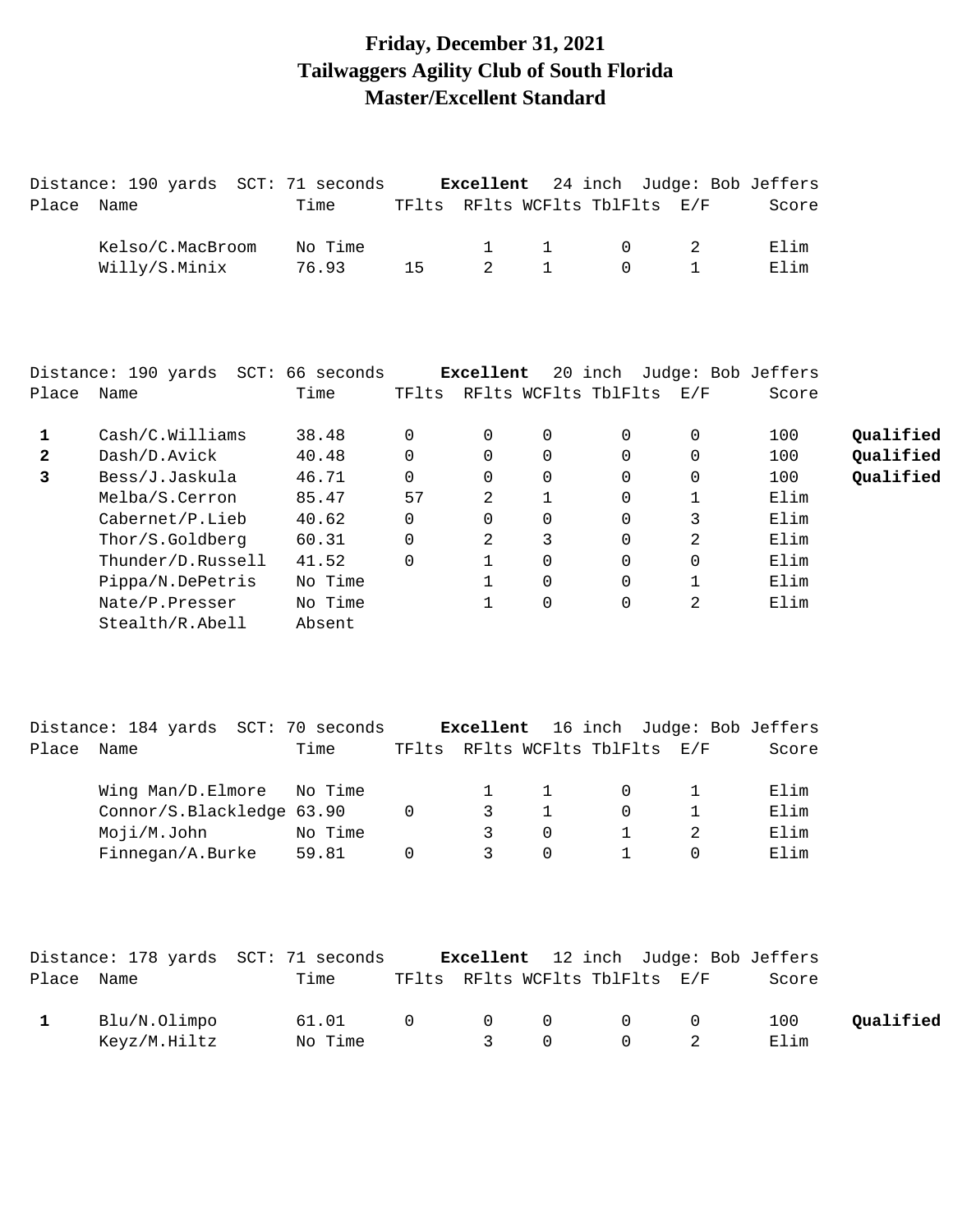# Friday, December 31, 2021
## Tailwaggers Agility Club of South Florida
## Master/Excellent Standard

Distance: 190 yards SCT: 71 seconds **Excellent** 24 inch Judge: Bob Jeffers

| Place | Name | Time | TFlts | RFlts | WCFlts | TblFlts | E/F | Score | |
|---|---|---|---|---|---|---|---|---|---|
| | Kelso/C.MacBroom | No Time | | 1 | 1 | 0 | 2 | Elim | |
| | Willy/S.Minix | 76.93 | 15 | 2 | 1 | 0 | 1 | Elim | |

Distance: 190 yards SCT: 66 seconds **Excellent** 20 inch Judge: Bob Jeffers

| Place | Name | Time | TFlts | RFlts | WCFlts | TblFlts | E/F | Score | |
|---|---|---|---|---|---|---|---|---|---|
| **1** | Cash/C.Williams | 38.48 | 0 | 0 | 0 | 0 | 0 | 100 | **Qualified** |
| **2** | Dash/D.Avick | 40.48 | 0 | 0 | 0 | 0 | 0 | 100 | **Qualified** |
| **3** | Bess/J.Jaskula | 46.71 | 0 | 0 | 0 | 0 | 0 | 100 | **Qualified** |
| | Melba/S.Cerron | 85.47 | 57 | 2 | 1 | 0 | 1 | Elim | |
| | Cabernet/P.Lieb | 40.62 | 0 | 0 | 0 | 0 | 3 | Elim | |
| | Thor/S.Goldberg | 60.31 | 0 | 2 | 3 | 0 | 2 | Elim | |
| | Thunder/D.Russell | 41.52 | 0 | 1 | 0 | 0 | 0 | Elim | |
| | Pippa/N.DePetris | No Time | | 1 | 0 | 0 | 1 | Elim | |
| | Nate/P.Presser | No Time | | 1 | 0 | 0 | 2 | Elim | |
| | Stealth/R.Abell | Absent | | | | | | | |

Distance: 184 yards SCT: 70 seconds **Excellent** 16 inch Judge: Bob Jeffers

| Place | Name | Time | TFlts | RFlts | WCFlts | TblFlts | E/F | Score | |
|---|---|---|---|---|---|---|---|---|---|
| | Wing Man/D.Elmore | No Time | | 1 | 1 | 0 | 1 | Elim | |
| | Connor/S.Blackledge | 63.90 | 0 | 3 | 1 | 0 | 1 | Elim | |
| | Moji/M.John | No Time | | 3 | 0 | 1 | 2 | Elim | |
| | Finnegan/A.Burke | 59.81 | 0 | 3 | 0 | 1 | 0 | Elim | |

Distance: 178 yards SCT: 71 seconds **Excellent** 12 inch Judge: Bob Jeffers

| Place | Name | Time | TFlts | RFlts | WCFlts | TblFlts | E/F | Score | |
|---|---|---|---|---|---|---|---|---|---|
| **1** | Blu/N.Olimpo | 61.01 | 0 | 0 | 0 | 0 | 0 | 100 | **Qualified** |
| | Keyz/M.Hiltz | No Time | | 3 | 0 | 0 | 2 | Elim | |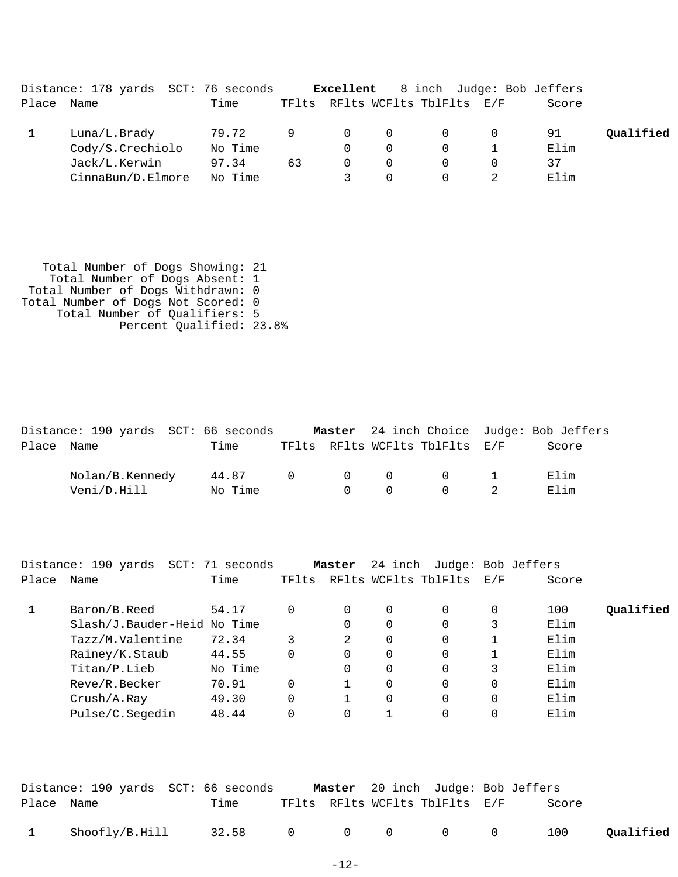Distance: 178 yards  SCT: 76 seconds  **Excellent**  8 inch  Judge: Bob Jeffers

| Place | Name | Time | TFlts | RFlts | WCFlts | TblFlts | E/F | Score | |
|---|---|---|---|---|---|---|---|---|---|
| **1** | Luna/L.Brady | 79.72 | 9 | 0 | 0 | 0 | 0 | 91 | **Qualified** |
| | Cody/S.Crechiolo | No Time | | 0 | 0 | 0 | 1 | Elim | |
| | Jack/L.Kerwin | 97.34 | 63 | 0 | 0 | 0 | 0 | 37 | |
| | CinnaBun/D.Elmore | No Time | | 3 | 0 | 0 | 2 | Elim | |

Total Number of Dogs Showing: 21
Total Number of Dogs Absent: 1
Total Number of Dogs Withdrawn: 0
Total Number of Dogs Not Scored: 0
Total Number of Qualifiers: 5
Percent Qualified: 23.8%

Distance: 190 yards  SCT: 66 seconds  **Master**  24 inch Choice  Judge: Bob Jeffers

| Place | Name | Time | TFlts | RFlts | WCFlts | TblFlts | E/F | Score |
|---|---|---|---|---|---|---|---|---|
| | Nolan/B.Kennedy | 44.87 | 0 | 0 | 0 | 0 | 1 | Elim |
| | Veni/D.Hill | No Time | | 0 | 0 | 0 | 2 | Elim |

Distance: 190 yards  SCT: 71 seconds  **Master**  24 inch  Judge: Bob Jeffers

| Place | Name | Time | TFlts | RFlts | WCFlts | TblFlts | E/F | Score | |
|---|---|---|---|---|---|---|---|---|---|
| **1** | Baron/B.Reed | 54.17 | 0 | 0 | 0 | 0 | 0 | 100 | **Qualified** |
| | Slash/J.Bauder-Heid | No Time | | 0 | 0 | 0 | 3 | Elim | |
| | Tazz/M.Valentine | 72.34 | 3 | 2 | 0 | 0 | 1 | Elim | |
| | Rainey/K.Staub | 44.55 | 0 | 0 | 0 | 0 | 1 | Elim | |
| | Titan/P.Lieb | No Time | | 0 | 0 | 0 | 3 | Elim | |
| | Reve/R.Becker | 70.91 | 0 | 1 | 0 | 0 | 0 | Elim | |
| | Crush/A.Ray | 49.30 | 0 | 1 | 0 | 0 | 0 | Elim | |
| | Pulse/C.Segedin | 48.44 | 0 | 0 | 1 | 0 | 0 | Elim | |

Distance: 190 yards  SCT: 66 seconds  **Master**  20 inch  Judge: Bob Jeffers

| Place | Name | Time | TFlts | RFlts | WCFlts | TblFlts | E/F | Score | |
|---|---|---|---|---|---|---|---|---|---|
| **1** | Shoofly/B.Hill | 32.58 | 0 | 0 | 0 | 0 | 0 | 100 | **Qualified** |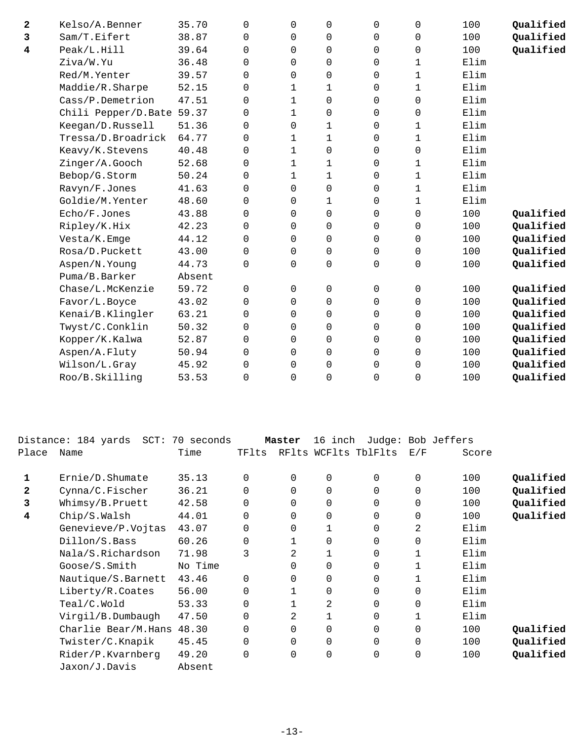| Place | Name | Time | TFlts | RFlts | WCFlts | TblFlts | E/F | Score | |
|---|---|---|---|---|---|---|---|---|---|
| **2** | Kelso/A.Benner | 35.70 | 0 | 0 | 0 | 0 | 0 | 100 | **Qualified** |
| **3** | Sam/T.Eifert | 38.87 | 0 | 0 | 0 | 0 | 0 | 100 | **Qualified** |
| **4** | Peak/L.Hill | 39.64 | 0 | 0 | 0 | 0 | 0 | 100 | **Qualified** |
| | Ziva/W.Yu | 36.48 | 0 | 0 | 0 | 0 | 1 | Elim | |
| | Red/M.Yenter | 39.57 | 0 | 0 | 0 | 0 | 1 | Elim | |
| | Maddie/R.Sharpe | 52.15 | 0 | 1 | 1 | 0 | 1 | Elim | |
| | Cass/P.Demetrion | 47.51 | 0 | 1 | 0 | 0 | 0 | Elim | |
| | Chili Pepper/D.Bate | 59.37 | 0 | 1 | 0 | 0 | 0 | Elim | |
| | Keegan/D.Russell | 51.36 | 0 | 0 | 1 | 0 | 1 | Elim | |
| | Tressa/D.Broadrick | 64.77 | 0 | 1 | 1 | 0 | 1 | Elim | |
| | Keavy/K.Stevens | 40.48 | 0 | 1 | 0 | 0 | 0 | Elim | |
| | Zinger/A.Gooch | 52.68 | 0 | 1 | 1 | 0 | 1 | Elim | |
| | Bebop/G.Storm | 50.24 | 0 | 1 | 1 | 0 | 1 | Elim | |
| | Ravyn/F.Jones | 41.63 | 0 | 0 | 0 | 0 | 1 | Elim | |
| | Goldie/M.Yenter | 48.60 | 0 | 0 | 1 | 0 | 1 | Elim | |
| | Echo/F.Jones | 43.88 | 0 | 0 | 0 | 0 | 0 | 100 | **Qualified** |
| | Ripley/K.Hix | 42.23 | 0 | 0 | 0 | 0 | 0 | 100 | **Qualified** |
| | Vesta/K.Emge | 44.12 | 0 | 0 | 0 | 0 | 0 | 100 | **Qualified** |
| | Rosa/D.Puckett | 43.00 | 0 | 0 | 0 | 0 | 0 | 100 | **Qualified** |
| | Aspen/N.Young | 44.73 | 0 | 0 | 0 | 0 | 0 | 100 | **Qualified** |
| | Puma/B.Barker | Absent | | | | | | | |
| | Chase/L.McKenzie | 59.72 | 0 | 0 | 0 | 0 | 0 | 100 | **Qualified** |
| | Favor/L.Boyce | 43.02 | 0 | 0 | 0 | 0 | 0 | 100 | **Qualified** |
| | Kenai/B.Klingler | 63.21 | 0 | 0 | 0 | 0 | 0 | 100 | **Qualified** |
| | Twyst/C.Conklin | 50.32 | 0 | 0 | 0 | 0 | 0 | 100 | **Qualified** |
| | Kopper/K.Kalwa | 52.87 | 0 | 0 | 0 | 0 | 0 | 100 | **Qualified** |
| | Aspen/A.Fluty | 50.94 | 0 | 0 | 0 | 0 | 0 | 100 | **Qualified** |
| | Wilson/L.Gray | 45.92 | 0 | 0 | 0 | 0 | 0 | 100 | **Qualified** |
| | Roo/B.Skilling | 53.53 | 0 | 0 | 0 | 0 | 0 | 100 | **Qualified** |

Distance: 184 yards SCT: 70 seconds **Master** 16 inch Judge: Bob Jeffers

| Place | Name | Time | TFlts | RFlts | WCFlts | TblFlts | E/F | Score | |
|---|---|---|---|---|---|---|---|---|---|
| **1** | Ernie/D.Shumate | 35.13 | 0 | 0 | 0 | 0 | 0 | 100 | **Qualified** |
| **2** | Cynna/C.Fischer | 36.21 | 0 | 0 | 0 | 0 | 0 | 100 | **Qualified** |
| **3** | Whimsy/B.Pruett | 42.58 | 0 | 0 | 0 | 0 | 0 | 100 | **Qualified** |
| **4** | Chip/S.Walsh | 44.01 | 0 | 0 | 0 | 0 | 0 | 100 | **Qualified** |
| | Genevieve/P.Vojtas | 43.07 | 0 | 0 | 1 | 0 | 2 | Elim | |
| | Dillon/S.Bass | 60.26 | 0 | 1 | 0 | 0 | 0 | Elim | |
| | Nala/S.Richardson | 71.98 | 3 | 2 | 1 | 0 | 1 | Elim | |
| | Goose/S.Smith | No Time | | 0 | 0 | 0 | 1 | Elim | |
| | Nautique/S.Barnett | 43.46 | 0 | 0 | 0 | 0 | 1 | Elim | |
| | Liberty/R.Coates | 56.00 | 0 | 1 | 0 | 0 | 0 | Elim | |
| | Teal/C.Wold | 53.33 | 0 | 1 | 2 | 0 | 0 | Elim | |
| | Virgil/B.Dumbaugh | 47.50 | 0 | 2 | 1 | 0 | 1 | Elim | |
| | Charlie Bear/M.Hans | 48.30 | 0 | 0 | 0 | 0 | 0 | 100 | **Qualified** |
| | Twister/C.Knapik | 45.45 | 0 | 0 | 0 | 0 | 0 | 100 | **Qualified** |
| | Rider/P.Kvarnberg | 49.20 | 0 | 0 | 0 | 0 | 0 | 100 | **Qualified** |
| | Jaxon/J.Davis | Absent | | | | | | | |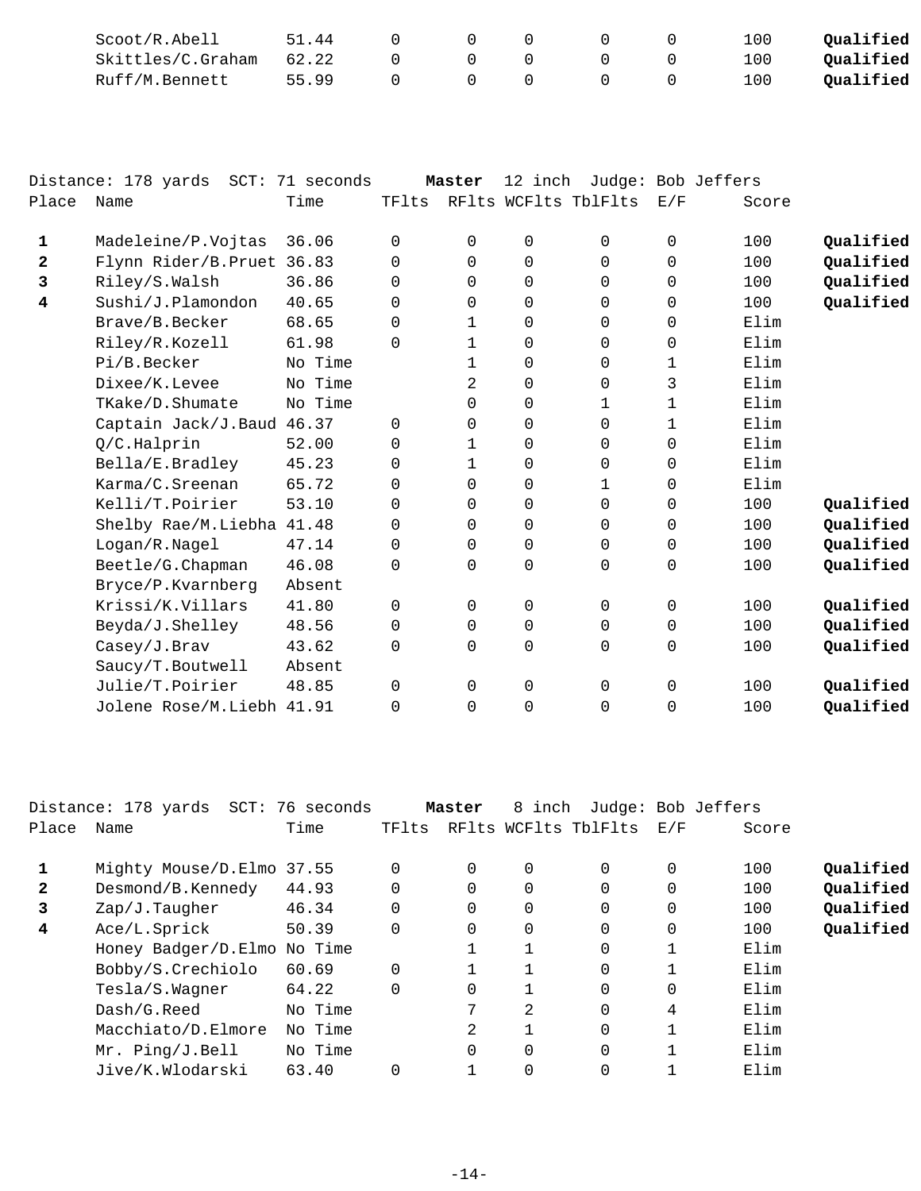| Place | Name | Time | TFlts | RFlts | WCFlts | TblFlts | E/F | Score | |
|---|---|---|---|---|---|---|---|---|---|
| | Scoot/R.Abell | 51.44 | 0 | 0 | 0 | 0 | 0 | 100 | **Qualified** |
| | Skittles/C.Graham | 62.22 | 0 | 0 | 0 | 0 | 0 | 100 | **Qualified** |
| | Ruff/M.Bennett | 55.99 | 0 | 0 | 0 | 0 | 0 | 100 | **Qualified** |

Distance: 178 yards SCT: 71 seconds **Master** 12 inch Judge: Bob Jeffers

| Place | Name | Time | TFlts | RFlts | WCFlts | TblFlts | E/F | Score | |
|---|---|---|---|---|---|---|---|---|---|
| **1** | Madeleine/P.Vojtas | 36.06 | 0 | 0 | 0 | 0 | 0 | 100 | **Qualified** |
| **2** | Flynn Rider/B.Pruet | 36.83 | 0 | 0 | 0 | 0 | 0 | 100 | **Qualified** |
| **3** | Riley/S.Walsh | 36.86 | 0 | 0 | 0 | 0 | 0 | 100 | **Qualified** |
| **4** | Sushi/J.Plamondon | 40.65 | 0 | 0 | 0 | 0 | 0 | 100 | **Qualified** |
| | Brave/B.Becker | 68.65 | 0 | 1 | 0 | 0 | 0 | Elim | |
| | Riley/R.Kozell | 61.98 | 0 | 1 | 0 | 0 | 0 | Elim | |
| | Pi/B.Becker | No Time | | 1 | 0 | 0 | 1 | Elim | |
| | Dixee/K.Levee | No Time | | 2 | 0 | 0 | 3 | Elim | |
| | TKake/D.Shumate | No Time | | 0 | 0 | 1 | 1 | Elim | |
| | Captain Jack/J.Baud | 46.37 | 0 | 0 | 0 | 0 | 1 | Elim | |
| | Q/C.Halprin | 52.00 | 0 | 1 | 0 | 0 | 0 | Elim | |
| | Bella/E.Bradley | 45.23 | 0 | 1 | 0 | 0 | 0 | Elim | |
| | Karma/C.Sreenan | 65.72 | 0 | 0 | 0 | 1 | 0 | Elim | |
| | Kelli/T.Poirier | 53.10 | 0 | 0 | 0 | 0 | 0 | 100 | **Qualified** |
| | Shelby Rae/M.Liebha | 41.48 | 0 | 0 | 0 | 0 | 0 | 100 | **Qualified** |
| | Logan/R.Nagel | 47.14 | 0 | 0 | 0 | 0 | 0 | 100 | **Qualified** |
| | Beetle/G.Chapman | 46.08 | 0 | 0 | 0 | 0 | 0 | 100 | **Qualified** |
| | Bryce/P.Kvarnberg | Absent | | | | | | | |
| | Krissi/K.Villars | 41.80 | 0 | 0 | 0 | 0 | 0 | 100 | **Qualified** |
| | Beyda/J.Shelley | 48.56 | 0 | 0 | 0 | 0 | 0 | 100 | **Qualified** |
| | Casey/J.Brav | 43.62 | 0 | 0 | 0 | 0 | 0 | 100 | **Qualified** |
| | Saucy/T.Boutwell | Absent | | | | | | | |
| | Julie/T.Poirier | 48.85 | 0 | 0 | 0 | 0 | 0 | 100 | **Qualified** |
| | Jolene Rose/M.Liebh | 41.91 | 0 | 0 | 0 | 0 | 0 | 100 | **Qualified** |

Distance: 178 yards SCT: 76 seconds **Master** 8 inch Judge: Bob Jeffers

| Place | Name | Time | TFlts | RFlts | WCFlts | TblFlts | E/F | Score | |
|---|---|---|---|---|---|---|---|---|---|
| **1** | Mighty Mouse/D.Elmo | 37.55 | 0 | 0 | 0 | 0 | 0 | 100 | **Qualified** |
| **2** | Desmond/B.Kennedy | 44.93 | 0 | 0 | 0 | 0 | 0 | 100 | **Qualified** |
| **3** | Zap/J.Taugher | 46.34 | 0 | 0 | 0 | 0 | 0 | 100 | **Qualified** |
| **4** | Ace/L.Sprick | 50.39 | 0 | 0 | 0 | 0 | 0 | 100 | **Qualified** |
| | Honey Badger/D.Elmo | No Time | | 1 | 1 | 0 | 1 | Elim | |
| | Bobby/S.Crechiolo | 60.69 | 0 | 1 | 1 | 0 | 1 | Elim | |
| | Tesla/S.Wagner | 64.22 | 0 | 0 | 1 | 0 | 0 | Elim | |
| | Dash/G.Reed | No Time | | 7 | 2 | 0 | 4 | Elim | |
| | Macchiato/D.Elmore | No Time | | 2 | 1 | 0 | 1 | Elim | |
| | Mr. Ping/J.Bell | No Time | | 0 | 0 | 0 | 1 | Elim | |
| | Jive/K.Wlodarski | 63.40 | 0 | 1 | 0 | 0 | 1 | Elim | |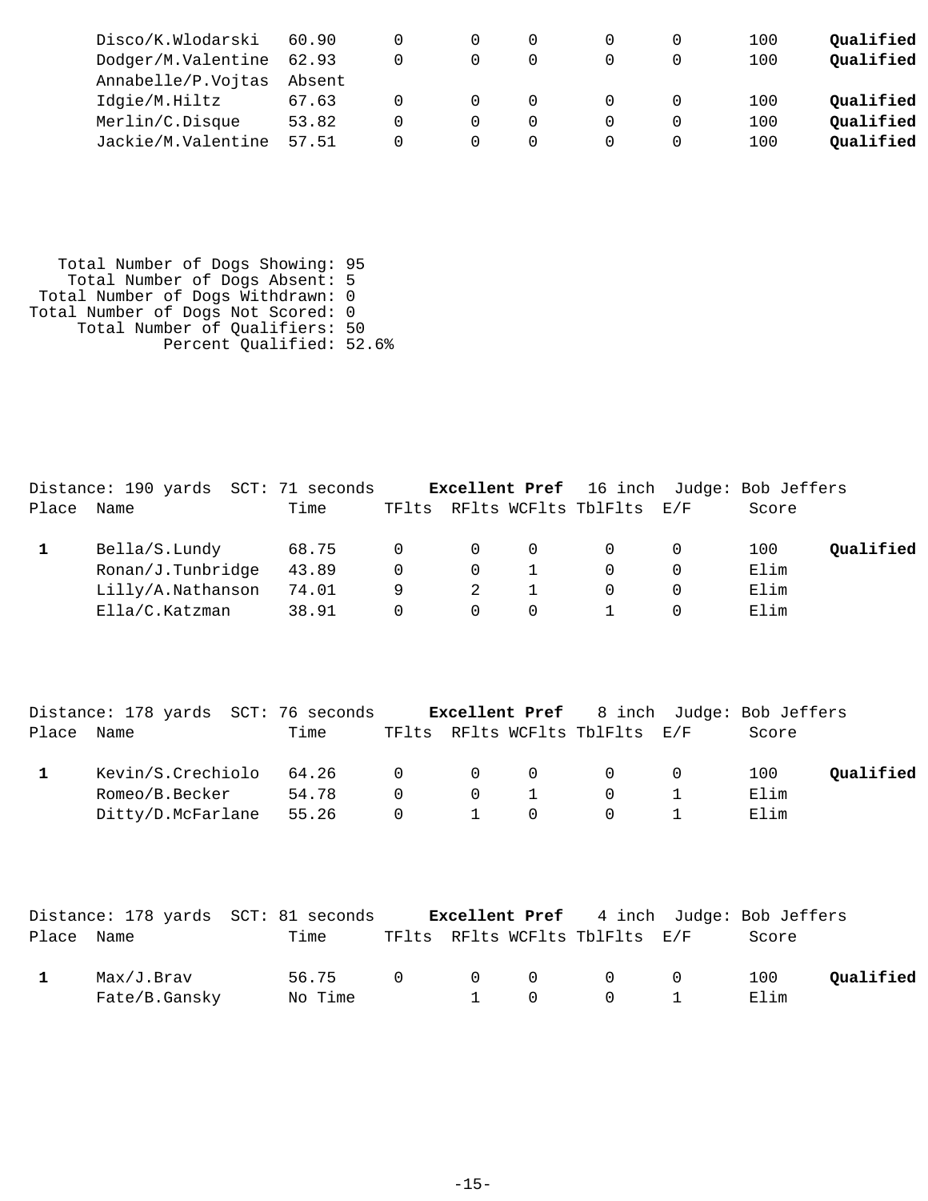| Place | Name | Time | TFlts | RFlts | WCFlts | TblFlts | E/F | Score | |
|---|---|---|---|---|---|---|---|---|---|
| | Disco/K.Wlodarski | 60.90 | 0 | 0 | 0 | 0 | 0 | 100 | **Qualified** |
| | Dodger/M.Valentine | 62.93 | 0 | 0 | 0 | 0 | 0 | 100 | **Qualified** |
| | Annabelle/P.Vojtas | Absent | | | | | | | |
| | Idgie/M.Hiltz | 67.63 | 0 | 0 | 0 | 0 | 0 | 100 | **Qualified** |
| | Merlin/C.Disque | 53.82 | 0 | 0 | 0 | 0 | 0 | 100 | **Qualified** |
| | Jackie/M.Valentine | 57.51 | 0 | 0 | 0 | 0 | 0 | 100 | **Qualified** |

Total Number of Dogs Showing: 95
Total Number of Dogs Absent: 5
Total Number of Dogs Withdrawn: 0
Total Number of Dogs Not Scored: 0
Total Number of Qualifiers: 50
Percent Qualified: 52.6%

Distance: 190 yards SCT: 71 seconds **Excellent Pref** 16 inch Judge: Bob Jeffers

| Place | Name | Time | TFlts | RFlts | WCFlts | TblFlts | E/F | Score | |
|---|---|---|---|---|---|---|---|---|---|
| **1** | Bella/S.Lundy | 68.75 | 0 | 0 | 0 | 0 | 0 | 100 | **Qualified** |
| | Ronan/J.Tunbridge | 43.89 | 0 | 0 | 1 | 0 | 0 | Elim | |
| | Lilly/A.Nathanson | 74.01 | 9 | 2 | 1 | 0 | 0 | Elim | |
| | Ella/C.Katzman | 38.91 | 0 | 0 | 0 | 1 | 0 | Elim | |

Distance: 178 yards SCT: 76 seconds **Excellent Pref** 8 inch Judge: Bob Jeffers

| Place | Name | Time | TFlts | RFlts | WCFlts | TblFlts | E/F | Score | |
|---|---|---|---|---|---|---|---|---|---|
| **1** | Kevin/S.Crechiolo | 64.26 | 0 | 0 | 0 | 0 | 0 | 100 | **Qualified** |
| | Romeo/B.Becker | 54.78 | 0 | 0 | 1 | 0 | 1 | Elim | |
| | Ditty/D.McFarlane | 55.26 | 0 | 1 | 0 | 0 | 1 | Elim | |

Distance: 178 yards SCT: 81 seconds **Excellent Pref** 4 inch Judge: Bob Jeffers

| Place | Name | Time | TFlts | RFlts | WCFlts | TblFlts | E/F | Score | |
|---|---|---|---|---|---|---|---|---|---|
| **1** | Max/J.Brav | 56.75 | 0 | 0 | 0 | 0 | 0 | 100 | **Qualified** |
| | Fate/B.Gansky | No Time | | 1 | 0 | 0 | 1 | Elim | |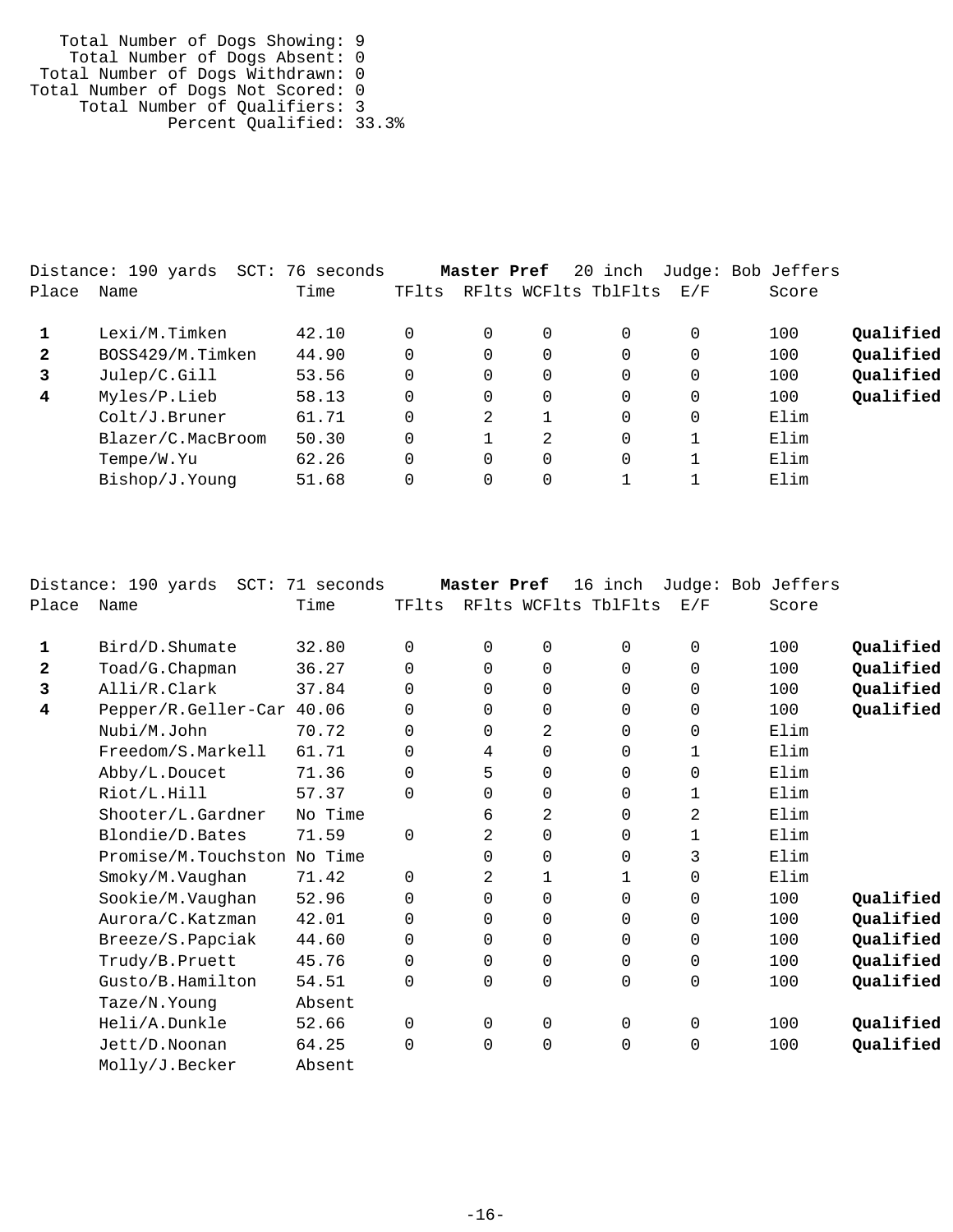Total Number of Dogs Showing: 9
Total Number of Dogs Absent: 0
Total Number of Dogs Withdrawn: 0
Total Number of Dogs Not Scored: 0
Total Number of Qualifiers: 3
Percent Qualified: 33.3%

Distance: 190 yards SCT: 76 seconds **Master Pref** 20 inch Judge: Bob Jeffers

| Place | Name | Time | TFlts | RFlts | WCFlts | TblFlts | E/F | Score | |
|---|---|---|---|---|---|---|---|---|---|
| **1** | Lexi/M.Timken | 42.10 | 0 | 0 | 0 | 0 | 0 | 100 | **Qualified** |
| **2** | BOSS429/M.Timken | 44.90 | 0 | 0 | 0 | 0 | 0 | 100 | **Qualified** |
| **3** | Julep/C.Gill | 53.56 | 0 | 0 | 0 | 0 | 0 | 100 | **Qualified** |
| **4** | Myles/P.Lieb | 58.13 | 0 | 0 | 0 | 0 | 0 | 100 | **Qualified** |
| | Colt/J.Bruner | 61.71 | 0 | 2 | 1 | 0 | 0 | Elim | |
| | Blazer/C.MacBroom | 50.30 | 0 | 1 | 2 | 0 | 1 | Elim | |
| | Tempe/W.Yu | 62.26 | 0 | 0 | 0 | 0 | 1 | Elim | |
| | Bishop/J.Young | 51.68 | 0 | 0 | 0 | 1 | 1 | Elim | |

Distance: 190 yards SCT: 71 seconds **Master Pref** 16 inch Judge: Bob Jeffers

| Place | Name | Time | TFlts | RFlts | WCFlts | TblFlts | E/F | Score | |
|---|---|---|---|---|---|---|---|---|---|
| **1** | Bird/D.Shumate | 32.80 | 0 | 0 | 0 | 0 | 0 | 100 | **Qualified** |
| **2** | Toad/G.Chapman | 36.27 | 0 | 0 | 0 | 0 | 0 | 100 | **Qualified** |
| **3** | Alli/R.Clark | 37.84 | 0 | 0 | 0 | 0 | 0 | 100 | **Qualified** |
| **4** | Pepper/R.Geller-Car | 40.06 | 0 | 0 | 0 | 0 | 0 | 100 | **Qualified** |
| | Nubi/M.John | 70.72 | 0 | 0 | 2 | 0 | 0 | Elim | |
| | Freedom/S.Markell | 61.71 | 0 | 4 | 0 | 0 | 1 | Elim | |
| | Abby/L.Doucet | 71.36 | 0 | 5 | 0 | 0 | 0 | Elim | |
| | Riot/L.Hill | 57.37 | 0 | 0 | 0 | 0 | 1 | Elim | |
| | Shooter/L.Gardner | No Time | | 6 | 2 | 0 | 2 | Elim | |
| | Blondie/D.Bates | 71.59 | 0 | 2 | 0 | 0 | 1 | Elim | |
| | Promise/M.Touchston | No Time | | 0 | 0 | 0 | 3 | Elim | |
| | Smoky/M.Vaughan | 71.42 | 0 | 2 | 1 | 1 | 0 | Elim | |
| | Sookie/M.Vaughan | 52.96 | 0 | 0 | 0 | 0 | 0 | 100 | **Qualified** |
| | Aurora/C.Katzman | 42.01 | 0 | 0 | 0 | 0 | 0 | 100 | **Qualified** |
| | Breeze/S.Papciak | 44.60 | 0 | 0 | 0 | 0 | 0 | 100 | **Qualified** |
| | Trudy/B.Pruett | 45.76 | 0 | 0 | 0 | 0 | 0 | 100 | **Qualified** |
| | Gusto/B.Hamilton | 54.51 | 0 | 0 | 0 | 0 | 0 | 100 | **Qualified** |
| | Taze/N.Young | Absent | | | | | | | |
| | Heli/A.Dunkle | 52.66 | 0 | 0 | 0 | 0 | 0 | 100 | **Qualified** |
| | Jett/D.Noonan | 64.25 | 0 | 0 | 0 | 0 | 0 | 100 | **Qualified** |
| | Molly/J.Becker | Absent | | | | | | | |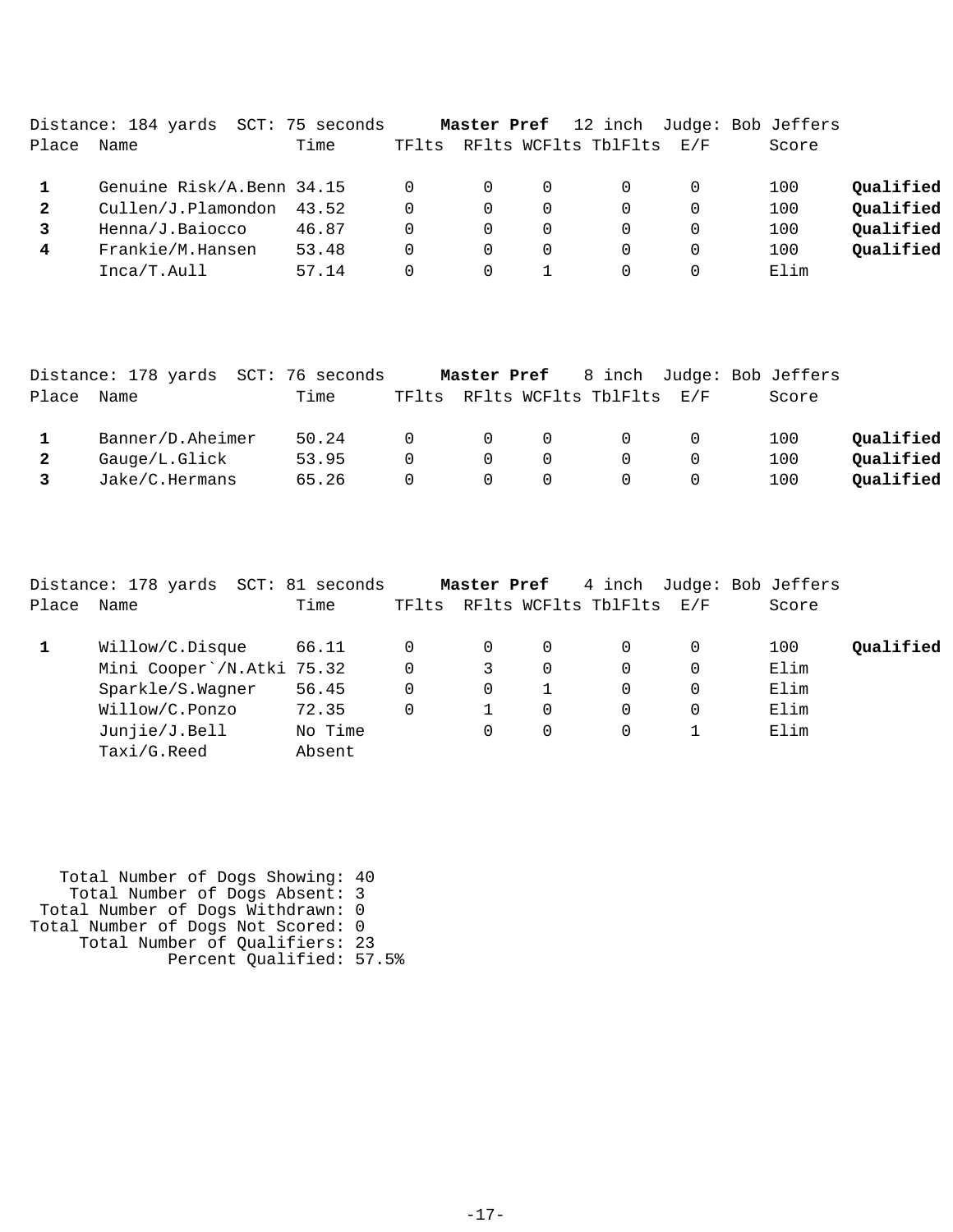Distance: 184 yards SCT: 75 seconds **Master Pref** 12 inch Judge: Bob Jeffers

| Place | Name | Time | TFlts | RFlts | WCFlts | TblFlts | E/F | Score | |
|---|---|---|---|---|---|---|---|---|---|
| **1** | Genuine Risk/A.Benn | 34.15 | 0 | 0 | 0 | 0 | 0 | 100 | **Qualified** |
| **2** | Cullen/J.Plamondon | 43.52 | 0 | 0 | 0 | 0 | 0 | 100 | **Qualified** |
| **3** | Henna/J.Baiocco | 46.87 | 0 | 0 | 0 | 0 | 0 | 100 | **Qualified** |
| **4** | Frankie/M.Hansen | 53.48 | 0 | 0 | 0 | 0 | 0 | 100 | **Qualified** |
| | Inca/T.Aull | 57.14 | 0 | 0 | 1 | 0 | 0 | Elim | |

Distance: 178 yards SCT: 76 seconds **Master Pref** 8 inch Judge: Bob Jeffers

| Place | Name | Time | TFlts | RFlts | WCFlts | TblFlts | E/F | Score | |
|---|---|---|---|---|---|---|---|---|---|
| **1** | Banner/D.Aheimer | 50.24 | 0 | 0 | 0 | 0 | 0 | 100 | **Qualified** |
| **2** | Gauge/L.Glick | 53.95 | 0 | 0 | 0 | 0 | 0 | 100 | **Qualified** |
| **3** | Jake/C.Hermans | 65.26 | 0 | 0 | 0 | 0 | 0 | 100 | **Qualified** |

Distance: 178 yards SCT: 81 seconds **Master Pref** 4 inch Judge: Bob Jeffers

| Place | Name | Time | TFlts | RFlts | WCFlts | TblFlts | E/F | Score | |
|---|---|---|---|---|---|---|---|---|---|
| **1** | Willow/C.Disque | 66.11 | 0 | 0 | 0 | 0 | 0 | 100 | **Qualified** |
| | Mini Cooper`/N.Atki | 75.32 | 0 | 3 | 0 | 0 | 0 | Elim | |
| | Sparkle/S.Wagner | 56.45 | 0 | 0 | 1 | 0 | 0 | Elim | |
| | Willow/C.Ponzo | 72.35 | 0 | 1 | 0 | 0 | 0 | Elim | |
| | Junjie/J.Bell | No Time | | 0 | 0 | 0 | 1 | Elim | |
| | Taxi/G.Reed | Absent | | | | | | | |

Total Number of Dogs Showing: 40
Total Number of Dogs Absent: 3
Total Number of Dogs Withdrawn: 0
Total Number of Dogs Not Scored: 0
Total Number of Qualifiers: 23
Percent Qualified: 57.5%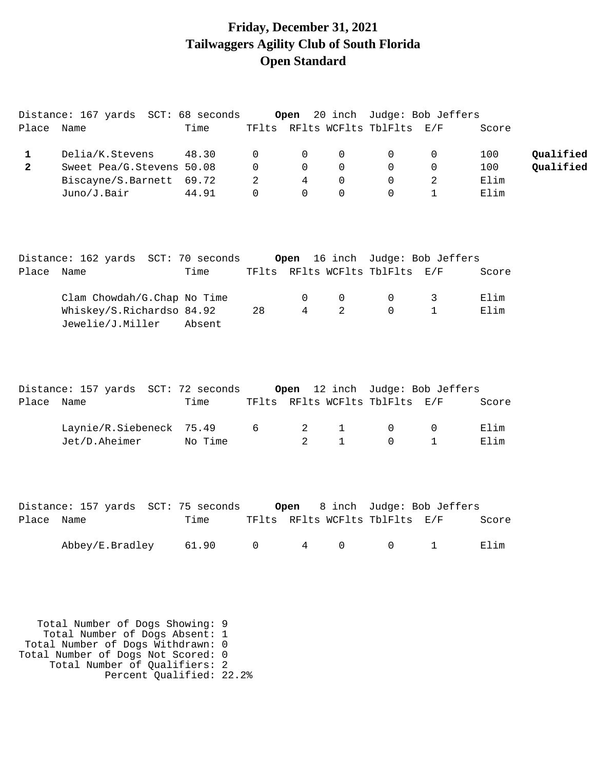# Friday, December 31, 2021
# Tailwaggers Agility Club of South Florida
# Open Standard

Distance: 167 yards SCT: 68 seconds **Open** 20 inch Judge: Bob Jeffers

| Place | Name | Time | TFlts | RFlts | WCFlts | TblFlts | E/F | Score | |
|---|---|---|---|---|---|---|---|---|---|
| **1** | Delia/K.Stevens | 48.30 | 0 | 0 | 0 | 0 | 0 | 100 | **Qualified** |
| **2** | Sweet Pea/G.Stevens | 50.08 | 0 | 0 | 0 | 0 | 0 | 100 | **Qualified** |
| | Biscayne/S.Barnett | 69.72 | 2 | 4 | 0 | 0 | 2 | Elim | |
| | Juno/J.Bair | 44.91 | 0 | 0 | 0 | 0 | 1 | Elim | |

Distance: 162 yards SCT: 70 seconds **Open** 16 inch Judge: Bob Jeffers

| Place | Name | Time | TFlts | RFlts | WCFlts | TblFlts | E/F | Score |
|---|---|---|---|---|---|---|---|---|
| | Clam Chowdah/G.Chap | No Time | | 0 | 0 | 0 | 3 | Elim |
| | Whiskey/S.Richardso | 84.92 | 28 | 4 | 2 | 0 | 1 | Elim |
| | Jewelie/J.Miller | Absent | | | | | | |

Distance: 157 yards SCT: 72 seconds **Open** 12 inch Judge: Bob Jeffers

| Place | Name | Time | TFlts | RFlts | WCFlts | TblFlts | E/F | Score |
|---|---|---|---|---|---|---|---|---|
| | Laynie/R.Siebeneck | 75.49 | 6 | 2 | 1 | 0 | 0 | Elim |
| | Jet/D.Aheimer | No Time | | 2 | 1 | 0 | 1 | Elim |

Distance: 157 yards SCT: 75 seconds **Open** 8 inch Judge: Bob Jeffers

| Place | Name | Time | TFlts | RFlts | WCFlts | TblFlts | E/F | Score |
|---|---|---|---|---|---|---|---|---|
| | Abbey/E.Bradley | 61.90 | 0 | 4 | 0 | 0 | 1 | Elim |

Total Number of Dogs Showing: 9
Total Number of Dogs Absent: 1
Total Number of Dogs Withdrawn: 0
Total Number of Dogs Not Scored: 0
Total Number of Qualifiers: 2
Percent Qualified: 22.2%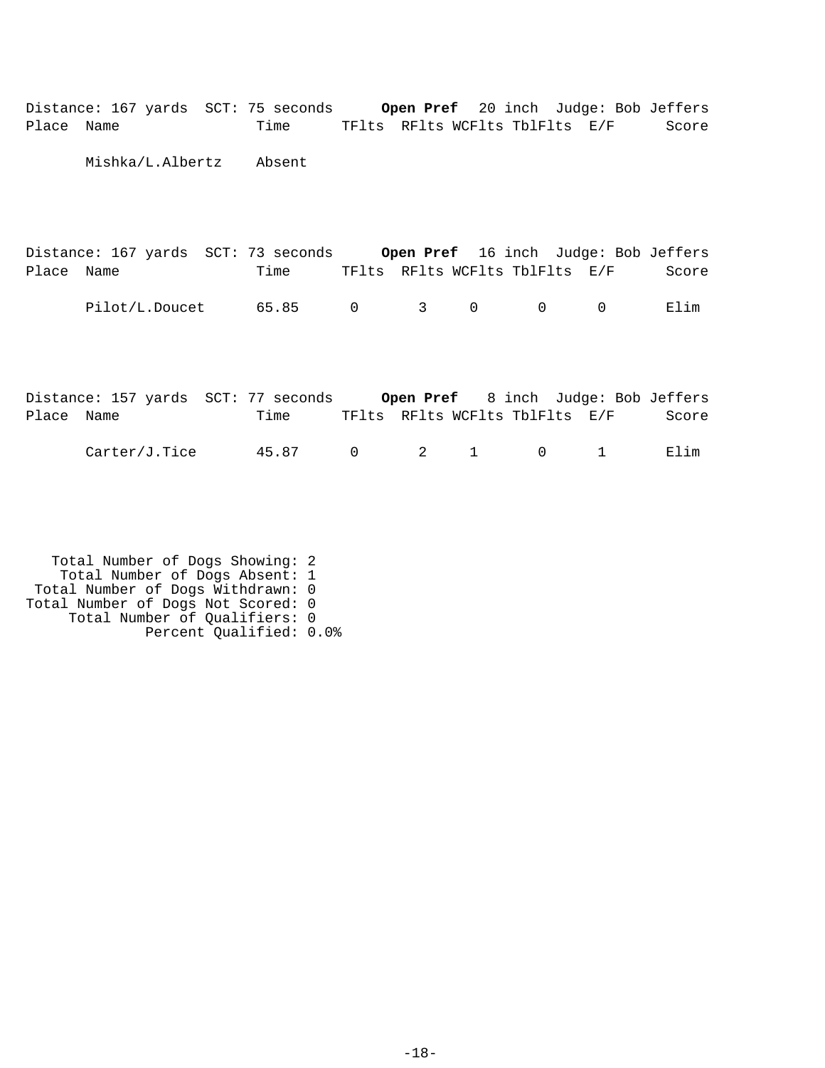Distance: 167 yards SCT: 75 seconds **Open Pref** 20 inch Judge: Bob Jeffers

| Place | Name | Time | TFlts | RFlts | WCFlts | TblFlts | E/F | Score |
|---|---|---|---|---|---|---|---|---|
| | Mishka/L.Albertz | Absent | | | | | | |

Distance: 167 yards SCT: 73 seconds **Open Pref** 16 inch Judge: Bob Jeffers

| Place | Name | Time | TFlts | RFlts | WCFlts | TblFlts | E/F | Score |
|---|---|---|---|---|---|---|---|---|
| | Pilot/L.Doucet | 65.85 | 0 | 3 | 0 | 0 | 0 | Elim |

Distance: 157 yards SCT: 77 seconds **Open Pref** 8 inch Judge: Bob Jeffers

| Place | Name | Time | TFlts | RFlts | WCFlts | TblFlts | E/F | Score |
|---|---|---|---|---|---|---|---|---|
| | Carter/J.Tice | 45.87 | 0 | 2 | 1 | 0 | 1 | Elim |

Total Number of Dogs Showing: 2
Total Number of Dogs Absent: 1
Total Number of Dogs Withdrawn: 0
Total Number of Dogs Not Scored: 0
Total Number of Qualifiers: 0
Percent Qualified: 0.0%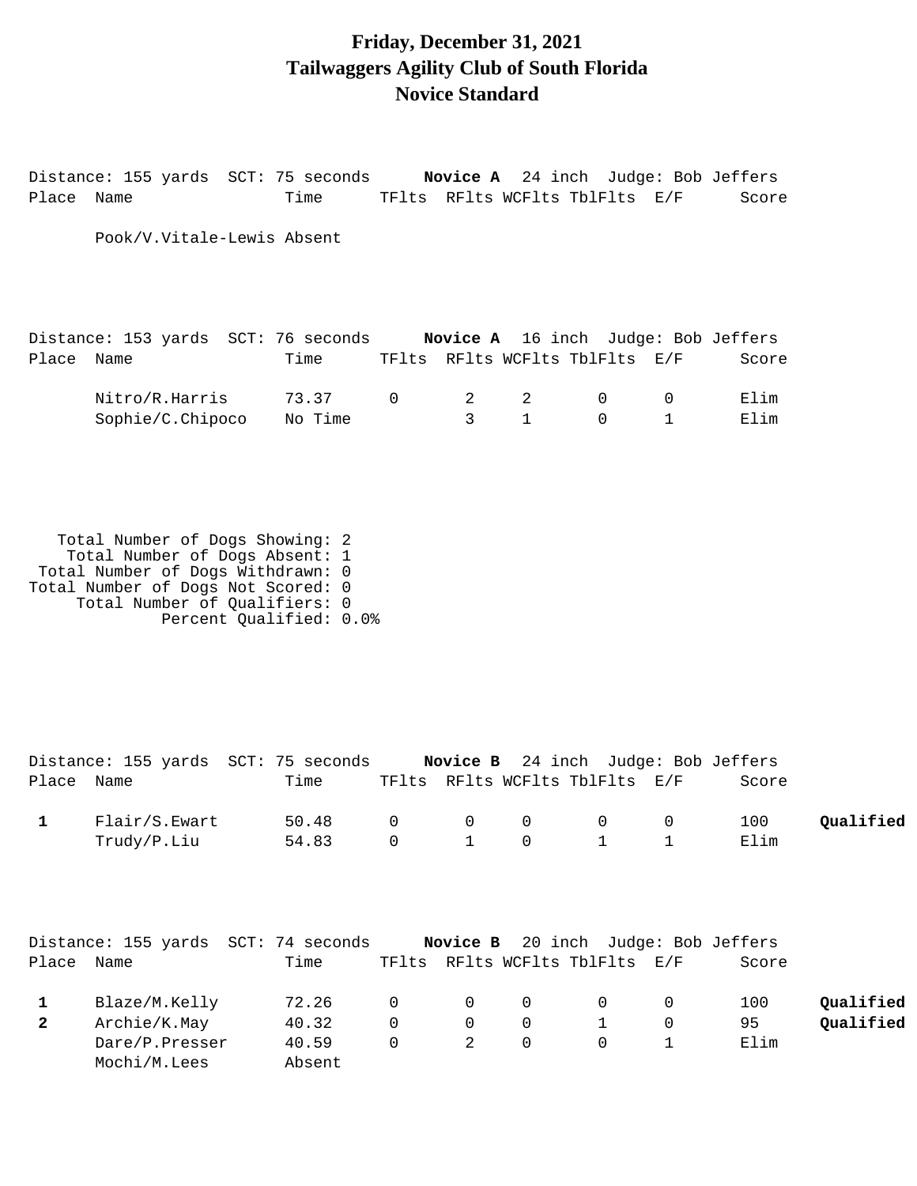# Friday, December 31, 2021
# Tailwaggers Agility Club of South Florida
# Novice Standard

Distance: 155 yards SCT: 75 seconds **Novice A** 24 inch Judge: Bob Jeffers

| Place | Name | Time | TFlts | RFlts | WCFlts | TblFlts | E/F | Score | |
|---|---|---|---|---|---|---|---|---|---|
| | Pook/V.Vitale-Lewis | Absent | | | | | | | |

Distance: 153 yards SCT: 76 seconds **Novice A** 16 inch Judge: Bob Jeffers

| Place | Name | Time | TFlts | RFlts | WCFlts | TblFlts | E/F | Score | |
|---|---|---|---|---|---|---|---|---|---|
| | Nitro/R.Harris | 73.37 | 0 | 2 | 2 | 0 | 0 | Elim | |
| | Sophie/C.Chipoco | No Time | | 3 | 1 | 0 | 1 | Elim | |

Total Number of Dogs Showing: 2
Total Number of Dogs Absent: 1
Total Number of Dogs Withdrawn: 0
Total Number of Dogs Not Scored: 0
Total Number of Qualifiers: 0
Percent Qualified: 0.0%

Distance: 155 yards SCT: 75 seconds **Novice B** 24 inch Judge: Bob Jeffers

| Place | Name | Time | TFlts | RFlts | WCFlts | TblFlts | E/F | Score | |
|---|---|---|---|---|---|---|---|---|---|
| **1** | Flair/S.Ewart | 50.48 | 0 | 0 | 0 | 0 | 0 | 100 | **Qualified** |
| | Trudy/P.Liu | 54.83 | 0 | 1 | 0 | 1 | 1 | Elim | |

Distance: 155 yards SCT: 74 seconds **Novice B** 20 inch Judge: Bob Jeffers

| Place | Name | Time | TFlts | RFlts | WCFlts | TblFlts | E/F | Score | |
|---|---|---|---|---|---|---|---|---|---|
| **1** | Blaze/M.Kelly | 72.26 | 0 | 0 | 0 | 0 | 0 | 100 | **Qualified** |
| **2** | Archie/K.May | 40.32 | 0 | 0 | 0 | 1 | 0 | 95 | **Qualified** |
| | Dare/P.Presser | 40.59 | 0 | 2 | 0 | 0 | 1 | Elim | |
| | Mochi/M.Lees | Absent | | | | | | | |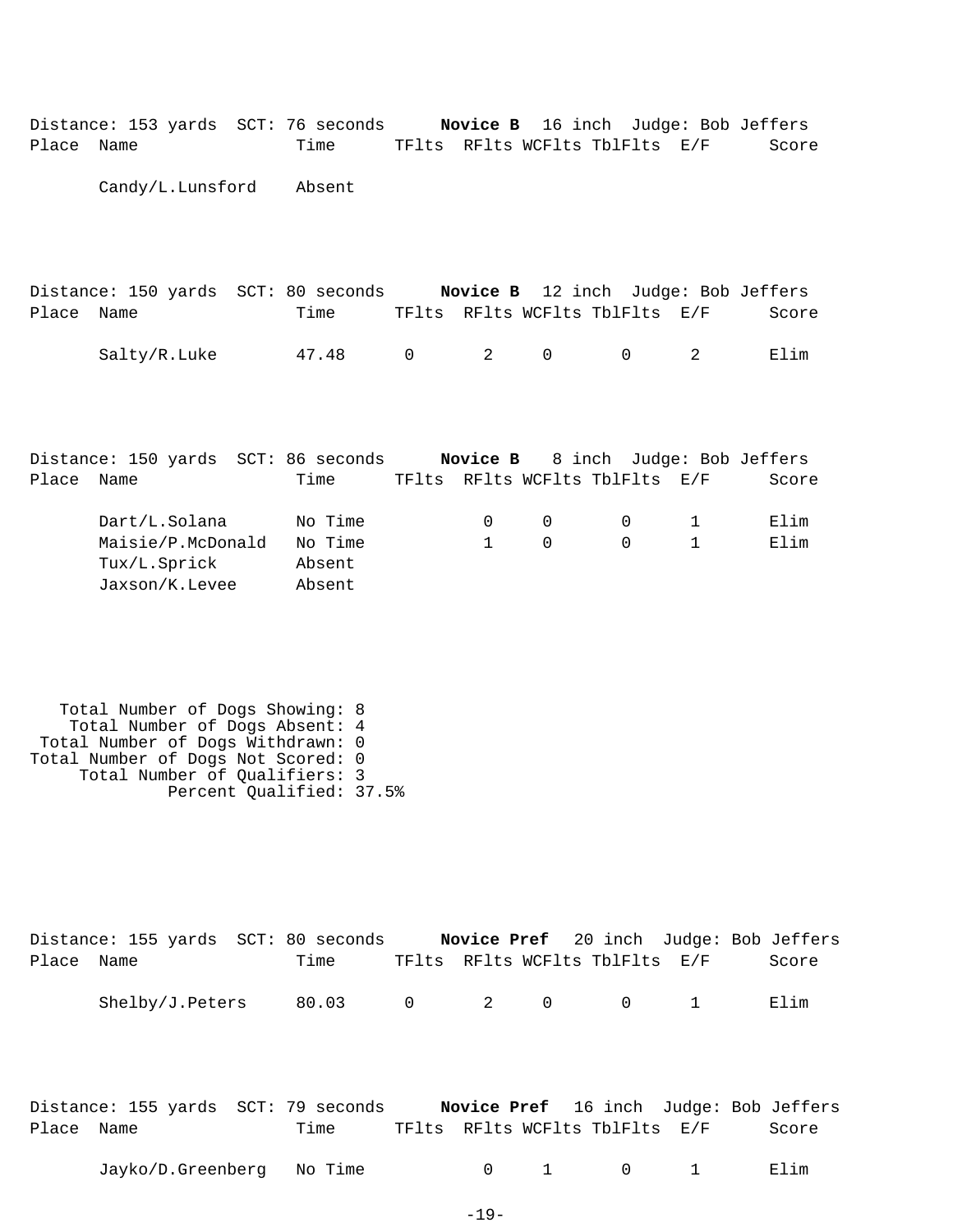Distance: 153 yards SCT: 76 seconds **Novice B** 16 inch Judge: Bob Jeffers

| Place | Name | Time | TFlts | RFlts | WCFlts | TblFlts | E/F | Score |
|---|---|---|---|---|---|---|---|---|
| | Candy/L.Lunsford | Absent | | | | | | |

Distance: 150 yards SCT: 80 seconds **Novice B** 12 inch Judge: Bob Jeffers

| Place | Name | Time | TFlts | RFlts | WCFlts | TblFlts | E/F | Score |
|---|---|---|---|---|---|---|---|---|
| | Salty/R.Luke | 47.48 | 0 | 2 | 0 | 0 | 2 | Elim |

Distance: 150 yards SCT: 86 seconds **Novice B** 8 inch Judge: Bob Jeffers

| Place | Name | Time | TFlts | RFlts | WCFlts | TblFlts | E/F | Score |
|---|---|---|---|---|---|---|---|---|
| | Dart/L.Solana | No Time | | 0 | 0 | 0 | 1 | Elim |
| | Maisie/P.McDonald | No Time | | 1 | 0 | 0 | 1 | Elim |
| | Tux/L.Sprick | Absent | | | | | | |
| | Jaxson/K.Levee | Absent | | | | | | |

Total Number of Dogs Showing: 8
Total Number of Dogs Absent: 4
Total Number of Dogs Withdrawn: 0
Total Number of Dogs Not Scored: 0
Total Number of Qualifiers: 3
Percent Qualified: 37.5%

Distance: 155 yards SCT: 80 seconds **Novice Pref** 20 inch Judge: Bob Jeffers

| Place | Name | Time | TFlts | RFlts | WCFlts | TblFlts | E/F | Score |
|---|---|---|---|---|---|---|---|---|
| | Shelby/J.Peters | 80.03 | 0 | 2 | 0 | 0 | 1 | Elim |

Distance: 155 yards SCT: 79 seconds **Novice Pref** 16 inch Judge: Bob Jeffers

| Place | Name | Time | TFlts | RFlts | WCFlts | TblFlts | E/F | Score |
|---|---|---|---|---|---|---|---|---|
| | Jayko/D.Greenberg | No Time | | 0 | 1 | 0 | 1 | Elim |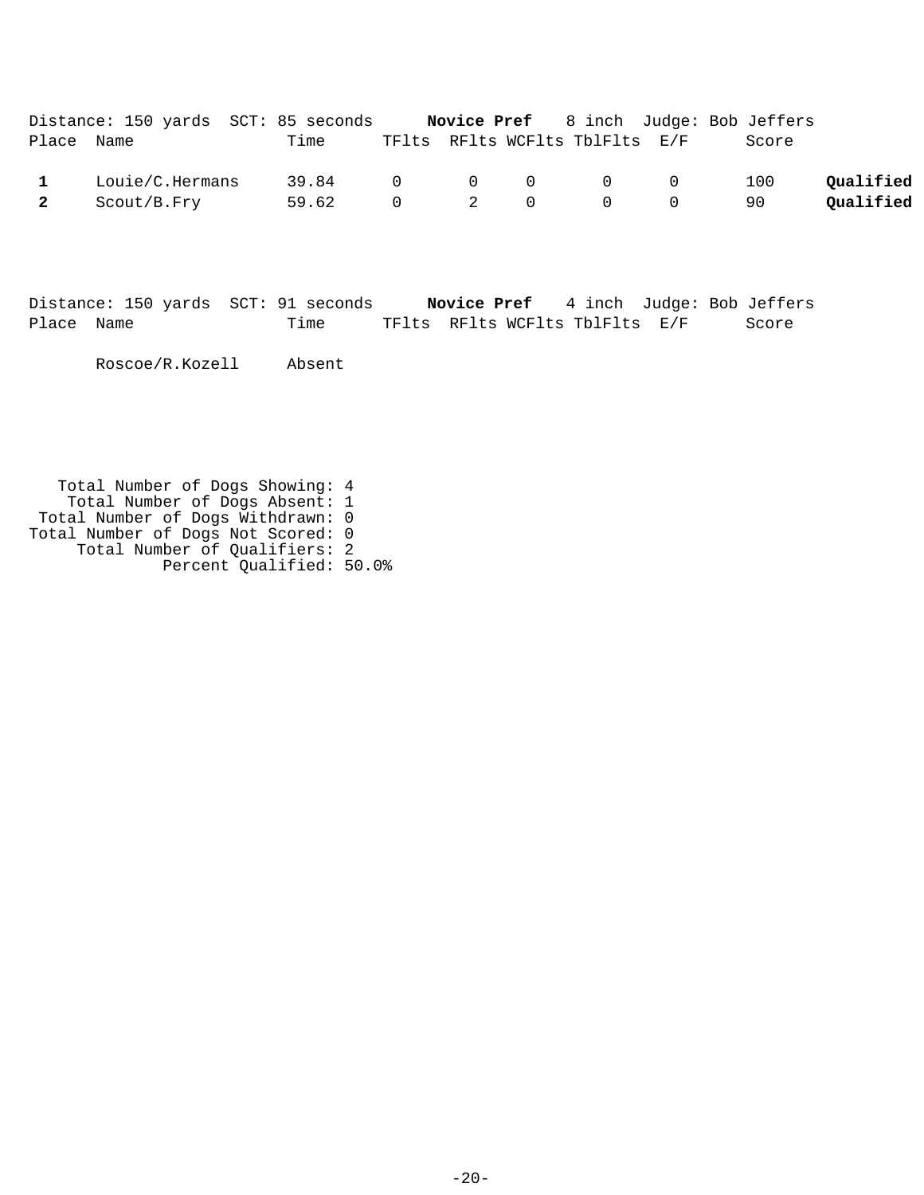Distance: 150 yards  SCT: 85 seconds  **Novice Pref**  8 inch  Judge: Bob Jeffers

| Place | Name | Time | TFlts | RFlts | WCFlts | TblFlts | E/F | Score | |
|---|---|---|---|---|---|---|---|---|---|
| **1** | Louie/C.Hermans | 39.84 | 0 | 0 | 0 | 0 | 0 | 100 | **Qualified** |
| **2** | Scout/B.Fry | 59.62 | 0 | 2 | 0 | 0 | 0 | 90 | **Qualified** |

Distance: 150 yards  SCT: 91 seconds  **Novice Pref**  4 inch  Judge: Bob Jeffers

| Place | Name | Time | TFlts | RFlts | WCFlts | TblFlts | E/F | Score |
|---|---|---|---|---|---|---|---|---|
| | Roscoe/R.Kozell | Absent | | | | | | |

Total Number of Dogs Showing: 4
Total Number of Dogs Absent: 1
Total Number of Dogs Withdrawn: 0
Total Number of Dogs Not Scored: 0
Total Number of Qualifiers: 2
Percent Qualified: 50.0%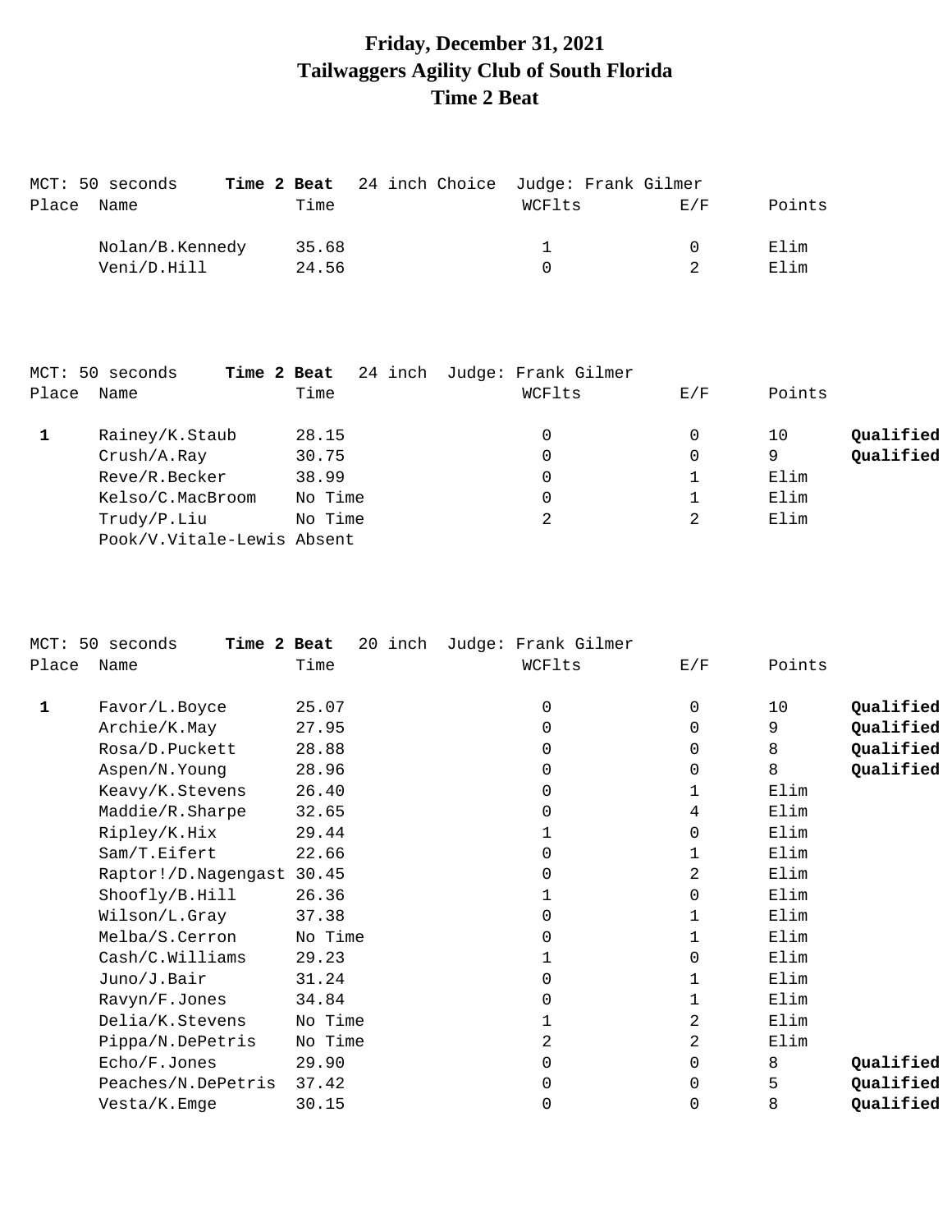# Friday, December 31, 2021
# Tailwaggers Agility Club of South Florida
# Time 2 Beat

MCT: 50 seconds **Time 2 Beat** 24 inch Choice Judge: Frank Gilmer

| Place | Name | Time | WCFlts | E/F | Points | |
|---|---|---|---|---|---|---|
| | Nolan/B.Kennedy | 35.68 | 1 | 0 | Elim | |
| | Veni/D.Hill | 24.56 | 0 | 2 | Elim | |

MCT: 50 seconds **Time 2 Beat** 24 inch Judge: Frank Gilmer

| Place | Name | Time | WCFlts | E/F | Points | |
|---|---|---|---|---|---|---|
| **1** | Rainey/K.Staub | 28.15 | 0 | 0 | 10 | **Qualified** |
| | Crush/A.Ray | 30.75 | 0 | 0 | 9 | **Qualified** |
| | Reve/R.Becker | 38.99 | 0 | 1 | Elim | |
| | Kelso/C.MacBroom | No Time | 0 | 1 | Elim | |
| | Trudy/P.Liu | No Time | 2 | 2 | Elim | |
| | Pook/V.Vitale-Lewis | Absent | | | | |

MCT: 50 seconds **Time 2 Beat** 20 inch Judge: Frank Gilmer

| Place | Name | Time | WCFlts | E/F | Points | |
|---|---|---|---|---|---|---|
| **1** | Favor/L.Boyce | 25.07 | 0 | 0 | 10 | **Qualified** |
| | Archie/K.May | 27.95 | 0 | 0 | 9 | **Qualified** |
| | Rosa/D.Puckett | 28.88 | 0 | 0 | 8 | **Qualified** |
| | Aspen/N.Young | 28.96 | 0 | 0 | 8 | **Qualified** |
| | Keavy/K.Stevens | 26.40 | 0 | 1 | Elim | |
| | Maddie/R.Sharpe | 32.65 | 0 | 4 | Elim | |
| | Ripley/K.Hix | 29.44 | 1 | 0 | Elim | |
| | Sam/T.Eifert | 22.66 | 0 | 1 | Elim | |
| | Raptor!/D.Nagengast | 30.45 | 0 | 2 | Elim | |
| | Shoofly/B.Hill | 26.36 | 1 | 0 | Elim | |
| | Wilson/L.Gray | 37.38 | 0 | 1 | Elim | |
| | Melba/S.Cerron | No Time | 0 | 1 | Elim | |
| | Cash/C.Williams | 29.23 | 1 | 0 | Elim | |
| | Juno/J.Bair | 31.24 | 0 | 1 | Elim | |
| | Ravyn/F.Jones | 34.84 | 0 | 1 | Elim | |
| | Delia/K.Stevens | No Time | 1 | 2 | Elim | |
| | Pippa/N.DePetris | No Time | 2 | 2 | Elim | |
| | Echo/F.Jones | 29.90 | 0 | 0 | 8 | **Qualified** |
| | Peaches/N.DePetris | 37.42 | 0 | 0 | 5 | **Qualified** |
| | Vesta/K.Emge | 30.15 | 0 | 0 | 8 | **Qualified** |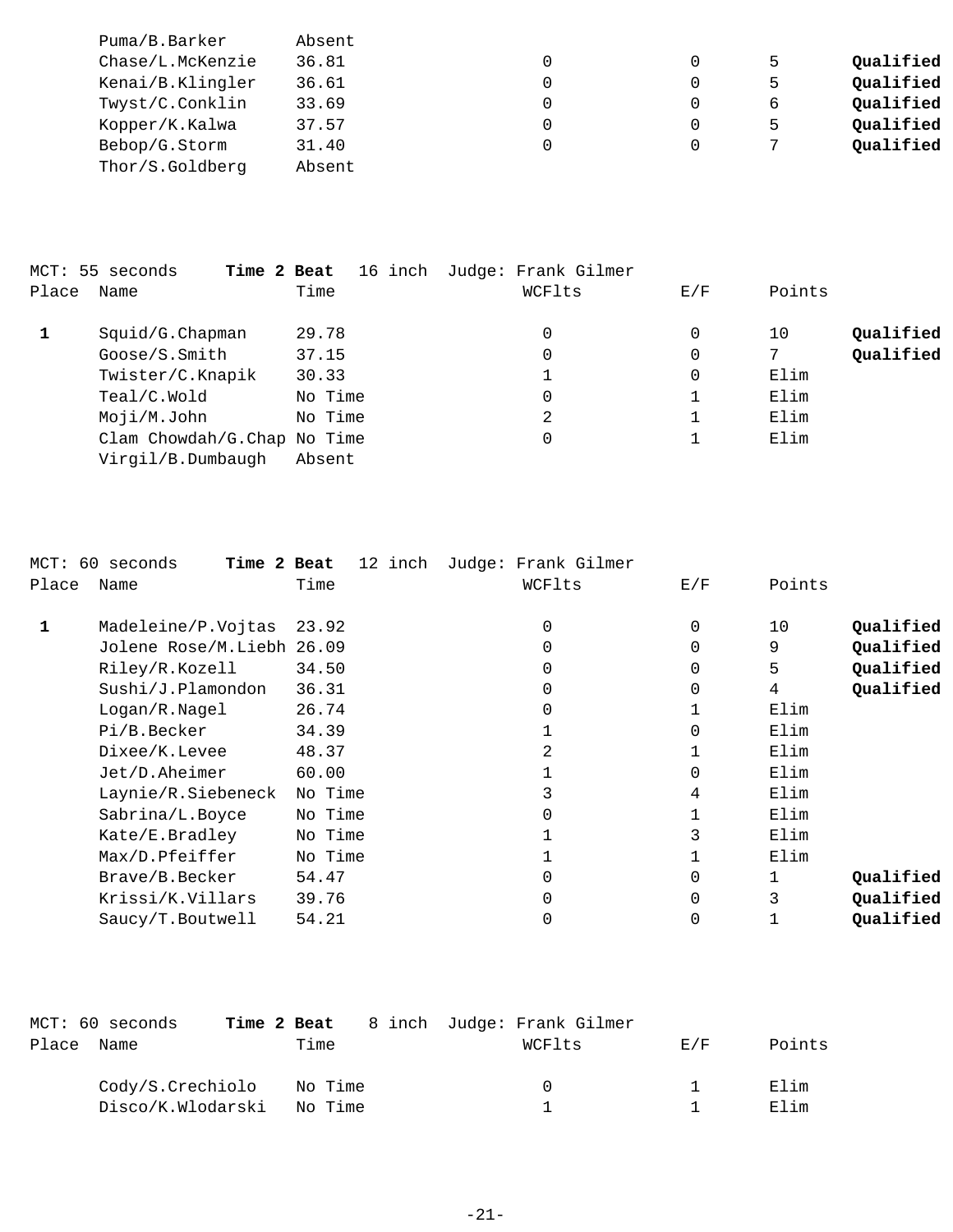| Place | Name | Time | WCFlts | E/F | Points | |
|---|---|---|---|---|---|---|
| | Puma/B.Barker | Absent | | | | |
| | Chase/L.McKenzie | 36.81 | 0 | 0 | 5 | **Qualified** |
| | Kenai/B.Klingler | 36.61 | 0 | 0 | 5 | **Qualified** |
| | Twyst/C.Conklin | 33.69 | 0 | 0 | 6 | **Qualified** |
| | Kopper/K.Kalwa | 37.57 | 0 | 0 | 5 | **Qualified** |
| | Bebop/G.Storm | 31.40 | 0 | 0 | 7 | **Qualified** |
| | Thor/S.Goldberg | Absent | | | | |

MCT: 55 seconds **Time 2 Beat** 16 inch Judge: Frank Gilmer

| Place | Name | Time | WCFlts | E/F | Points | |
|---|---|---|---|---|---|---|
| **1** | Squid/G.Chapman | 29.78 | 0 | 0 | 10 | **Qualified** |
| | Goose/S.Smith | 37.15 | 0 | 0 | 7 | **Qualified** |
| | Twister/C.Knapik | 30.33 | 1 | 0 | Elim | |
| | Teal/C.Wold | No Time | 0 | 1 | Elim | |
| | Moji/M.John | No Time | 2 | 1 | Elim | |
| | Clam Chowdah/G.Chap | No Time | 0 | 1 | Elim | |
| | Virgil/B.Dumbaugh | Absent | | | | |

MCT: 60 seconds **Time 2 Beat** 12 inch Judge: Frank Gilmer

| Place | Name | Time | WCFlts | E/F | Points | |
|---|---|---|---|---|---|---|
| **1** | Madeleine/P.Vojtas | 23.92 | 0 | 0 | 10 | **Qualified** |
| | Jolene Rose/M.Liebh | 26.09 | 0 | 0 | 9 | **Qualified** |
| | Riley/R.Kozell | 34.50 | 0 | 0 | 5 | **Qualified** |
| | Sushi/J.Plamondon | 36.31 | 0 | 0 | 4 | **Qualified** |
| | Logan/R.Nagel | 26.74 | 0 | 1 | Elim | |
| | Pi/B.Becker | 34.39 | 1 | 0 | Elim | |
| | Dixee/K.Levee | 48.37 | 2 | 1 | Elim | |
| | Jet/D.Aheimer | 60.00 | 1 | 0 | Elim | |
| | Laynie/R.Siebeneck | No Time | 3 | 4 | Elim | |
| | Sabrina/L.Boyce | No Time | 0 | 1 | Elim | |
| | Kate/E.Bradley | No Time | 1 | 3 | Elim | |
| | Max/D.Pfeiffer | No Time | 1 | 1 | Elim | |
| | Brave/B.Becker | 54.47 | 0 | 0 | 1 | **Qualified** |
| | Krissi/K.Villars | 39.76 | 0 | 0 | 3 | **Qualified** |
| | Saucy/T.Boutwell | 54.21 | 0 | 0 | 1 | **Qualified** |

MCT: 60 seconds **Time 2 Beat** 8 inch Judge: Frank Gilmer

| Place | Name | Time | WCFlts | E/F | Points |
|---|---|---|---|---|---|
| | Cody/S.Crechiolo | No Time | 0 | 1 | Elim |
| | Disco/K.Wlodarski | No Time | 1 | 1 | Elim |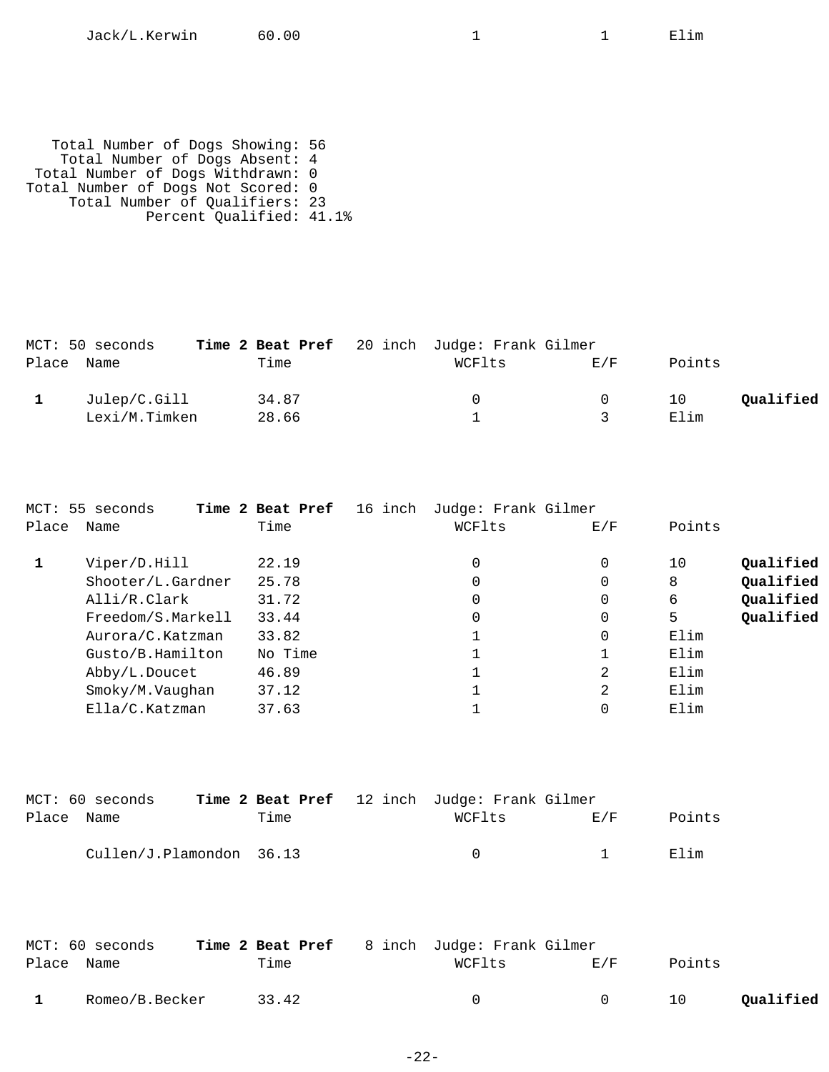| | Name | Time | WCFlts | E/F | Points | |
|---|---|---|---|---|---|---|
| | Jack/L.Kerwin | 60.00 | 1 | 1 | Elim | |

Total Number of Dogs Showing: 56
Total Number of Dogs Absent: 4
Total Number of Dogs Withdrawn: 0
Total Number of Dogs Not Scored: 0
Total Number of Qualifiers: 23
Percent Qualified: 41.1%

MCT: 50 seconds **Time 2 Beat Pref** 20 inch Judge: Frank Gilmer

| Place | Name | Time | WCFlts | E/F | Points | |
|---|---|---|---|---|---|---|
| **1** | Julep/C.Gill | 34.87 | 0 | 0 | 10 | **Qualified** |
| | Lexi/M.Timken | 28.66 | 1 | 3 | Elim | |

MCT: 55 seconds **Time 2 Beat Pref** 16 inch Judge: Frank Gilmer

| Place | Name | Time | WCFlts | E/F | Points | |
|---|---|---|---|---|---|---|
| **1** | Viper/D.Hill | 22.19 | 0 | 0 | 10 | **Qualified** |
| | Shooter/L.Gardner | 25.78 | 0 | 0 | 8 | **Qualified** |
| | Alli/R.Clark | 31.72 | 0 | 0 | 6 | **Qualified** |
| | Freedom/S.Markell | 33.44 | 0 | 0 | 5 | **Qualified** |
| | Aurora/C.Katzman | 33.82 | 1 | 0 | Elim | |
| | Gusto/B.Hamilton | No Time | 1 | 1 | Elim | |
| | Abby/L.Doucet | 46.89 | 1 | 2 | Elim | |
| | Smoky/M.Vaughan | 37.12 | 1 | 2 | Elim | |
| | Ella/C.Katzman | 37.63 | 1 | 0 | Elim | |

MCT: 60 seconds **Time 2 Beat Pref** 12 inch Judge: Frank Gilmer

| Place | Name | Time | WCFlts | E/F | Points | |
|---|---|---|---|---|---|---|
| | Cullen/J.Plamondon | 36.13 | 0 | 1 | Elim | |

MCT: 60 seconds **Time 2 Beat Pref** 8 inch Judge: Frank Gilmer

| Place | Name | Time | WCFlts | E/F | Points | |
|---|---|---|---|---|---|---|
| **1** | Romeo/B.Becker | 33.42 | 0 | 0 | 10 | **Qualified** |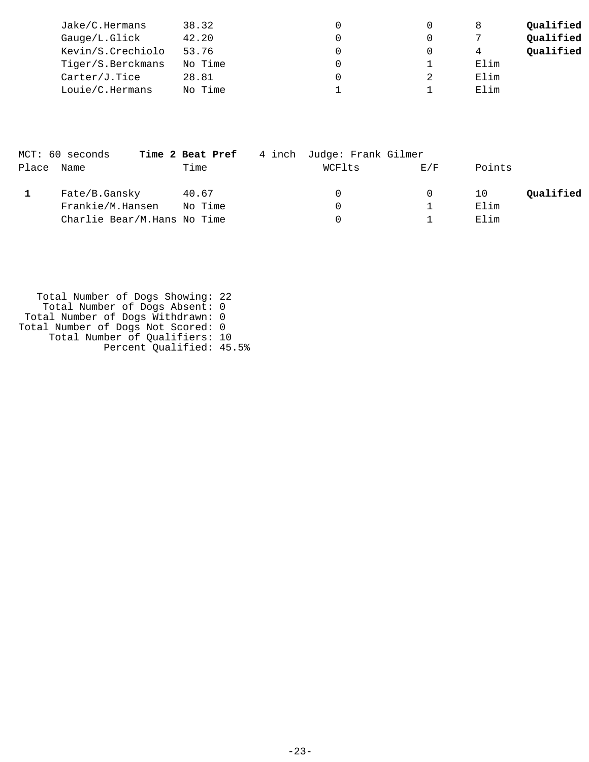| Place | Name | Time | WCFlts | E/F | Points | |
|---|---|---|---|---|---|---|
| | Jake/C.Hermans | 38.32 | 0 | 0 | 8 | **Qualified** |
| | Gauge/L.Glick | 42.20 | 0 | 0 | 7 | **Qualified** |
| | Kevin/S.Crechiolo | 53.76 | 0 | 0 | 4 | **Qualified** |
| | Tiger/S.Berckmans | No Time | 0 | 1 | Elim | |
| | Carter/J.Tice | 28.81 | 0 | 2 | Elim | |
| | Louie/C.Hermans | No Time | 1 | 1 | Elim | |

MCT: 60 seconds **Time 2 Beat Pref** 4 inch Judge: Frank Gilmer

| Place | Name | Time | WCFlts | E/F | Points | |
|---|---|---|---|---|---|---|
| **1** | Fate/B.Gansky | 40.67 | 0 | 0 | 10 | **Qualified** |
| | Frankie/M.Hansen | No Time | 0 | 1 | Elim | |
| | Charlie Bear/M.Hans | No Time | 0 | 1 | Elim | |

Total Number of Dogs Showing: 22
Total Number of Dogs Absent: 0
Total Number of Dogs Withdrawn: 0
Total Number of Dogs Not Scored: 0
Total Number of Qualifiers: 10
Percent Qualified: 45.5%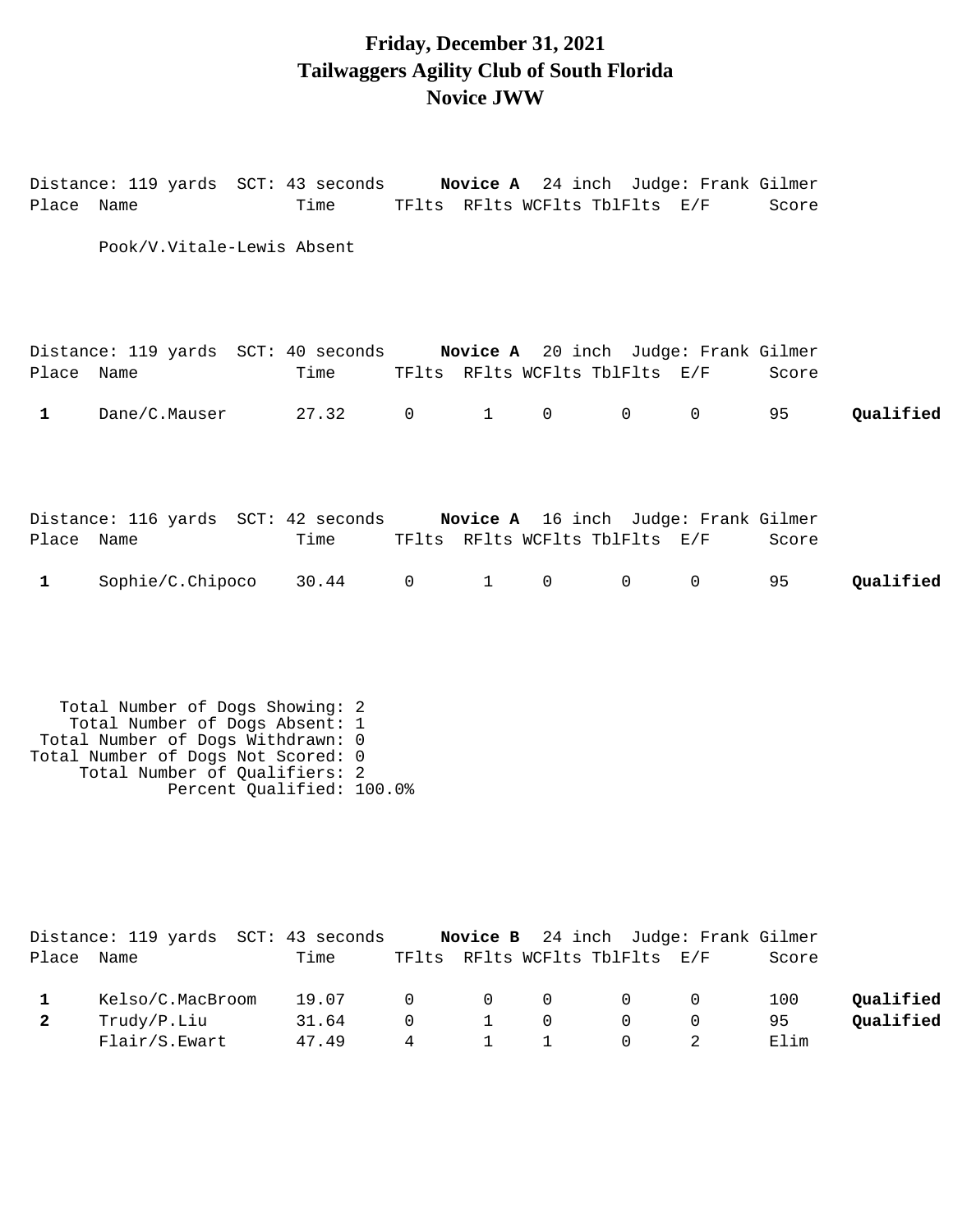# Friday, December 31, 2021
# Tailwaggers Agility Club of South Florida
# Novice JWW

Distance: 119 yards SCT: 43 seconds **Novice A** 24 inch Judge: Frank Gilmer

| Place | Name | Time | TFlts | RFlts | WCFlts | TblFlts | E/F | Score | |
|---|---|---|---|---|---|---|---|---|---|
| | Pook/V.Vitale-Lewis Absent | | | | | | | | |

Distance: 119 yards SCT: 40 seconds **Novice A** 20 inch Judge: Frank Gilmer

| Place | Name | Time | TFlts | RFlts | WCFlts | TblFlts | E/F | Score | |
|---|---|---|---|---|---|---|---|---|---|
| **1** | Dane/C.Mauser | 27.32 | 0 | 1 | 0 | 0 | 0 | 95 | **Qualified** |

Distance: 116 yards SCT: 42 seconds **Novice A** 16 inch Judge: Frank Gilmer

| Place | Name | Time | TFlts | RFlts | WCFlts | TblFlts | E/F | Score | |
|---|---|---|---|---|---|---|---|---|---|
| **1** | Sophie/C.Chipoco | 30.44 | 0 | 1 | 0 | 0 | 0 | 95 | **Qualified** |

Total Number of Dogs Showing: 2
Total Number of Dogs Absent: 1
Total Number of Dogs Withdrawn: 0
Total Number of Dogs Not Scored: 0
Total Number of Qualifiers: 2
Percent Qualified: 100.0%

Distance: 119 yards SCT: 43 seconds **Novice B** 24 inch Judge: Frank Gilmer

| Place | Name | Time | TFlts | RFlts | WCFlts | TblFlts | E/F | Score | |
|---|---|---|---|---|---|---|---|---|---|
| **1** | Kelso/C.MacBroom | 19.07 | 0 | 0 | 0 | 0 | 0 | 100 | **Qualified** |
| **2** | Trudy/P.Liu | 31.64 | 0 | 1 | 0 | 0 | 0 | 95 | **Qualified** |
| | Flair/S.Ewart | 47.49 | 4 | 1 | 1 | 0 | 2 | Elim | |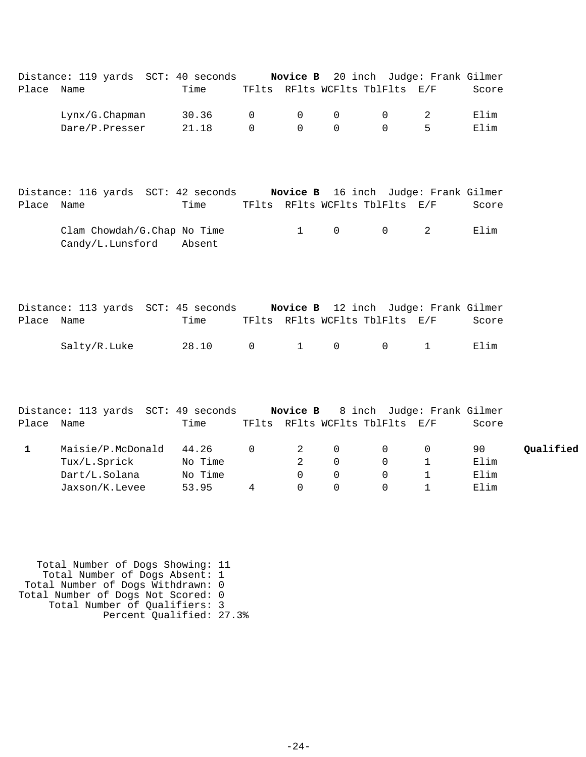Distance: 119 yards  SCT: 40 seconds  **Novice B**  20 inch  Judge: Frank Gilmer

| Place | Name | Time | TFlts | RFlts | WCFlts | TblFlts | E/F | Score | |
|---|---|---|---|---|---|---|---|---|---|
| | Lynx/G.Chapman | 30.36 | 0 | 0 | 0 | 0 | 2 | Elim | |
| | Dare/P.Presser | 21.18 | 0 | 0 | 0 | 0 | 5 | Elim | |

Distance: 116 yards  SCT: 42 seconds  **Novice B**  16 inch  Judge: Frank Gilmer

| Place | Name | Time | TFlts | RFlts | WCFlts | TblFlts | E/F | Score | |
|---|---|---|---|---|---|---|---|---|---|
| | Clam Chowdah/G.Chap | No Time | | 1 | 0 | 0 | 2 | Elim | |
| | Candy/L.Lunsford | Absent | | | | | | | |

Distance: 113 yards  SCT: 45 seconds  **Novice B**  12 inch  Judge: Frank Gilmer

| Place | Name | Time | TFlts | RFlts | WCFlts | TblFlts | E/F | Score | |
|---|---|---|---|---|---|---|---|---|---|
| | Salty/R.Luke | 28.10 | 0 | 1 | 0 | 0 | 1 | Elim | |

Distance: 113 yards  SCT: 49 seconds  **Novice B**  8 inch  Judge: Frank Gilmer

| Place | Name | Time | TFlts | RFlts | WCFlts | TblFlts | E/F | Score | |
|---|---|---|---|---|---|---|---|---|---|
| **1** | Maisie/P.McDonald | 44.26 | 0 | 2 | 0 | 0 | 0 | 90 | **Qualified** |
| | Tux/L.Sprick | No Time | | 2 | 0 | 0 | 1 | Elim | |
| | Dart/L.Solana | No Time | | 0 | 0 | 0 | 1 | Elim | |
| | Jaxson/K.Levee | 53.95 | 4 | 0 | 0 | 0 | 1 | Elim | |

Total Number of Dogs Showing: 11
Total Number of Dogs Absent: 1
Total Number of Dogs Withdrawn: 0
Total Number of Dogs Not Scored: 0
Total Number of Qualifiers: 3
Percent Qualified: 27.3%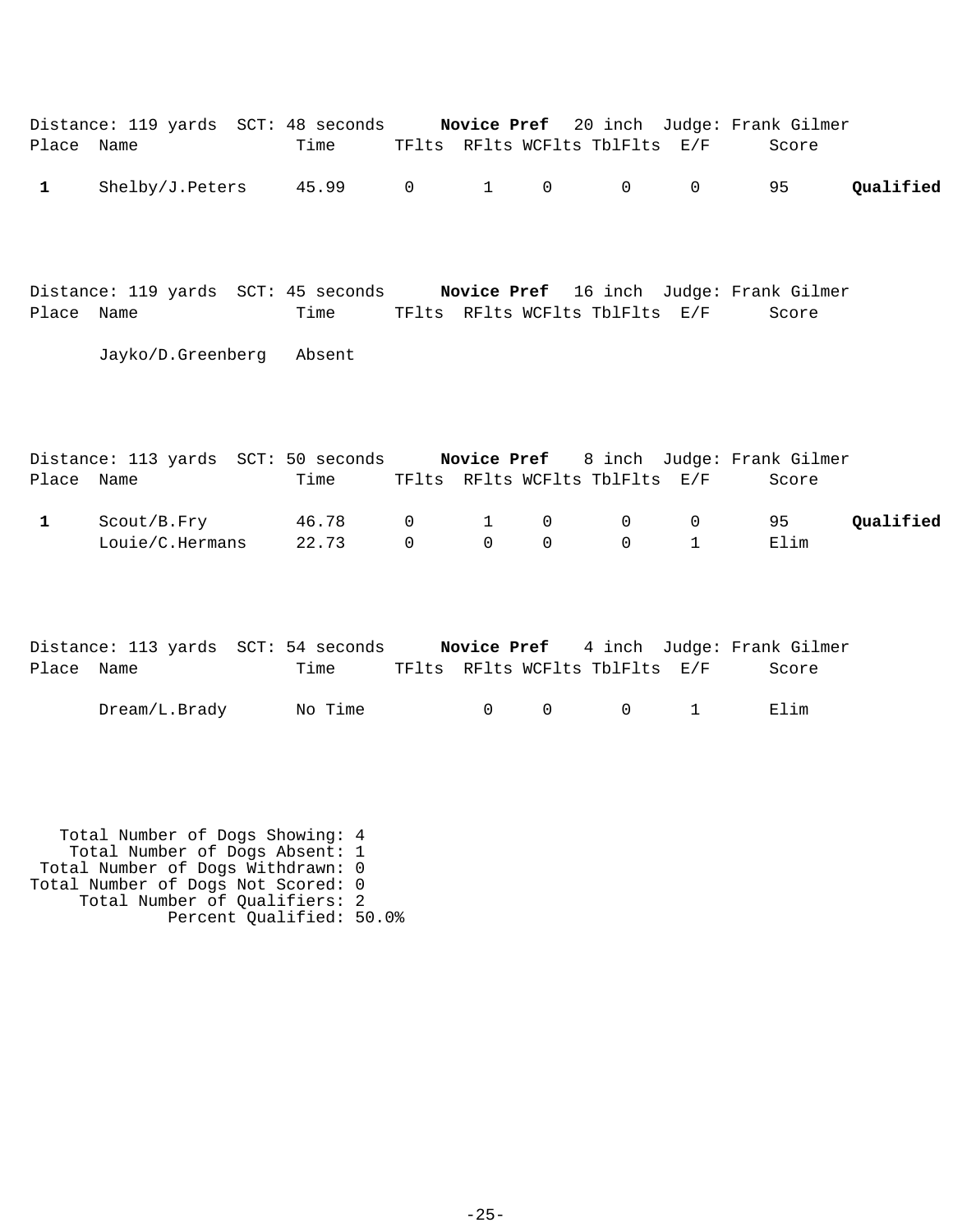Distance: 119 yards SCT: 48 seconds **Novice Pref** 20 inch Judge: Frank Gilmer

| Place | Name | Time | TFlts | RFlts | WCFlts | TblFlts | E/F | Score | |
|---|---|---|---|---|---|---|---|---|---|
| **1** | Shelby/J.Peters | 45.99 | 0 | 1 | 0 | 0 | 0 | 95 | **Qualified** |

Distance: 119 yards SCT: 45 seconds **Novice Pref** 16 inch Judge: Frank Gilmer

| Place | Name | Time | TFlts | RFlts | WCFlts | TblFlts | E/F | Score |
|---|---|---|---|---|---|---|---|---|
| | Jayko/D.Greenberg | Absent | | | | | | |

Distance: 113 yards SCT: 50 seconds **Novice Pref** 8 inch Judge: Frank Gilmer

| Place | Name | Time | TFlts | RFlts | WCFlts | TblFlts | E/F | Score | |
|---|---|---|---|---|---|---|---|---|---|
| **1** | Scout/B.Fry | 46.78 | 0 | 1 | 0 | 0 | 0 | 95 | **Qualified** |
| | Louie/C.Hermans | 22.73 | 0 | 0 | 0 | 0 | 1 | Elim | |

Distance: 113 yards SCT: 54 seconds **Novice Pref** 4 inch Judge: Frank Gilmer

| Place | Name | Time | TFlts | RFlts | WCFlts | TblFlts | E/F | Score |
|---|---|---|---|---|---|---|---|---|
| | Dream/L.Brady | No Time | | 0 | 0 | 0 | 1 | Elim |

Total Number of Dogs Showing: 4
Total Number of Dogs Absent: 1
Total Number of Dogs Withdrawn: 0
Total Number of Dogs Not Scored: 0
Total Number of Qualifiers: 2
Percent Qualified: 50.0%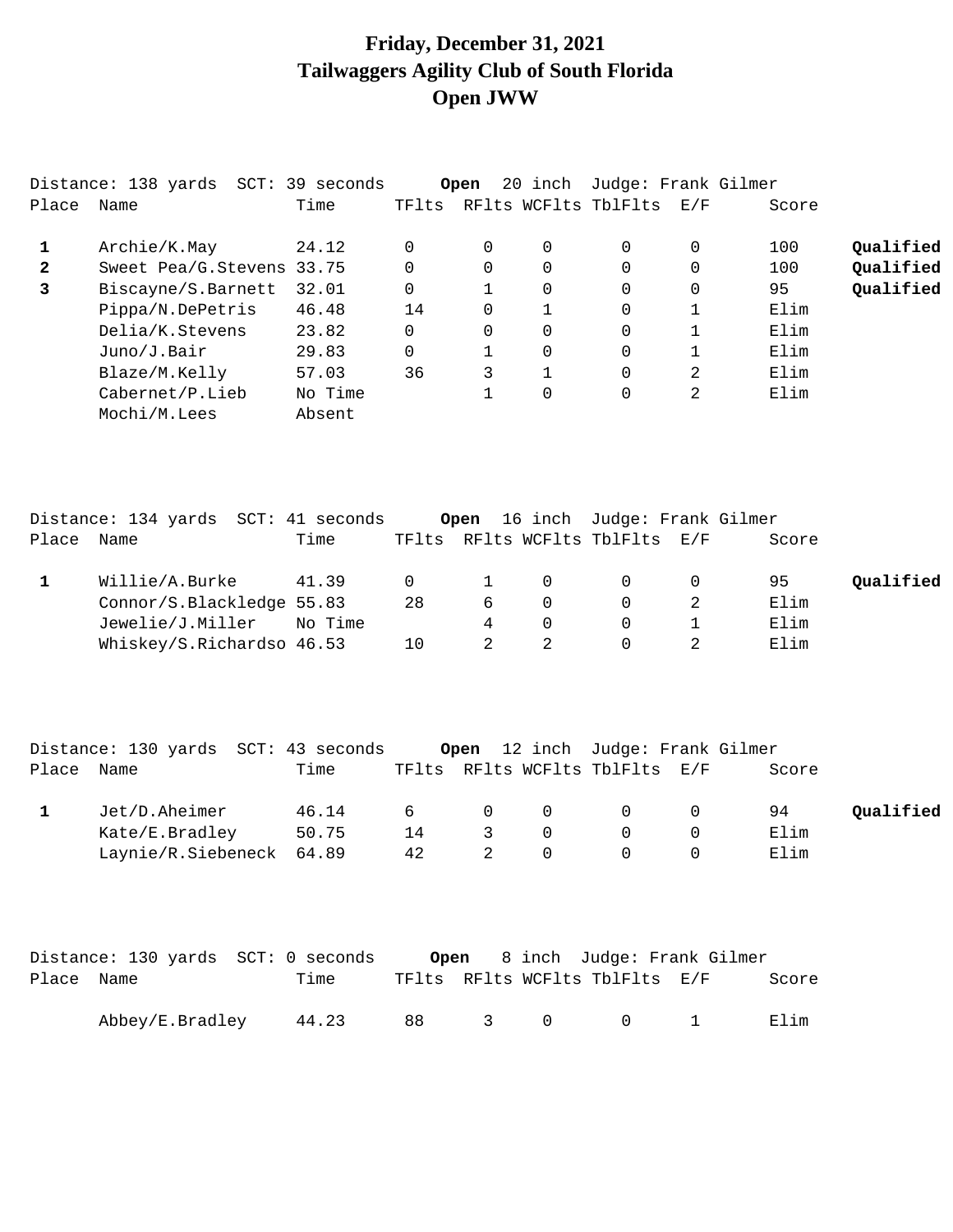# Friday, December 31, 2021
# Tailwaggers Agility Club of South Florida
# Open JWW

Distance: 138 yards SCT: 39 seconds **Open** 20 inch Judge: Frank Gilmer

| Place | Name | Time | TFlts | RFlts | WCFlts | TblFlts | E/F | Score | |
|---|---|---|---|---|---|---|---|---|---|
| **1** | Archie/K.May | 24.12 | 0 | 0 | 0 | 0 | 0 | 100 | **Qualified** |
| **2** | Sweet Pea/G.Stevens | 33.75 | 0 | 0 | 0 | 0 | 0 | 100 | **Qualified** |
| **3** | Biscayne/S.Barnett | 32.01 | 0 | 1 | 0 | 0 | 0 | 95 | **Qualified** |
| | Pippa/N.DePetris | 46.48 | 14 | 0 | 1 | 0 | 1 | Elim | |
| | Delia/K.Stevens | 23.82 | 0 | 0 | 0 | 0 | 1 | Elim | |
| | Juno/J.Bair | 29.83 | 0 | 1 | 0 | 0 | 1 | Elim | |
| | Blaze/M.Kelly | 57.03 | 36 | 3 | 1 | 0 | 2 | Elim | |
| | Cabernet/P.Lieb | No Time | | 1 | 0 | 0 | 2 | Elim | |
| | Mochi/M.Lees | Absent | | | | | | | |

Distance: 134 yards SCT: 41 seconds **Open** 16 inch Judge: Frank Gilmer

| Place | Name | Time | TFlts | RFlts | WCFlts | TblFlts | E/F | Score | |
|---|---|---|---|---|---|---|---|---|---|
| **1** | Willie/A.Burke | 41.39 | 0 | 1 | 0 | 0 | 0 | 95 | **Qualified** |
| | Connor/S.Blackledge | 55.83 | 28 | 6 | 0 | 0 | 2 | Elim | |
| | Jewelie/J.Miller | No Time | | 4 | 0 | 0 | 1 | Elim | |
| | Whiskey/S.Richardso | 46.53 | 10 | 2 | 2 | 0 | 2 | Elim | |

Distance: 130 yards SCT: 43 seconds **Open** 12 inch Judge: Frank Gilmer

| Place | Name | Time | TFlts | RFlts | WCFlts | TblFlts | E/F | Score | |
|---|---|---|---|---|---|---|---|---|---|
| **1** | Jet/D.Aheimer | 46.14 | 6 | 0 | 0 | 0 | 0 | 94 | **Qualified** |
| | Kate/E.Bradley | 50.75 | 14 | 3 | 0 | 0 | 0 | Elim | |
| | Laynie/R.Siebeneck | 64.89 | 42 | 2 | 0 | 0 | 0 | Elim | |

Distance: 130 yards SCT: 0 seconds **Open** 8 inch Judge: Frank Gilmer

| Place | Name | Time | TFlts | RFlts | WCFlts | TblFlts | E/F | Score |
|---|---|---|---|---|---|---|---|---|
| | Abbey/E.Bradley | 44.23 | 88 | 3 | 0 | 0 | 1 | Elim |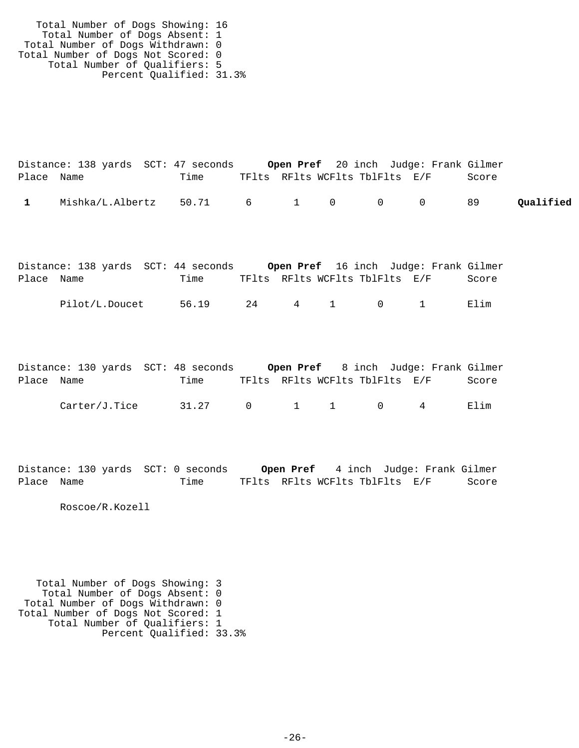Total Number of Dogs Showing: 16
Total Number of Dogs Absent: 1
Total Number of Dogs Withdrawn: 0
Total Number of Dogs Not Scored: 0
Total Number of Qualifiers: 5
Percent Qualified: 31.3%

Distance: 138 yards  SCT: 47 seconds  **Open Pref**  20 inch  Judge: Frank Gilmer

| Place | Name | Time | TFlts | RFlts | WCFlts | TblFlts | E/F | Score | |
|---|---|---|---|---|---|---|---|---|---|
| **1** | Mishka/L.Albertz | 50.71 | 6 | 1 | 0 | 0 | 0 | 89 | **Qualified** |

Distance: 138 yards  SCT: 44 seconds  **Open Pref**  16 inch  Judge: Frank Gilmer

| Place | Name | Time | TFlts | RFlts | WCFlts | TblFlts | E/F | Score |
|---|---|---|---|---|---|---|---|---|
| | Pilot/L.Doucet | 56.19 | 24 | 4 | 1 | 0 | 1 | Elim |

Distance: 130 yards  SCT: 48 seconds  **Open Pref**  8 inch  Judge: Frank Gilmer

| Place | Name | Time | TFlts | RFlts | WCFlts | TblFlts | E/F | Score |
|---|---|---|---|---|---|---|---|---|
| | Carter/J.Tice | 31.27 | 0 | 1 | 1 | 0 | 4 | Elim |

Distance: 130 yards  SCT: 0 seconds  **Open Pref**  4 inch  Judge: Frank Gilmer

| Place | Name | Time | TFlts | RFlts | WCFlts | TblFlts | E/F | Score |
|---|---|---|---|---|---|---|---|---|
| | Roscoe/R.Kozell | | | | | | | |

Total Number of Dogs Showing: 3
Total Number of Dogs Absent: 0
Total Number of Dogs Withdrawn: 0
Total Number of Dogs Not Scored: 1
Total Number of Qualifiers: 1
Percent Qualified: 33.3%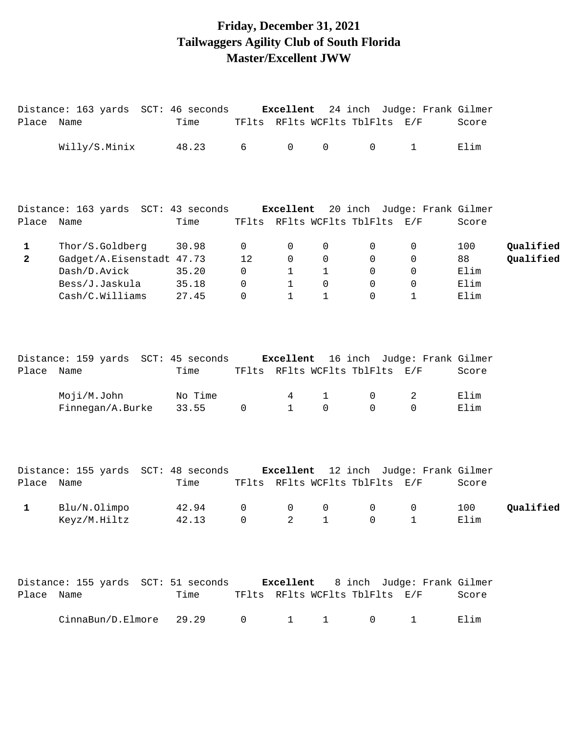# Friday, December 31, 2021
# Tailwaggers Agility Club of South Florida
# Master/Excellent JWW

Distance: 163 yards SCT: 46 seconds **Excellent** 24 inch Judge: Frank Gilmer

| Place | Name | Time | TFlts | RFlts | WCFlts | TblFlts | E/F | Score | |
|---|---|---|---|---|---|---|---|---|---|
| | Willy/S.Minix | 48.23 | 6 | 0 | 0 | 0 | 1 | Elim | |

Distance: 163 yards SCT: 43 seconds **Excellent** 20 inch Judge: Frank Gilmer

| Place | Name | Time | TFlts | RFlts | WCFlts | TblFlts | E/F | Score | |
|---|---|---|---|---|---|---|---|---|---|
| 1 | Thor/S.Goldberg | 30.98 | 0 | 0 | 0 | 0 | 0 | 100 | **Qualified** |
| 2 | Gadget/A.Eisenstadt | 47.73 | 12 | 0 | 0 | 0 | 0 | 88 | **Qualified** |
| | Dash/D.Avick | 35.20 | 0 | 1 | 1 | 0 | 0 | Elim | |
| | Bess/J.Jaskula | 35.18 | 0 | 1 | 0 | 0 | 0 | Elim | |
| | Cash/C.Williams | 27.45 | 0 | 1 | 1 | 0 | 1 | Elim | |

Distance: 159 yards SCT: 45 seconds **Excellent** 16 inch Judge: Frank Gilmer

| Place | Name | Time | TFlts | RFlts | WCFlts | TblFlts | E/F | Score | |
|---|---|---|---|---|---|---|---|---|---|
| | Moji/M.John | No Time | | 4 | 1 | 0 | 2 | Elim | |
| | Finnegan/A.Burke | 33.55 | 0 | 1 | 0 | 0 | 0 | Elim | |

Distance: 155 yards SCT: 48 seconds **Excellent** 12 inch Judge: Frank Gilmer

| Place | Name | Time | TFlts | RFlts | WCFlts | TblFlts | E/F | Score | |
|---|---|---|---|---|---|---|---|---|---|
| 1 | Blu/N.Olimpo | 42.94 | 0 | 0 | 0 | 0 | 0 | 100 | **Qualified** |
| | Keyz/M.Hiltz | 42.13 | 0 | 2 | 1 | 0 | 1 | Elim | |

Distance: 155 yards SCT: 51 seconds **Excellent** 8 inch Judge: Frank Gilmer

| Place | Name | Time | TFlts | RFlts | WCFlts | TblFlts | E/F | Score | |
|---|---|---|---|---|---|---|---|---|---|
| | CinnaBun/D.Elmore | 29.29 | 0 | 1 | 1 | 0 | 1 | Elim | |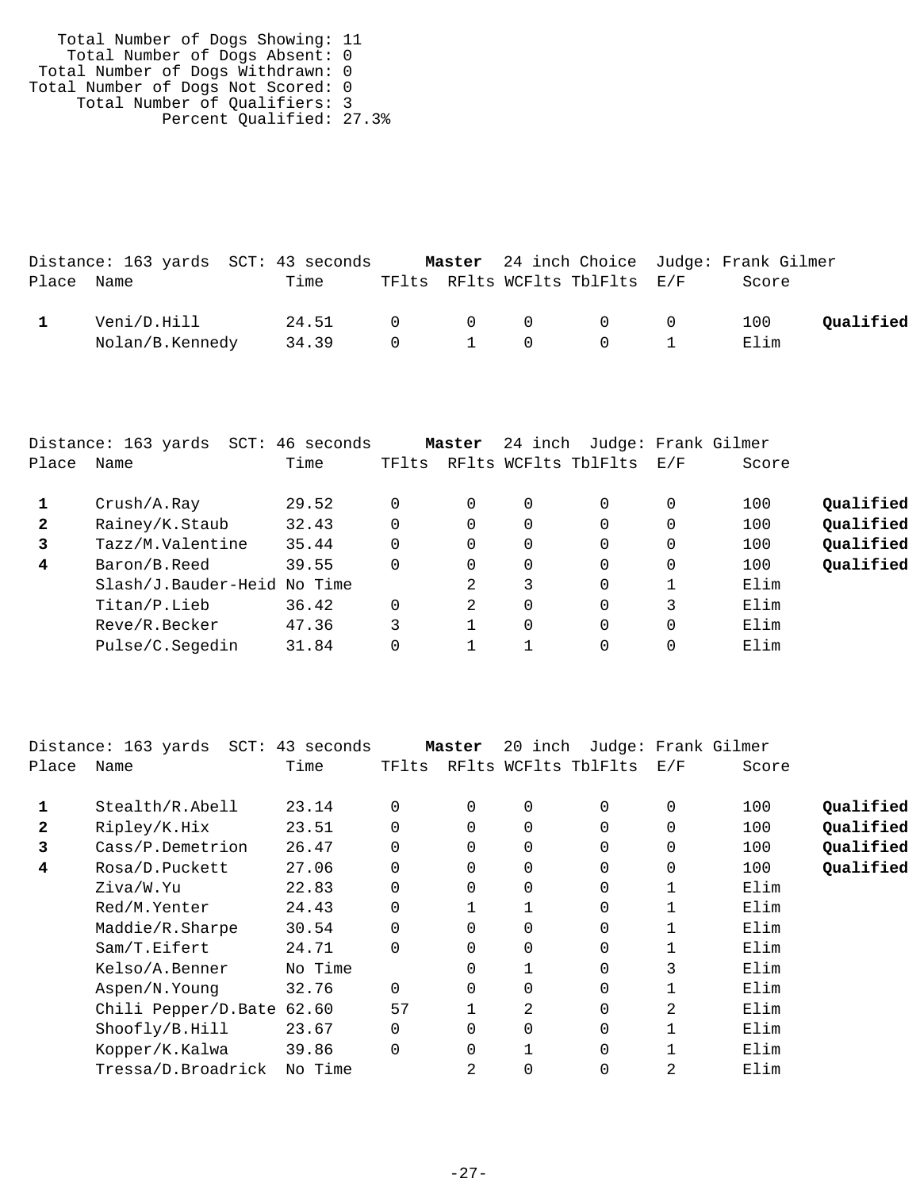Total Number of Dogs Showing: 11
Total Number of Dogs Absent: 0
Total Number of Dogs Withdrawn: 0
Total Number of Dogs Not Scored: 0
Total Number of Qualifiers: 3
Percent Qualified: 27.3%

Distance: 163 yards SCT: 43 seconds **Master** 24 inch Choice Judge: Frank Gilmer

| Place | Name | Time | TFlts | RFlts | WCFlts | TblFlts | E/F | Score | |
|---|---|---|---|---|---|---|---|---|---|
| **1** | Veni/D.Hill | 24.51 | 0 | 0 | 0 | 0 | 0 | 100 | **Qualified** |
| | Nolan/B.Kennedy | 34.39 | 0 | 1 | 0 | 0 | 1 | Elim | |

Distance: 163 yards SCT: 46 seconds **Master** 24 inch Judge: Frank Gilmer

| Place | Name | Time | TFlts | RFlts | WCFlts | TblFlts | E/F | Score | |
|---|---|---|---|---|---|---|---|---|---|
| **1** | Crush/A.Ray | 29.52 | 0 | 0 | 0 | 0 | 0 | 100 | **Qualified** |
| **2** | Rainey/K.Staub | 32.43 | 0 | 0 | 0 | 0 | 0 | 100 | **Qualified** |
| **3** | Tazz/M.Valentine | 35.44 | 0 | 0 | 0 | 0 | 0 | 100 | **Qualified** |
| **4** | Baron/B.Reed | 39.55 | 0 | 0 | 0 | 0 | 0 | 100 | **Qualified** |
| | Slash/J.Bauder-Heid | No Time | | 2 | 3 | 0 | 1 | Elim | |
| | Titan/P.Lieb | 36.42 | 0 | 2 | 0 | 0 | 3 | Elim | |
| | Reve/R.Becker | 47.36 | 3 | 1 | 0 | 0 | 0 | Elim | |
| | Pulse/C.Segedin | 31.84 | 0 | 1 | 1 | 0 | 0 | Elim | |

Distance: 163 yards SCT: 43 seconds **Master** 20 inch Judge: Frank Gilmer

| Place | Name | Time | TFlts | RFlts | WCFlts | TblFlts | E/F | Score | |
|---|---|---|---|---|---|---|---|---|---|
| **1** | Stealth/R.Abell | 23.14 | 0 | 0 | 0 | 0 | 0 | 100 | **Qualified** |
| **2** | Ripley/K.Hix | 23.51 | 0 | 0 | 0 | 0 | 0 | 100 | **Qualified** |
| **3** | Cass/P.Demetrion | 26.47 | 0 | 0 | 0 | 0 | 0 | 100 | **Qualified** |
| **4** | Rosa/D.Puckett | 27.06 | 0 | 0 | 0 | 0 | 0 | 100 | **Qualified** |
| | Ziva/W.Yu | 22.83 | 0 | 0 | 0 | 0 | 1 | Elim | |
| | Red/M.Yenter | 24.43 | 0 | 1 | 1 | 0 | 1 | Elim | |
| | Maddie/R.Sharpe | 30.54 | 0 | 0 | 0 | 0 | 1 | Elim | |
| | Sam/T.Eifert | 24.71 | 0 | 0 | 0 | 0 | 1 | Elim | |
| | Kelso/A.Benner | No Time | | 0 | 1 | 0 | 3 | Elim | |
| | Aspen/N.Young | 32.76 | 0 | 0 | 0 | 0 | 1 | Elim | |
| | Chili Pepper/D.Bate | 62.60 | 57 | 1 | 2 | 0 | 2 | Elim | |
| | Shoofly/B.Hill | 23.67 | 0 | 0 | 0 | 0 | 1 | Elim | |
| | Kopper/K.Kalwa | 39.86 | 0 | 0 | 1 | 0 | 1 | Elim | |
| | Tressa/D.Broadrick | No Time | | 2 | 0 | 0 | 2 | Elim | |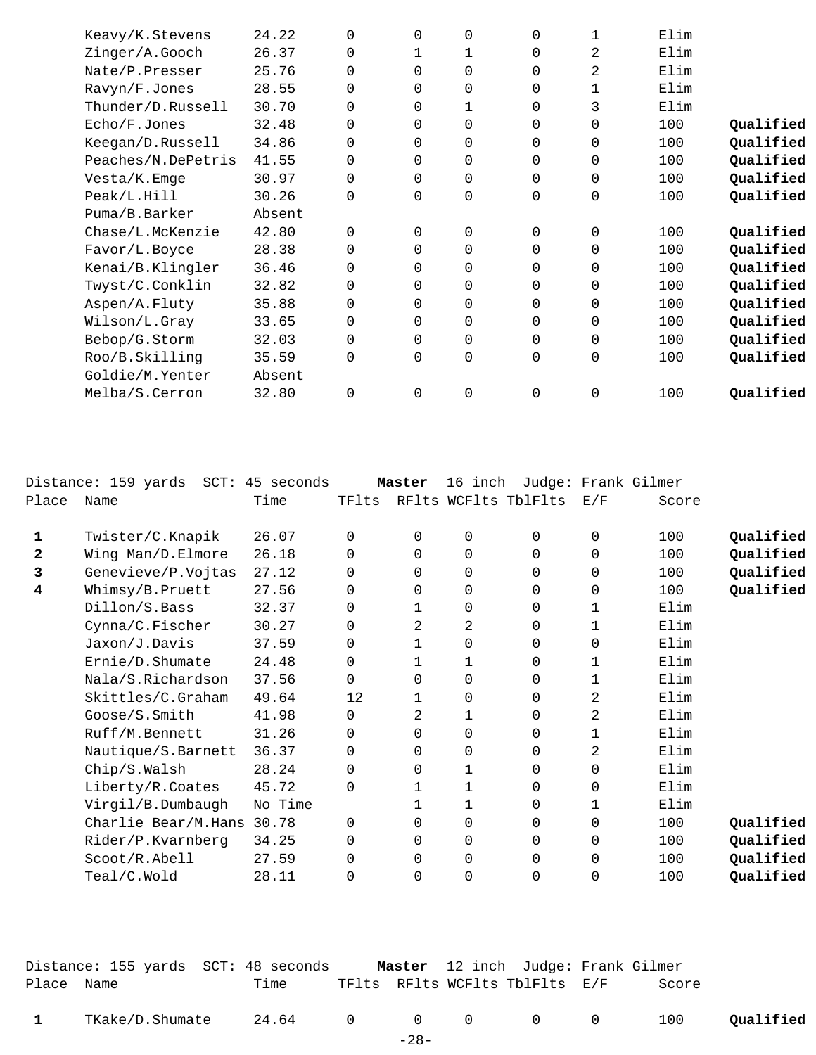| Place | Name | Time | TFlts | RFlts | WCFlts | TblFlts | E/F | Score | |
|---|---|---|---|---|---|---|---|---|---|
| | Keavy/K.Stevens | 24.22 | 0 | 0 | 0 | 0 | 1 | Elim | |
| | Zinger/A.Gooch | 26.37 | 0 | 1 | 1 | 0 | 2 | Elim | |
| | Nate/P.Presser | 25.76 | 0 | 0 | 0 | 0 | 2 | Elim | |
| | Ravyn/F.Jones | 28.55 | 0 | 0 | 0 | 0 | 1 | Elim | |
| | Thunder/D.Russell | 30.70 | 0 | 0 | 1 | 0 | 3 | Elim | |
| | Echo/F.Jones | 32.48 | 0 | 0 | 0 | 0 | 0 | 100 | **Qualified** |
| | Keegan/D.Russell | 34.86 | 0 | 0 | 0 | 0 | 0 | 100 | **Qualified** |
| | Peaches/N.DePetris | 41.55 | 0 | 0 | 0 | 0 | 0 | 100 | **Qualified** |
| | Vesta/K.Emge | 30.97 | 0 | 0 | 0 | 0 | 0 | 100 | **Qualified** |
| | Peak/L.Hill | 30.26 | 0 | 0 | 0 | 0 | 0 | 100 | **Qualified** |
| | Puma/B.Barker | Absent | | | | | | | |
| | Chase/L.McKenzie | 42.80 | 0 | 0 | 0 | 0 | 0 | 100 | **Qualified** |
| | Favor/L.Boyce | 28.38 | 0 | 0 | 0 | 0 | 0 | 100 | **Qualified** |
| | Kenai/B.Klingler | 36.46 | 0 | 0 | 0 | 0 | 0 | 100 | **Qualified** |
| | Twyst/C.Conklin | 32.82 | 0 | 0 | 0 | 0 | 0 | 100 | **Qualified** |
| | Aspen/A.Fluty | 35.88 | 0 | 0 | 0 | 0 | 0 | 100 | **Qualified** |
| | Wilson/L.Gray | 33.65 | 0 | 0 | 0 | 0 | 0 | 100 | **Qualified** |
| | Bebop/G.Storm | 32.03 | 0 | 0 | 0 | 0 | 0 | 100 | **Qualified** |
| | Roo/B.Skilling | 35.59 | 0 | 0 | 0 | 0 | 0 | 100 | **Qualified** |
| | Goldie/M.Yenter | Absent | | | | | | | |
| | Melba/S.Cerron | 32.80 | 0 | 0 | 0 | 0 | 0 | 100 | **Qualified** |

Distance: 159 yards SCT: 45 seconds **Master** 16 inch Judge: Frank Gilmer

| Place | Name | Time | TFlts | RFlts | WCFlts | TblFlts | E/F | Score | |
|---|---|---|---|---|---|---|---|---|---|
| **1** | Twister/C.Knapik | 26.07 | 0 | 0 | 0 | 0 | 0 | 100 | **Qualified** |
| **2** | Wing Man/D.Elmore | 26.18 | 0 | 0 | 0 | 0 | 0 | 100 | **Qualified** |
| **3** | Genevieve/P.Vojtas | 27.12 | 0 | 0 | 0 | 0 | 0 | 100 | **Qualified** |
| **4** | Whimsy/B.Pruett | 27.56 | 0 | 0 | 0 | 0 | 0 | 100 | **Qualified** |
| | Dillon/S.Bass | 32.37 | 0 | 1 | 0 | 0 | 1 | Elim | |
| | Cynna/C.Fischer | 30.27 | 0 | 2 | 2 | 0 | 1 | Elim | |
| | Jaxon/J.Davis | 37.59 | 0 | 1 | 0 | 0 | 0 | Elim | |
| | Ernie/D.Shumate | 24.48 | 0 | 1 | 1 | 0 | 1 | Elim | |
| | Nala/S.Richardson | 37.56 | 0 | 0 | 0 | 0 | 1 | Elim | |
| | Skittles/C.Graham | 49.64 | 12 | 1 | 0 | 0 | 2 | Elim | |
| | Goose/S.Smith | 41.98 | 0 | 2 | 1 | 0 | 2 | Elim | |
| | Ruff/M.Bennett | 31.26 | 0 | 0 | 0 | 0 | 1 | Elim | |
| | Nautique/S.Barnett | 36.37 | 0 | 0 | 0 | 0 | 2 | Elim | |
| | Chip/S.Walsh | 28.24 | 0 | 0 | 1 | 0 | 0 | Elim | |
| | Liberty/R.Coates | 45.72 | 0 | 1 | 1 | 0 | 0 | Elim | |
| | Virgil/B.Dumbaugh | No Time | | 1 | 1 | 0 | 1 | Elim | |
| | Charlie Bear/M.Hans | 30.78 | 0 | 0 | 0 | 0 | 0 | 100 | **Qualified** |
| | Rider/P.Kvarnberg | 34.25 | 0 | 0 | 0 | 0 | 0 | 100 | **Qualified** |
| | Scoot/R.Abell | 27.59 | 0 | 0 | 0 | 0 | 0 | 100 | **Qualified** |
| | Teal/C.Wold | 28.11 | 0 | 0 | 0 | 0 | 0 | 100 | **Qualified** |

Distance: 155 yards SCT: 48 seconds **Master** 12 inch Judge: Frank Gilmer

| Place | Name | Time | TFlts | RFlts | WCFlts | TblFlts | E/F | Score | |
|---|---|---|---|---|---|---|---|---|---|
| **1** | TKake/D.Shumate | 24.64 | 0 | 0 | 0 | 0 | 0 | 100 | **Qualified** |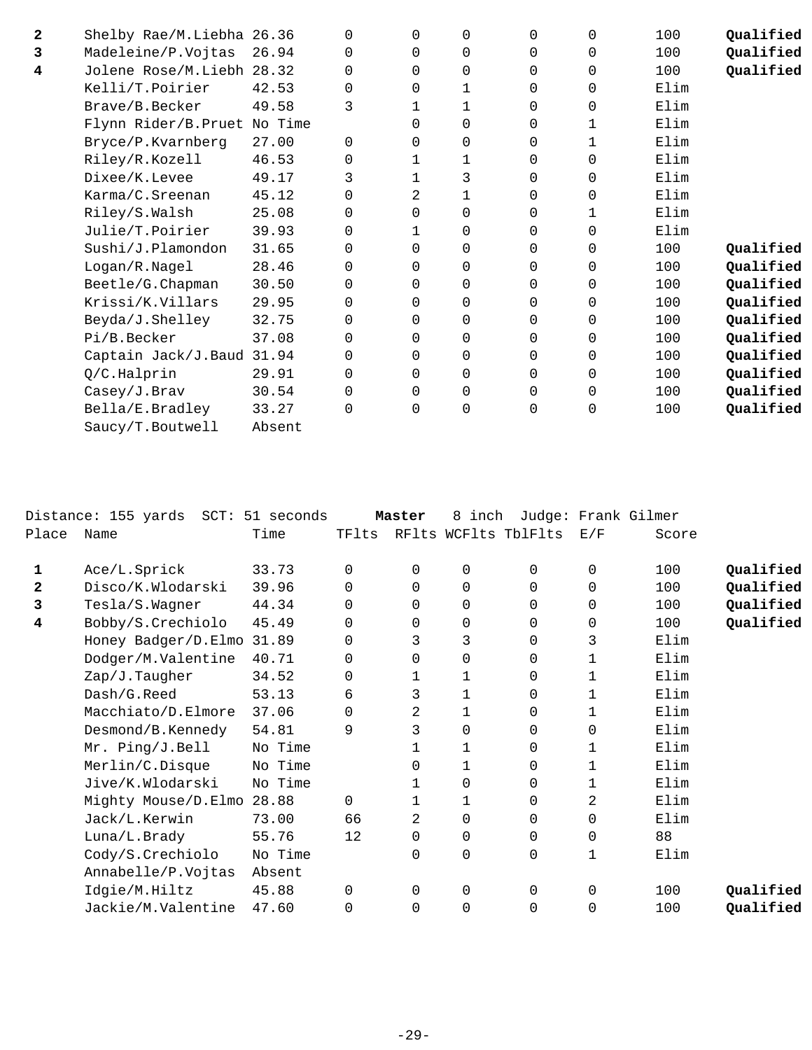| Place | Name | Time | TFlts | RFlts | WCFlts | TblFlts | E/F | Score | |
|---|---|---|---|---|---|---|---|---|---|
| **2** | Shelby Rae/M.Liebha | 26.36 | 0 | 0 | 0 | 0 | 0 | 100 | **Qualified** |
| **3** | Madeleine/P.Vojtas | 26.94 | 0 | 0 | 0 | 0 | 0 | 100 | **Qualified** |
| **4** | Jolene Rose/M.Liebh | 28.32 | 0 | 0 | 0 | 0 | 0 | 100 | **Qualified** |
| | Kelli/T.Poirier | 42.53 | 0 | 0 | 1 | 0 | 0 | Elim | |
| | Brave/B.Becker | 49.58 | 3 | 1 | 1 | 0 | 0 | Elim | |
| | Flynn Rider/B.Pruet | No Time | | 0 | 0 | 0 | 1 | Elim | |
| | Bryce/P.Kvarnberg | 27.00 | 0 | 0 | 0 | 0 | 1 | Elim | |
| | Riley/R.Kozell | 46.53 | 0 | 1 | 1 | 0 | 0 | Elim | |
| | Dixee/K.Levee | 49.17 | 3 | 1 | 3 | 0 | 0 | Elim | |
| | Karma/C.Sreenan | 45.12 | 0 | 2 | 1 | 0 | 0 | Elim | |
| | Riley/S.Walsh | 25.08 | 0 | 0 | 0 | 0 | 1 | Elim | |
| | Julie/T.Poirier | 39.93 | 0 | 1 | 0 | 0 | 0 | Elim | |
| | Sushi/J.Plamondon | 31.65 | 0 | 0 | 0 | 0 | 0 | 100 | **Qualified** |
| | Logan/R.Nagel | 28.46 | 0 | 0 | 0 | 0 | 0 | 100 | **Qualified** |
| | Beetle/G.Chapman | 30.50 | 0 | 0 | 0 | 0 | 0 | 100 | **Qualified** |
| | Krissi/K.Villars | 29.95 | 0 | 0 | 0 | 0 | 0 | 100 | **Qualified** |
| | Beyda/J.Shelley | 32.75 | 0 | 0 | 0 | 0 | 0 | 100 | **Qualified** |
| | Pi/B.Becker | 37.08 | 0 | 0 | 0 | 0 | 0 | 100 | **Qualified** |
| | Captain Jack/J.Baud | 31.94 | 0 | 0 | 0 | 0 | 0 | 100 | **Qualified** |
| | Q/C.Halprin | 29.91 | 0 | 0 | 0 | 0 | 0 | 100 | **Qualified** |
| | Casey/J.Brav | 30.54 | 0 | 0 | 0 | 0 | 0 | 100 | **Qualified** |
| | Bella/E.Bradley | 33.27 | 0 | 0 | 0 | 0 | 0 | 100 | **Qualified** |
| | Saucy/T.Boutwell | Absent | | | | | | | |

Distance: 155 yards SCT: 51 seconds **Master** 8 inch Judge: Frank Gilmer

| Place | Name | Time | TFlts | RFlts | WCFlts | TblFlts | E/F | Score | |
|---|---|---|---|---|---|---|---|---|---|
| **1** | Ace/L.Sprick | 33.73 | 0 | 0 | 0 | 0 | 0 | 100 | **Qualified** |
| **2** | Disco/K.Wlodarski | 39.96 | 0 | 0 | 0 | 0 | 0 | 100 | **Qualified** |
| **3** | Tesla/S.Wagner | 44.34 | 0 | 0 | 0 | 0 | 0 | 100 | **Qualified** |
| **4** | Bobby/S.Crechiolo | 45.49 | 0 | 0 | 0 | 0 | 0 | 100 | **Qualified** |
| | Honey Badger/D.Elmo | 31.89 | 0 | 3 | 3 | 0 | 3 | Elim | |
| | Dodger/M.Valentine | 40.71 | 0 | 0 | 0 | 0 | 1 | Elim | |
| | Zap/J.Taugher | 34.52 | 0 | 1 | 1 | 0 | 1 | Elim | |
| | Dash/G.Reed | 53.13 | 6 | 3 | 1 | 0 | 1 | Elim | |
| | Macchiato/D.Elmore | 37.06 | 0 | 2 | 1 | 0 | 1 | Elim | |
| | Desmond/B.Kennedy | 54.81 | 9 | 3 | 0 | 0 | 0 | Elim | |
| | Mr. Ping/J.Bell | No Time | | 1 | 1 | 0 | 1 | Elim | |
| | Merlin/C.Disque | No Time | | 0 | 1 | 0 | 1 | Elim | |
| | Jive/K.Wlodarski | No Time | | 1 | 0 | 0 | 1 | Elim | |
| | Mighty Mouse/D.Elmo | 28.88 | 0 | 1 | 1 | 0 | 2 | Elim | |
| | Jack/L.Kerwin | 73.00 | 66 | 2 | 0 | 0 | 0 | Elim | |
| | Luna/L.Brady | 55.76 | 12 | 0 | 0 | 0 | 0 | 88 | |
| | Cody/S.Crechiolo | No Time | | 0 | 0 | 0 | 1 | Elim | |
| | Annabelle/P.Vojtas | Absent | | | | | | | |
| | Idgie/M.Hiltz | 45.88 | 0 | 0 | 0 | 0 | 0 | 100 | **Qualified** |
| | Jackie/M.Valentine | 47.60 | 0 | 0 | 0 | 0 | 0 | 100 | **Qualified** |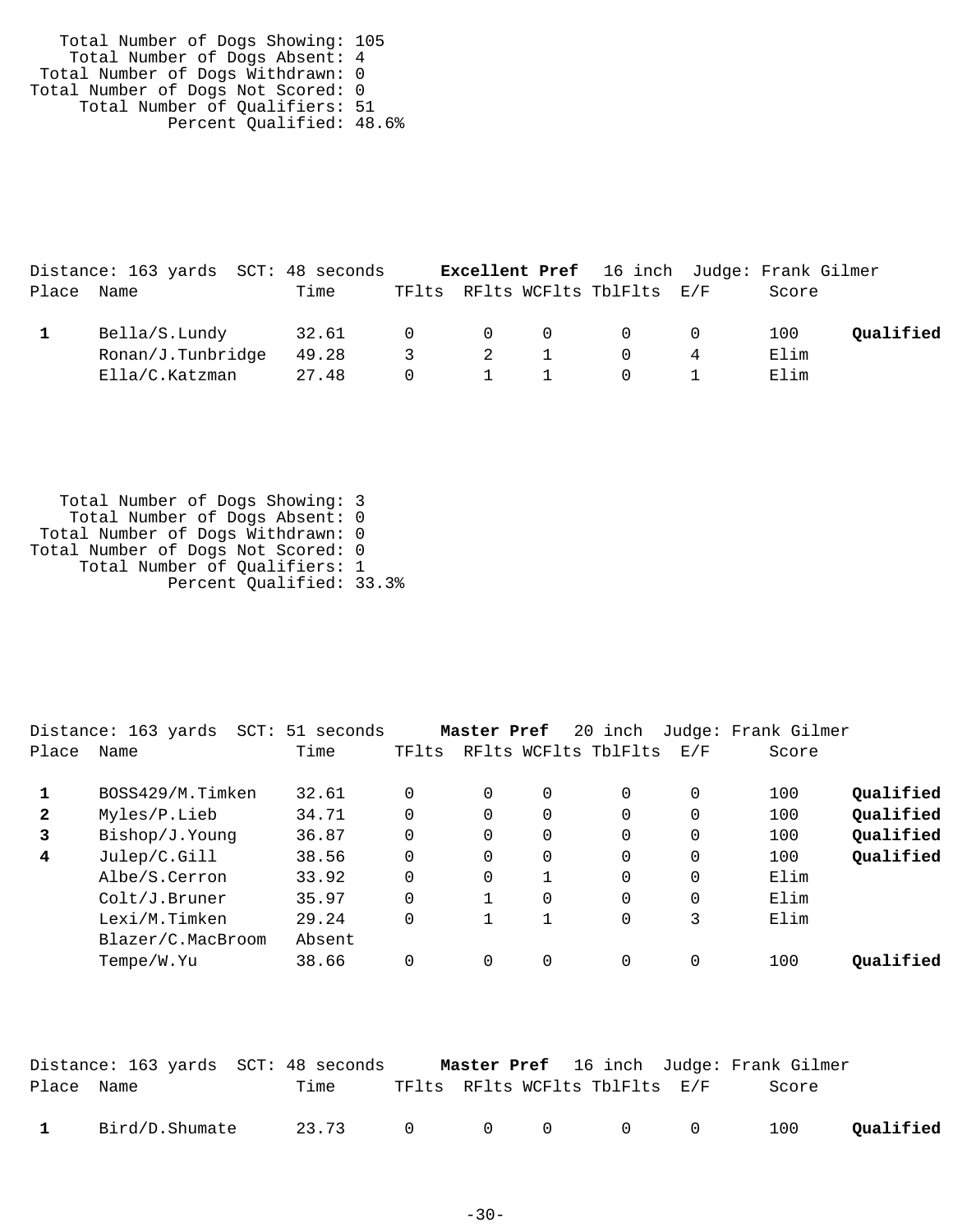Total Number of Dogs Showing: 105
Total Number of Dogs Absent: 4
Total Number of Dogs Withdrawn: 0
Total Number of Dogs Not Scored: 0
Total Number of Qualifiers: 51
Percent Qualified: 48.6%

Distance: 163 yards  SCT: 48 seconds  **Excellent Pref**  16 inch  Judge: Frank Gilmer

| Place | Name | Time | TFlts | RFlts | WCFlts | TblFlts | E/F | Score | |
|---|---|---|---|---|---|---|---|---|---|
| **1** | Bella/S.Lundy | 32.61 | 0 | 0 | 0 | 0 | 0 | 100 | **Qualified** |
| | Ronan/J.Tunbridge | 49.28 | 3 | 2 | 1 | 0 | 4 | Elim | |
| | Ella/C.Katzman | 27.48 | 0 | 1 | 1 | 0 | 1 | Elim | |

Total Number of Dogs Showing: 3
Total Number of Dogs Absent: 0
Total Number of Dogs Withdrawn: 0
Total Number of Dogs Not Scored: 0
Total Number of Qualifiers: 1
Percent Qualified: 33.3%

Distance: 163 yards  SCT: 51 seconds  **Master Pref**  20 inch  Judge: Frank Gilmer

| Place | Name | Time | TFlts | RFlts | WCFlts | TblFlts | E/F | Score | |
|---|---|---|---|---|---|---|---|---|---|
| **1** | BOSS429/M.Timken | 32.61 | 0 | 0 | 0 | 0 | 0 | 100 | **Qualified** |
| **2** | Myles/P.Lieb | 34.71 | 0 | 0 | 0 | 0 | 0 | 100 | **Qualified** |
| **3** | Bishop/J.Young | 36.87 | 0 | 0 | 0 | 0 | 0 | 100 | **Qualified** |
| **4** | Julep/C.Gill | 38.56 | 0 | 0 | 0 | 0 | 0 | 100 | **Qualified** |
| | Albe/S.Cerron | 33.92 | 0 | 0 | 1 | 0 | 0 | Elim | |
| | Colt/J.Bruner | 35.97 | 0 | 1 | 0 | 0 | 0 | Elim | |
| | Lexi/M.Timken | 29.24 | 0 | 1 | 1 | 0 | 3 | Elim | |
| | Blazer/C.MacBroom | Absent | | | | | | | |
| | Tempe/W.Yu | 38.66 | 0 | 0 | 0 | 0 | 0 | 100 | **Qualified** |

Distance: 163 yards  SCT: 48 seconds  **Master Pref**  16 inch  Judge: Frank Gilmer

| Place | Name | Time | TFlts | RFlts | WCFlts | TblFlts | E/F | Score | |
|---|---|---|---|---|---|---|---|---|---|
| **1** | Bird/D.Shumate | 23.73 | 0 | 0 | 0 | 0 | 0 | 100 | **Qualified** |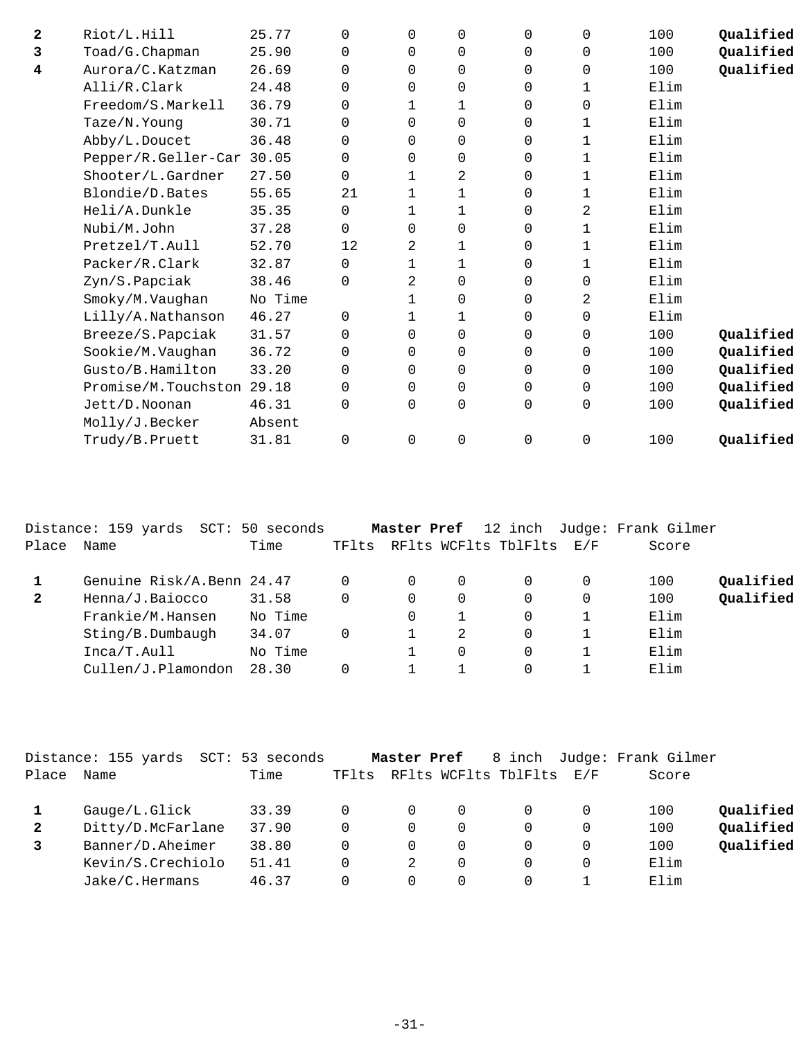| Place | Name | Time | TFlts | RFlts | WCFlts | TblFlts | E/F | Score | |
|---|---|---|---|---|---|---|---|---|---|
| **2** | Riot/L.Hill | 25.77 | 0 | 0 | 0 | 0 | 0 | 100 | **Qualified** |
| **3** | Toad/G.Chapman | 25.90 | 0 | 0 | 0 | 0 | 0 | 100 | **Qualified** |
| **4** | Aurora/C.Katzman | 26.69 | 0 | 0 | 0 | 0 | 0 | 100 | **Qualified** |
| | Alli/R.Clark | 24.48 | 0 | 0 | 0 | 0 | 1 | Elim | |
| | Freedom/S.Markell | 36.79 | 0 | 1 | 1 | 0 | 0 | Elim | |
| | Taze/N.Young | 30.71 | 0 | 0 | 0 | 0 | 1 | Elim | |
| | Abby/L.Doucet | 36.48 | 0 | 0 | 0 | 0 | 1 | Elim | |
| | Pepper/R.Geller-Car | 30.05 | 0 | 0 | 0 | 0 | 1 | Elim | |
| | Shooter/L.Gardner | 27.50 | 0 | 1 | 2 | 0 | 1 | Elim | |
| | Blondie/D.Bates | 55.65 | 21 | 1 | 1 | 0 | 1 | Elim | |
| | Heli/A.Dunkle | 35.35 | 0 | 1 | 1 | 0 | 2 | Elim | |
| | Nubi/M.John | 37.28 | 0 | 0 | 0 | 0 | 1 | Elim | |
| | Pretzel/T.Aull | 52.70 | 12 | 2 | 1 | 0 | 1 | Elim | |
| | Packer/R.Clark | 32.87 | 0 | 1 | 1 | 0 | 1 | Elim | |
| | Zyn/S.Papciak | 38.46 | 0 | 2 | 0 | 0 | 0 | Elim | |
| | Smoky/M.Vaughan | No Time | | 1 | 0 | 0 | 2 | Elim | |
| | Lilly/A.Nathanson | 46.27 | 0 | 1 | 1 | 0 | 0 | Elim | |
| | Breeze/S.Papciak | 31.57 | 0 | 0 | 0 | 0 | 0 | 100 | **Qualified** |
| | Sookie/M.Vaughan | 36.72 | 0 | 0 | 0 | 0 | 0 | 100 | **Qualified** |
| | Gusto/B.Hamilton | 33.20 | 0 | 0 | 0 | 0 | 0 | 100 | **Qualified** |
| | Promise/M.Touchston | 29.18 | 0 | 0 | 0 | 0 | 0 | 100 | **Qualified** |
| | Jett/D.Noonan | 46.31 | 0 | 0 | 0 | 0 | 0 | 100 | **Qualified** |
| | Molly/J.Becker | Absent | | | | | | | |
| | Trudy/B.Pruett | 31.81 | 0 | 0 | 0 | 0 | 0 | 100 | **Qualified** |

Distance: 159 yards SCT: 50 seconds **Master Pref** 12 inch Judge: Frank Gilmer

| Place | Name | Time | TFlts | RFlts | WCFlts | TblFlts | E/F | Score | |
|---|---|---|---|---|---|---|---|---|---|
| **1** | Genuine Risk/A.Benn | 24.47 | 0 | 0 | 0 | 0 | 0 | 100 | **Qualified** |
| **2** | Henna/J.Baiocco | 31.58 | 0 | 0 | 0 | 0 | 0 | 100 | **Qualified** |
| | Frankie/M.Hansen | No Time | | 0 | 1 | 0 | 1 | Elim | |
| | Sting/B.Dumbaugh | 34.07 | 0 | 1 | 2 | 0 | 1 | Elim | |
| | Inca/T.Aull | No Time | | 1 | 0 | 0 | 1 | Elim | |
| | Cullen/J.Plamondon | 28.30 | 0 | 1 | 1 | 0 | 1 | Elim | |

Distance: 155 yards SCT: 53 seconds **Master Pref** 8 inch Judge: Frank Gilmer

| Place | Name | Time | TFlts | RFlts | WCFlts | TblFlts | E/F | Score | |
|---|---|---|---|---|---|---|---|---|---|
| **1** | Gauge/L.Glick | 33.39 | 0 | 0 | 0 | 0 | 0 | 100 | **Qualified** |
| **2** | Ditty/D.McFarlane | 37.90 | 0 | 0 | 0 | 0 | 0 | 100 | **Qualified** |
| **3** | Banner/D.Aheimer | 38.80 | 0 | 0 | 0 | 0 | 0 | 100 | **Qualified** |
| | Kevin/S.Crechiolo | 51.41 | 0 | 2 | 0 | 0 | 0 | Elim | |
| | Jake/C.Hermans | 46.37 | 0 | 0 | 0 | 0 | 1 | Elim | |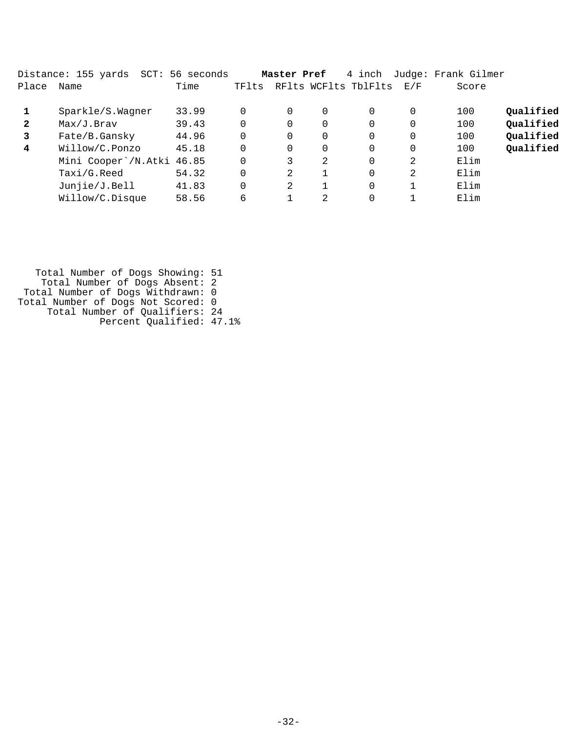Distance: 155 yards  SCT: 56 seconds  **Master Pref**  4 inch  Judge: Frank Gilmer

| Place | Name | Time | TFlts | RFlts | WCFlts | TblFlts | E/F | Score | |
|---|---|---|---|---|---|---|---|---|---|
| **1** | Sparkle/S.Wagner | 33.99 | 0 | 0 | 0 | 0 | 0 | 100 | **Qualified** |
| **2** | Max/J.Brav | 39.43 | 0 | 0 | 0 | 0 | 0 | 100 | **Qualified** |
| **3** | Fate/B.Gansky | 44.96 | 0 | 0 | 0 | 0 | 0 | 100 | **Qualified** |
| **4** | Willow/C.Ponzo | 45.18 | 0 | 0 | 0 | 0 | 0 | 100 | **Qualified** |
| | Mini Cooper`/N.Atki | 46.85 | 0 | 3 | 2 | 0 | 2 | Elim | |
| | Taxi/G.Reed | 54.32 | 0 | 2 | 1 | 0 | 2 | Elim | |
| | Junjie/J.Bell | 41.83 | 0 | 2 | 1 | 0 | 1 | Elim | |
| | Willow/C.Disque | 58.56 | 6 | 1 | 2 | 0 | 1 | Elim | |

Total Number of Dogs Showing: 51
Total Number of Dogs Absent: 2
Total Number of Dogs Withdrawn: 0
Total Number of Dogs Not Scored: 0
Total Number of Qualifiers: 24
Percent Qualified: 47.1%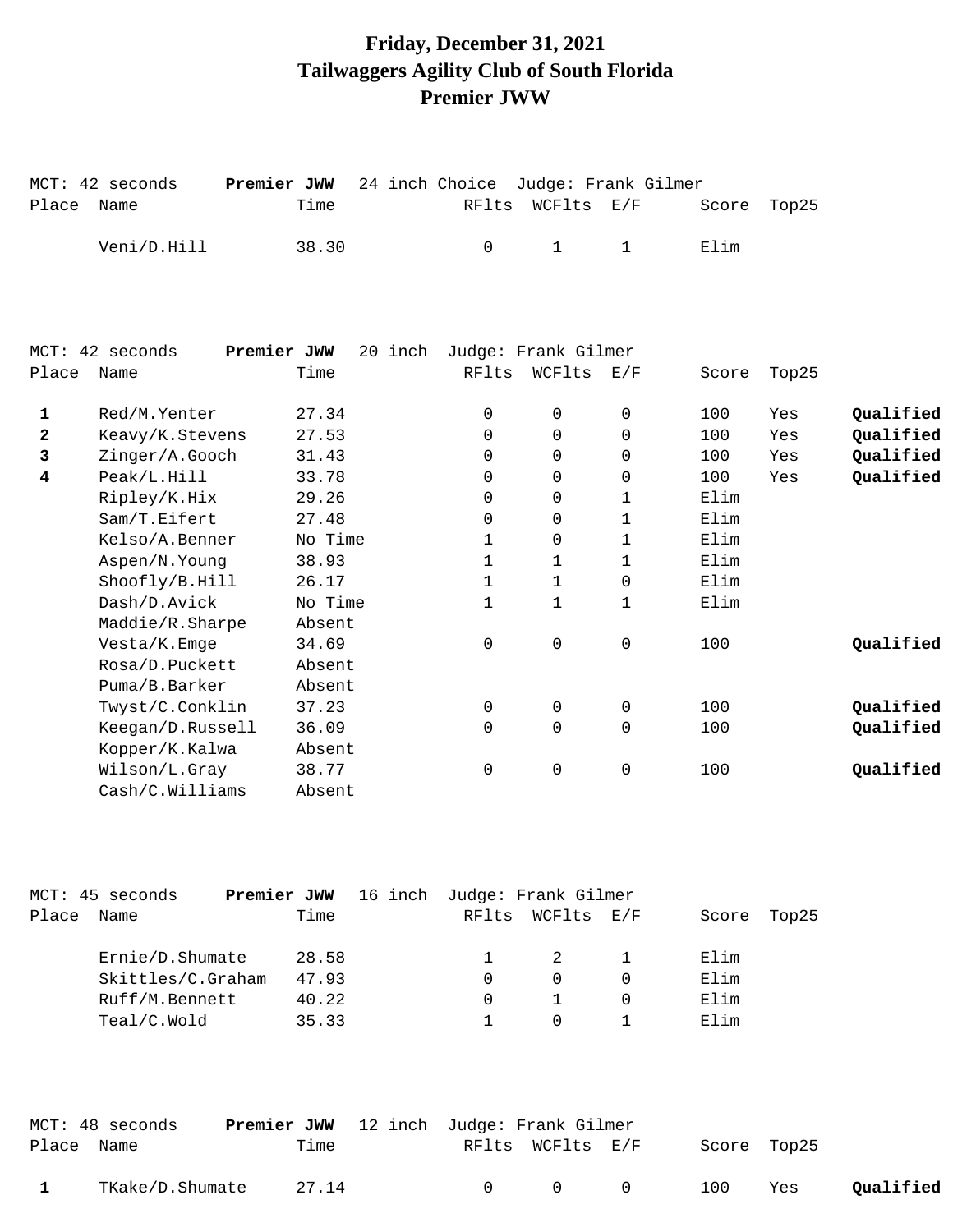# Friday, December 31, 2021
# Tailwaggers Agility Club of South Florida
# Premier JWW

MCT: 42 seconds **Premier JWW** 24 inch Choice Judge: Frank Gilmer

| Place | Name | Time | RFlts | WCFlts | E/F | Score | Top25 | |
|---|---|---|---|---|---|---|---|---|
| | Veni/D.Hill | 38.30 | 0 | 1 | 1 | Elim | | |

MCT: 42 seconds **Premier JWW** 20 inch Judge: Frank Gilmer

| Place | Name | Time | RFlts | WCFlts | E/F | Score | Top25 | |
|---|---|---|---|---|---|---|---|---|
| **1** | Red/M.Yenter | 27.34 | 0 | 0 | 0 | 100 | Yes | **Qualified** |
| **2** | Keavy/K.Stevens | 27.53 | 0 | 0 | 0 | 100 | Yes | **Qualified** |
| **3** | Zinger/A.Gooch | 31.43 | 0 | 0 | 0 | 100 | Yes | **Qualified** |
| **4** | Peak/L.Hill | 33.78 | 0 | 0 | 0 | 100 | Yes | **Qualified** |
| | Ripley/K.Hix | 29.26 | 0 | 0 | 1 | Elim | | |
| | Sam/T.Eifert | 27.48 | 0 | 0 | 1 | Elim | | |
| | Kelso/A.Benner | No Time | 1 | 0 | 1 | Elim | | |
| | Aspen/N.Young | 38.93 | 1 | 1 | 1 | Elim | | |
| | Shoofly/B.Hill | 26.17 | 1 | 1 | 0 | Elim | | |
| | Dash/D.Avick | No Time | 1 | 1 | 1 | Elim | | |
| | Maddie/R.Sharpe | Absent | | | | | | |
| | Vesta/K.Emge | 34.69 | 0 | 0 | 0 | 100 | | **Qualified** |
| | Rosa/D.Puckett | Absent | | | | | | |
| | Puma/B.Barker | Absent | | | | | | |
| | Twyst/C.Conklin | 37.23 | 0 | 0 | 0 | 100 | | **Qualified** |
| | Keegan/D.Russell | 36.09 | 0 | 0 | 0 | 100 | | **Qualified** |
| | Kopper/K.Kalwa | Absent | | | | | | |
| | Wilson/L.Gray | 38.77 | 0 | 0 | 0 | 100 | | **Qualified** |
| | Cash/C.Williams | Absent | | | | | | |

MCT: 45 seconds **Premier JWW** 16 inch Judge: Frank Gilmer

| Place | Name | Time | RFlts | WCFlts | E/F | Score | Top25 | |
|---|---|---|---|---|---|---|---|---|
| | Ernie/D.Shumate | 28.58 | 1 | 2 | 1 | Elim | | |
| | Skittles/C.Graham | 47.93 | 0 | 0 | 0 | Elim | | |
| | Ruff/M.Bennett | 40.22 | 0 | 1 | 0 | Elim | | |
| | Teal/C.Wold | 35.33 | 1 | 0 | 1 | Elim | | |

MCT: 48 seconds **Premier JWW** 12 inch Judge: Frank Gilmer

| Place | Name | Time | RFlts | WCFlts | E/F | Score | Top25 | |
|---|---|---|---|---|---|---|---|---|
| **1** | TKake/D.Shumate | 27.14 | 0 | 0 | 0 | 100 | Yes | **Qualified** |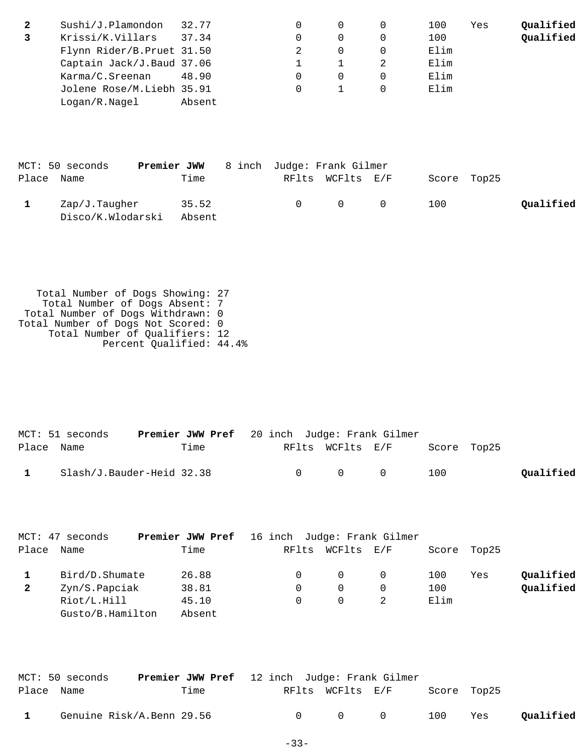| Place | Name | Time | RFlts | WCFlts | E/F | Score | Top25 | |
|---|---|---|---|---|---|---|---|---|
| **2** | Sushi/J.Plamondon | 32.77 | 0 | 0 | 0 | 100 | Yes | **Qualified** |
| **3** | Krissi/K.Villars | 37.34 | 0 | 0 | 0 | 100 | | **Qualified** |
| | Flynn Rider/B.Pruet | 31.50 | 2 | 0 | 0 | Elim | | |
| | Captain Jack/J.Baud | 37.06 | 1 | 1 | 2 | Elim | | |
| | Karma/C.Sreenan | 48.90 | 0 | 0 | 0 | Elim | | |
| | Jolene Rose/M.Liebh | 35.91 | 0 | 1 | 0 | Elim | | |
| | Logan/R.Nagel | Absent | | | | | | |

MCT: 50 seconds **Premier JWW** 8 inch Judge: Frank Gilmer

| Place | Name | Time | RFlts | WCFlts | E/F | Score | Top25 | |
|---|---|---|---|---|---|---|---|---|
| **1** | Zap/J.Taugher | 35.52 | 0 | 0 | 0 | 100 | | **Qualified** |
| | Disco/K.Wlodarski | Absent | | | | | | |

Total Number of Dogs Showing: 27
Total Number of Dogs Absent: 7
Total Number of Dogs Withdrawn: 0
Total Number of Dogs Not Scored: 0
Total Number of Qualifiers: 12
Percent Qualified: 44.4%

MCT: 51 seconds **Premier JWW Pref** 20 inch Judge: Frank Gilmer

| Place | Name | Time | RFlts | WCFlts | E/F | Score | Top25 | |
|---|---|---|---|---|---|---|---|---|
| **1** | Slash/J.Bauder-Heid | 32.38 | 0 | 0 | 0 | 100 | | **Qualified** |

MCT: 47 seconds **Premier JWW Pref** 16 inch Judge: Frank Gilmer

| Place | Name | Time | RFlts | WCFlts | E/F | Score | Top25 | |
|---|---|---|---|---|---|---|---|---|
| **1** | Bird/D.Shumate | 26.88 | 0 | 0 | 0 | 100 | Yes | **Qualified** |
| **2** | Zyn/S.Papciak | 38.81 | 0 | 0 | 0 | 100 | | **Qualified** |
| | Riot/L.Hill | 45.10 | 0 | 0 | 2 | Elim | | |
| | Gusto/B.Hamilton | Absent | | | | | | |

MCT: 50 seconds **Premier JWW Pref** 12 inch Judge: Frank Gilmer

| Place | Name | Time | RFlts | WCFlts | E/F | Score | Top25 | |
|---|---|---|---|---|---|---|---|---|
| **1** | Genuine Risk/A.Benn | 29.56 | 0 | 0 | 0 | 100 | Yes | **Qualified** |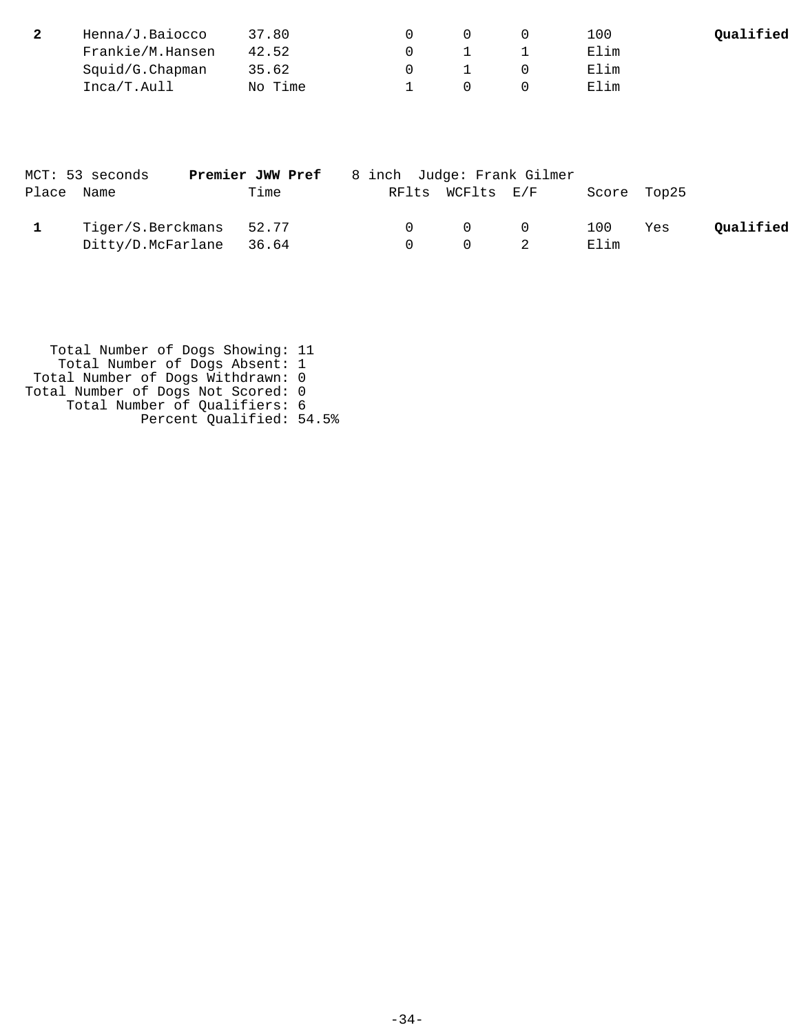| | | | | | | | | |
|---|---|---|---|---|---|---|---|---|
| **2** | Henna/J.Baiocco | 37.80 | 0 | 0 | 0 | 100 | | **Qualified** |
| | Frankie/M.Hansen | 42.52 | 0 | 1 | 1 | Elim | | |
| | Squid/G.Chapman | 35.62 | 0 | 1 | 0 | Elim | | |
| | Inca/T.Aull | No Time | 1 | 0 | 0 | Elim | | |

MCT: 53 seconds **Premier JWW Pref** 8 inch Judge: Frank Gilmer

| Place | Name | Time | RFlts | WCFlts | E/F | Score | Top25 | |
|---|---|---|---|---|---|---|---|---|
| **1** | Tiger/S.Berckmans | 52.77 | 0 | 0 | 0 | 100 | Yes | **Qualified** |
| | Ditty/D.McFarlane | 36.64 | 0 | 0 | 2 | Elim | | |

Total Number of Dogs Showing: 11
Total Number of Dogs Absent: 1
Total Number of Dogs Withdrawn: 0
Total Number of Dogs Not Scored: 0
Total Number of Qualifiers: 6
Percent Qualified: 54.5%